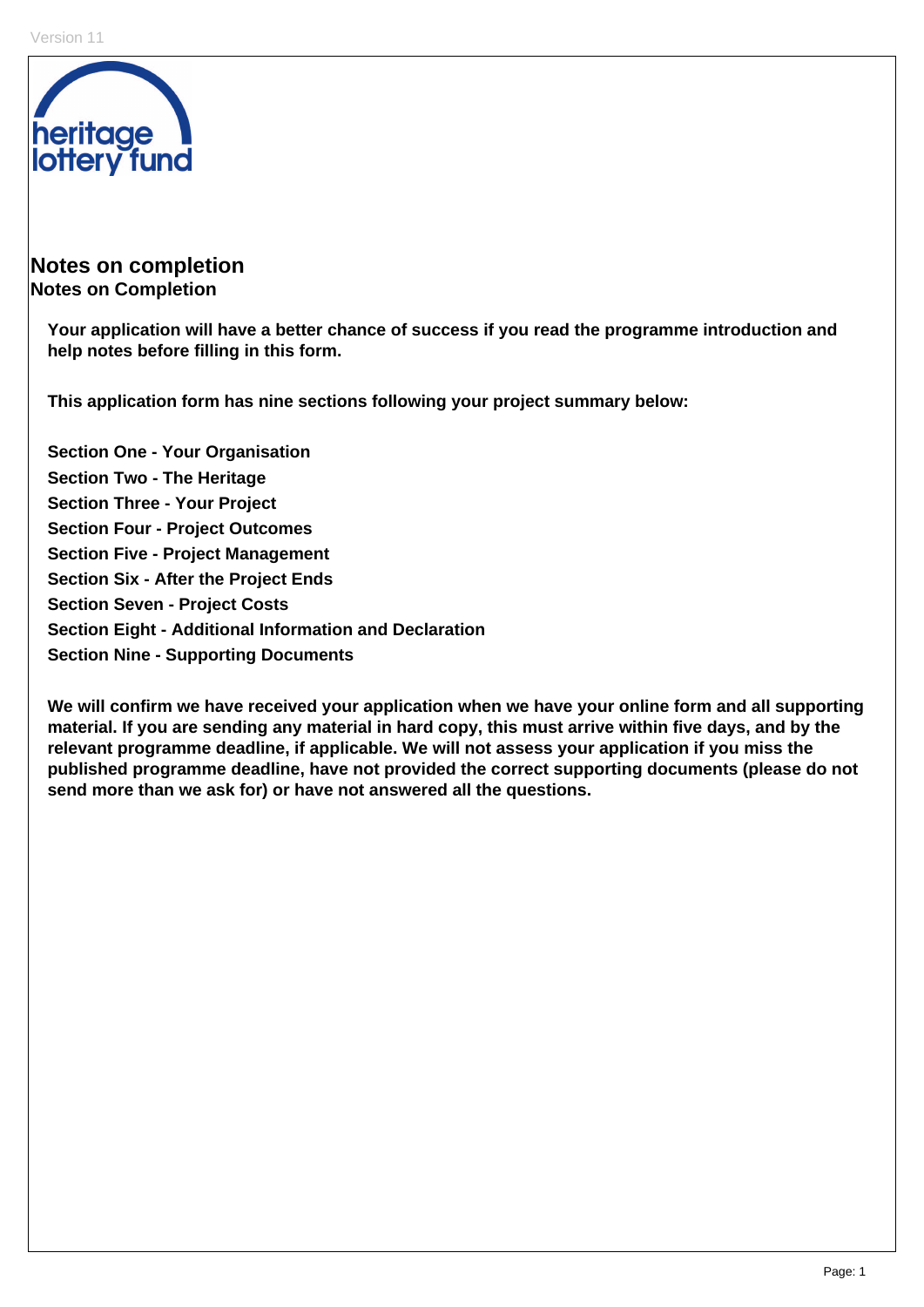Version 11

heritage lottery fund

# Notes on completion

## Notes on Completion

**Your application will have a better chance of success if you read the programme introduction and help notes before filling in this form.**

**This application form has nine sections following your project summary below:**

**Section One - Your Organisation**
**Section Two - The Heritage**
**Section Three - Your Project**
**Section Four - Project Outcomes**
**Section Five - Project Management**
**Section Six - After the Project Ends**
**Section Seven - Project Costs**
**Section Eight - Additional Information and Declaration**
**Section Nine - Supporting Documents**

**We will confirm we have received your application when we have your online form and all supporting material. If you are sending any material in hard copy, this must arrive within five days, and by the relevant programme deadline, if applicable. We will not assess your application if you miss the published programme deadline, have not provided the correct supporting documents (please do not send more than we ask for) or have not answered all the questions.**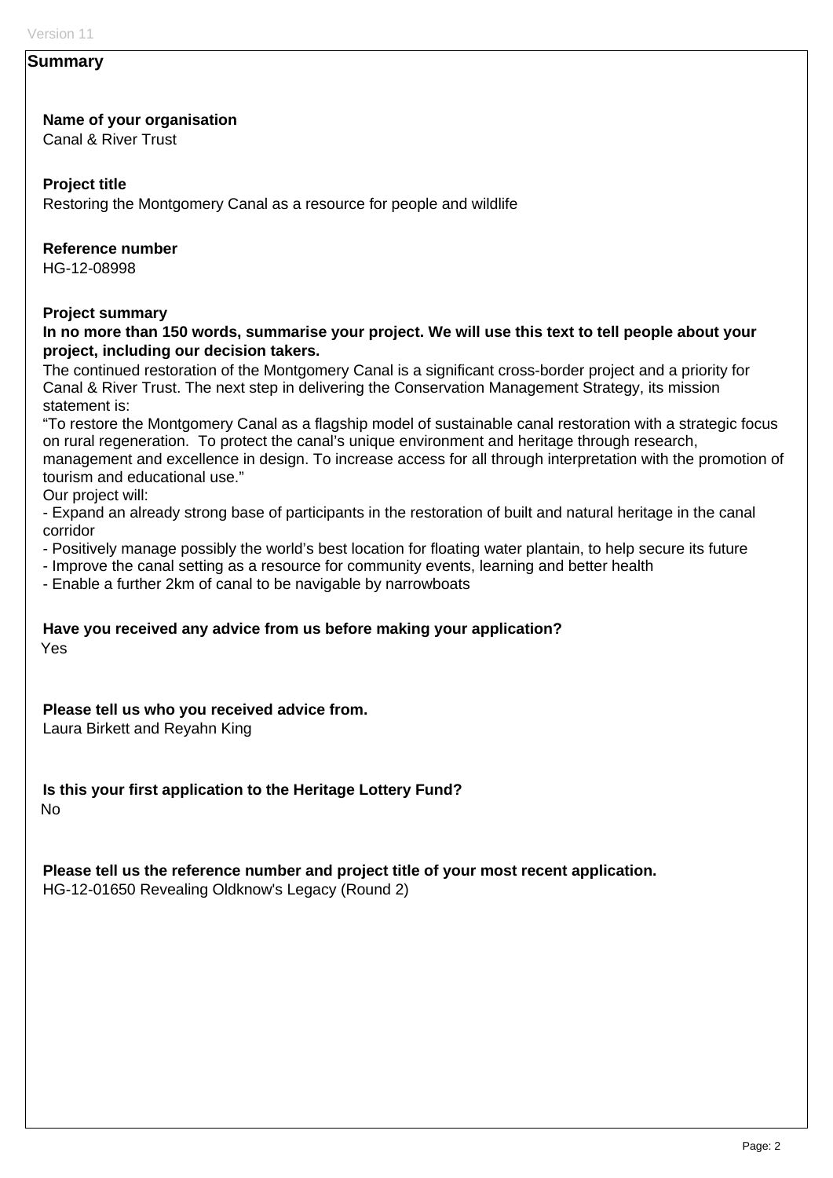## Summary

**Name of your organisation**

Canal & River Trust

**Project title**

Restoring the Montgomery Canal as a resource for people and wildlife

**Reference number**

HG-12-08998

**Project summary**

**In no more than 150 words, summarise your project. We will use this text to tell people about your project, including our decision takers.**

The continued restoration of the Montgomery Canal is a significant cross-border project and a priority for Canal & River Trust. The next step in delivering the Conservation Management Strategy, its mission statement is:

"To restore the Montgomery Canal as a flagship model of sustainable canal restoration with a strategic focus on rural regeneration. To protect the canal's unique environment and heritage through research, management and excellence in design. To increase access for all through interpretation with the promotion of tourism and educational use."

Our project will:

- Expand an already strong base of participants in the restoration of built and natural heritage in the canal corridor
- Positively manage possibly the world's best location for floating water plantain, to help secure its future
- Improve the canal setting as a resource for community events, learning and better health
- Enable a further 2km of canal to be navigable by narrowboats

**Have you received any advice from us before making your application?**

Yes

**Please tell us who you received advice from.**

Laura Birkett and Reyahn King

**Is this your first application to the Heritage Lottery Fund?**

No

**Please tell us the reference number and project title of your most recent application.**

HG-12-01650 Revealing Oldknow's Legacy (Round 2)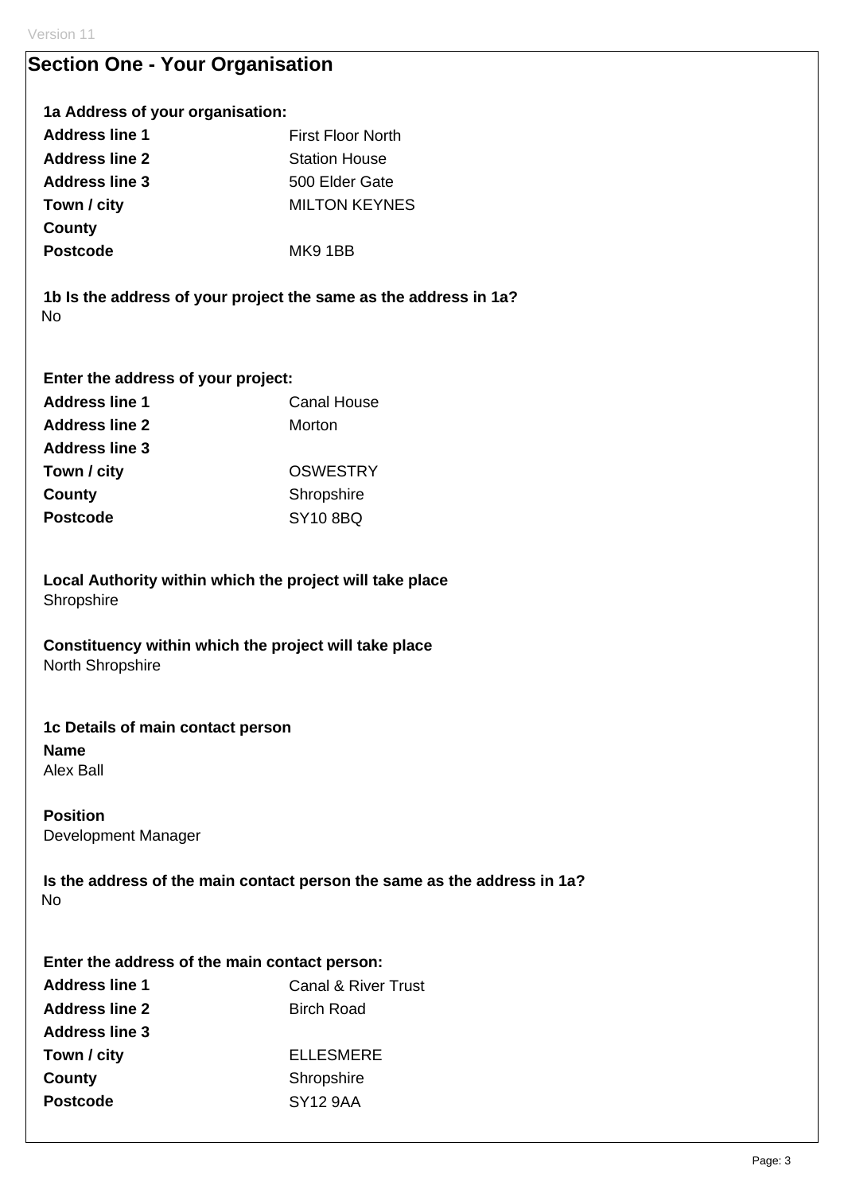## Section One - Your Organisation

**1a Address of your organisation:**

| | |
|---|---|
| **Address line 1** | First Floor North |
| **Address line 2** | Station House |
| **Address line 3** | 500 Elder Gate |
| **Town / city** | MILTON KEYNES |
| **County** | |
| **Postcode** | MK9 1BB |

**1b Is the address of your project the same as the address in 1a?**

No

**Enter the address of your project:**

| | |
|---|---|
| **Address line 1** | Canal House |
| **Address line 2** | Morton |
| **Address line 3** | |
| **Town / city** | OSWESTRY |
| **County** | Shropshire |
| **Postcode** | SY10 8BQ |

**Local Authority within which the project will take place**

Shropshire

**Constituency within which the project will take place**

North Shropshire

**1c Details of main contact person**

**Name**

Alex Ball

**Position**

Development Manager

**Is the address of the main contact person the same as the address in 1a?**

No

**Enter the address of the main contact person:**

| | |
|---|---|
| **Address line 1** | Canal & River Trust |
| **Address line 2** | Birch Road |
| **Address line 3** | |
| **Town / city** | ELLESMERE |
| **County** | Shropshire |
| **Postcode** | SY12 9AA |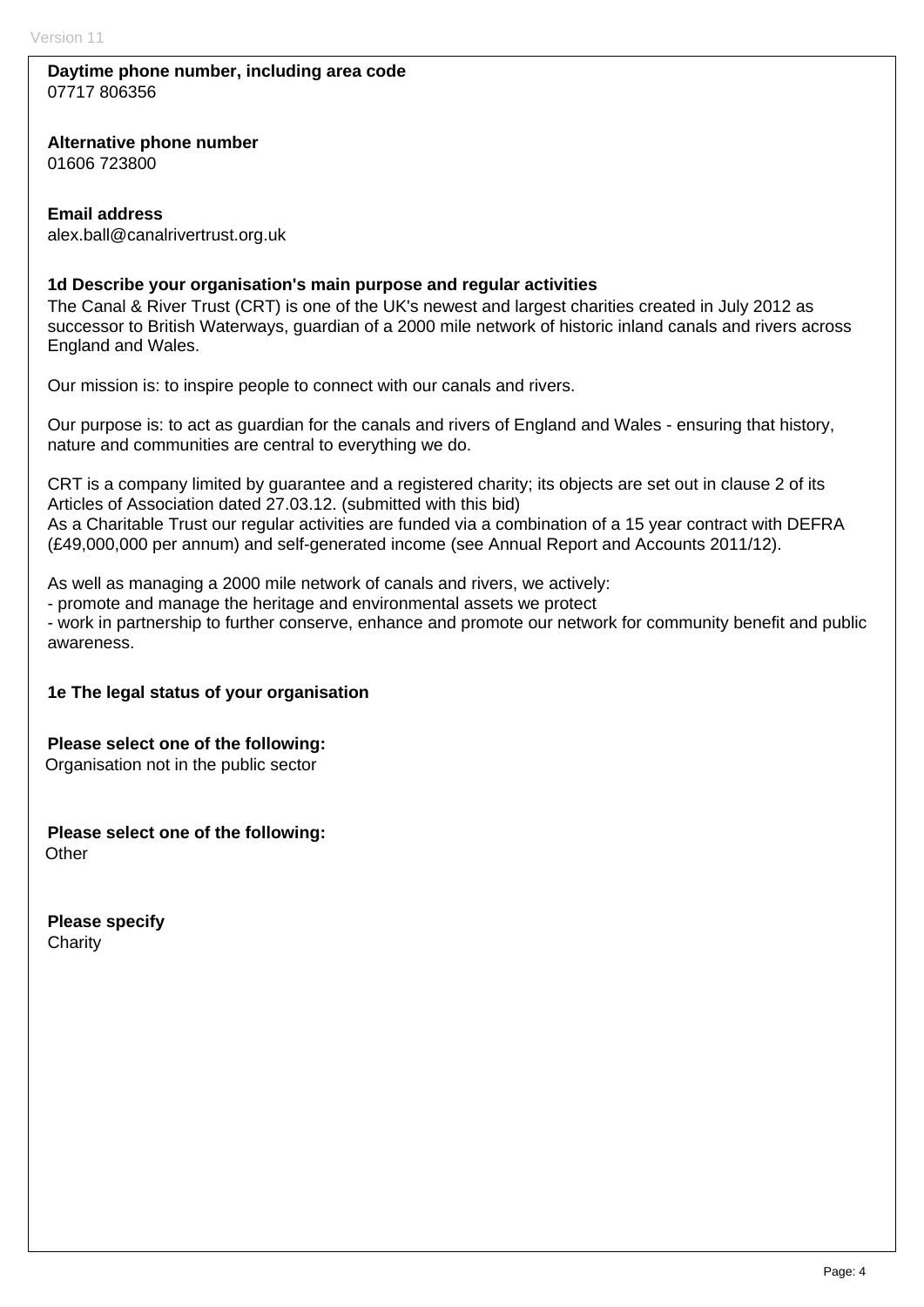**Daytime phone number, including area code**
07717 806356

**Alternative phone number**
01606 723800

**Email address**
alex.ball@canalrivertrust.org.uk

**1d Describe your organisation's main purpose and regular activities**

The Canal & River Trust (CRT) is one of the UK's newest and largest charities created in July 2012 as successor to British Waterways, guardian of a 2000 mile network of historic inland canals and rivers across England and Wales.

Our mission is: to inspire people to connect with our canals and rivers.

Our purpose is: to act as guardian for the canals and rivers of England and Wales - ensuring that history, nature and communities are central to everything we do.

CRT is a company limited by guarantee and a registered charity; its objects are set out in clause 2 of its Articles of Association dated 27.03.12. (submitted with this bid)
As a Charitable Trust our regular activities are funded via a combination of a 15 year contract with DEFRA (£49,000,000 per annum) and self-generated income (see Annual Report and Accounts 2011/12).

As well as managing a 2000 mile network of canals and rivers, we actively:
- promote and manage the heritage and environmental assets we protect
- work in partnership to further conserve, enhance and promote our network for community benefit and public awareness.

**1e The legal status of your organisation**

**Please select one of the following:**
Organisation not in the public sector

**Please select one of the following:**
Other

**Please specify**
Charity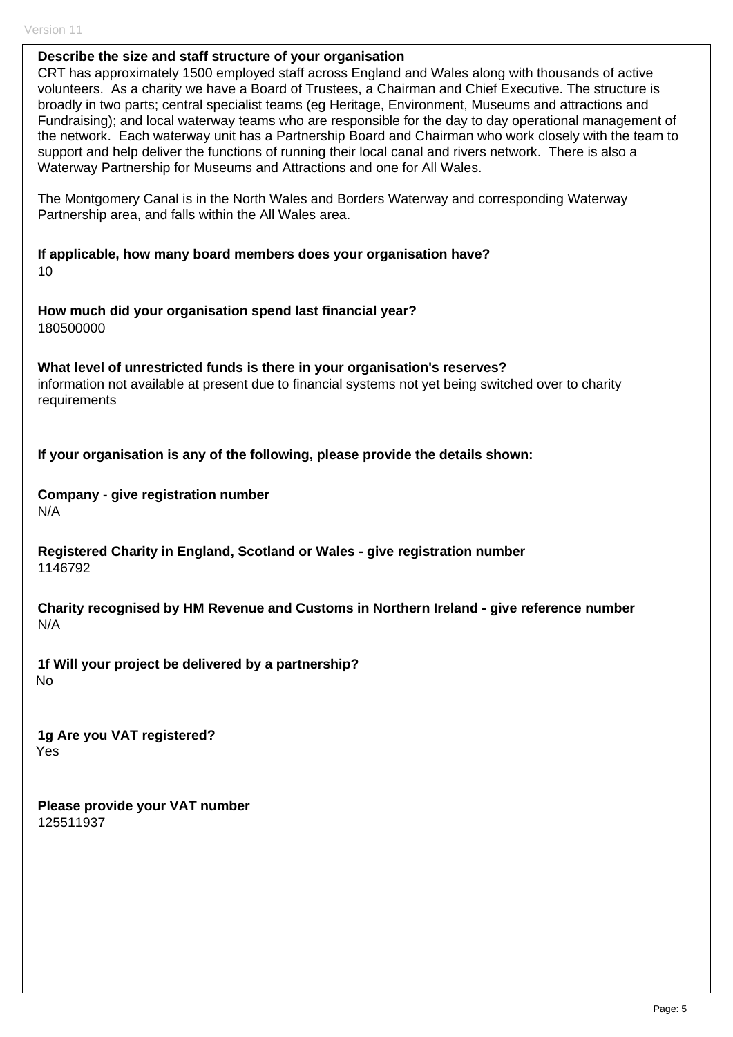**Describe the size and staff structure of your organisation**

CRT has approximately 1500 employed staff across England and Wales along with thousands of active volunteers. As a charity we have a Board of Trustees, a Chairman and Chief Executive. The structure is broadly in two parts; central specialist teams (eg Heritage, Environment, Museums and attractions and Fundraising); and local waterway teams who are responsible for the day to day operational management of the network. Each waterway unit has a Partnership Board and Chairman who work closely with the team to support and help deliver the functions of running their local canal and rivers network. There is also a Waterway Partnership for Museums and Attractions and one for All Wales.

The Montgomery Canal is in the North Wales and Borders Waterway and corresponding Waterway Partnership area, and falls within the All Wales area.

**If applicable, how many board members does your organisation have?**

10

**How much did your organisation spend last financial year?**

180500000

**What level of unrestricted funds is there in your organisation's reserves?**

information not available at present due to financial systems not yet being switched over to charity requirements

**If your organisation is any of the following, please provide the details shown:**

**Company - give registration number**

N/A

**Registered Charity in England, Scotland or Wales - give registration number**

1146792

**Charity recognised by HM Revenue and Customs in Northern Ireland - give reference number**

N/A

**1f Will your project be delivered by a partnership?**

No

**1g Are you VAT registered?**

Yes

**Please provide your VAT number**

125511937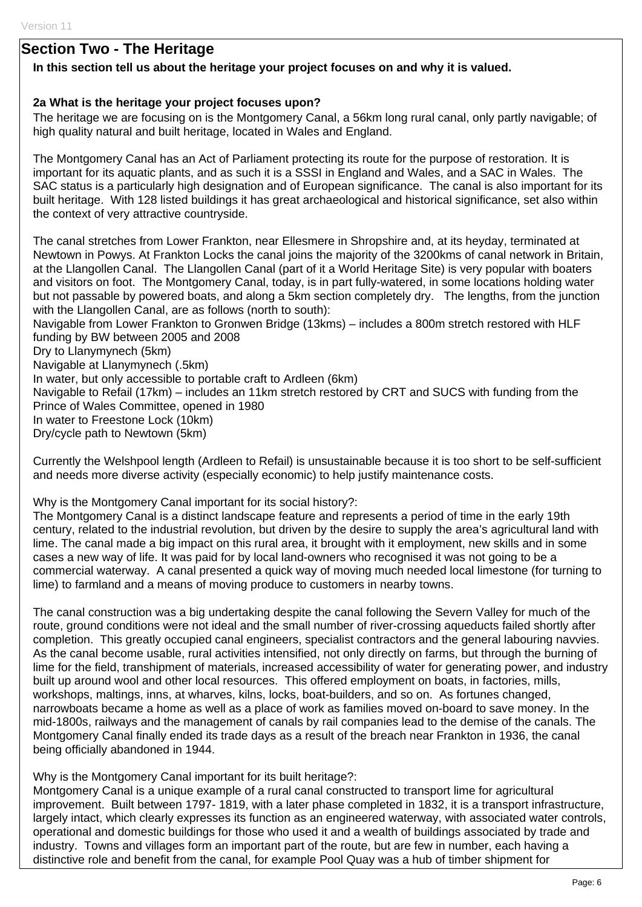## Section Two - The Heritage

**In this section tell us about the heritage your project focuses on and why it is valued.**

**2a What is the heritage your project focuses upon?**

The heritage we are focusing on is the Montgomery Canal, a 56km long rural canal, only partly navigable; of high quality natural and built heritage, located in Wales and England.

The Montgomery Canal has an Act of Parliament protecting its route for the purpose of restoration. It is important for its aquatic plants, and as such it is a SSSI in England and Wales, and a SAC in Wales. The SAC status is a particularly high designation and of European significance. The canal is also important for its built heritage. With 128 listed buildings it has great archaeological and historical significance, set also within the context of very attractive countryside.

The canal stretches from Lower Frankton, near Ellesmere in Shropshire and, at its heyday, terminated at Newtown in Powys. At Frankton Locks the canal joins the majority of the 3200kms of canal network in Britain, at the Llangollen Canal. The Llangollen Canal (part of it a World Heritage Site) is very popular with boaters and visitors on foot. The Montgomery Canal, today, is in part fully-watered, in some locations holding water but not passable by powered boats, and along a 5km section completely dry. The lengths, from the junction with the Llangollen Canal, are as follows (north to south):
Navigable from Lower Frankton to Gronwen Bridge (13kms) – includes a 800m stretch restored with HLF funding by BW between 2005 and 2008
Dry to Llanymynech (5km)
Navigable at Llanymynech (.5km)
In water, but only accessible to portable craft to Ardleen (6km)
Navigable to Refail (17km) – includes an 11km stretch restored by CRT and SUCS with funding from the Prince of Wales Committee, opened in 1980
In water to Freestone Lock (10km)
Dry/cycle path to Newtown (5km)

Currently the Welshpool length (Ardleen to Refail) is unsustainable because it is too short to be self-sufficient and needs more diverse activity (especially economic) to help justify maintenance costs.

Why is the Montgomery Canal important for its social history?:
The Montgomery Canal is a distinct landscape feature and represents a period of time in the early 19th century, related to the industrial revolution, but driven by the desire to supply the area's agricultural land with lime. The canal made a big impact on this rural area, it brought with it employment, new skills and in some cases a new way of life. It was paid for by local land-owners who recognised it was not going to be a commercial waterway. A canal presented a quick way of moving much needed local limestone (for turning to lime) to farmland and a means of moving produce to customers in nearby towns.

The canal construction was a big undertaking despite the canal following the Severn Valley for much of the route, ground conditions were not ideal and the small number of river-crossing aqueducts failed shortly after completion. This greatly occupied canal engineers, specialist contractors and the general labouring navvies. As the canal become usable, rural activities intensified, not only directly on farms, but through the burning of lime for the field, transhipment of materials, increased accessibility of water for generating power, and industry built up around wool and other local resources. This offered employment on boats, in factories, mills, workshops, maltings, inns, at wharves, kilns, locks, boat-builders, and so on. As fortunes changed, narrowboats became a home as well as a place of work as families moved on-board to save money. In the mid-1800s, railways and the management of canals by rail companies lead to the demise of the canals. The Montgomery Canal finally ended its trade days as a result of the breach near Frankton in 1936, the canal being officially abandoned in 1944.

Why is the Montgomery Canal important for its built heritage?:
Montgomery Canal is a unique example of a rural canal constructed to transport lime for agricultural improvement. Built between 1797- 1819, with a later phase completed in 1832, it is a transport infrastructure, largely intact, which clearly expresses its function as an engineered waterway, with associated water controls, operational and domestic buildings for those who used it and a wealth of buildings associated by trade and industry. Towns and villages form an important part of the route, but are few in number, each having a distinctive role and benefit from the canal, for example Pool Quay was a hub of timber shipment for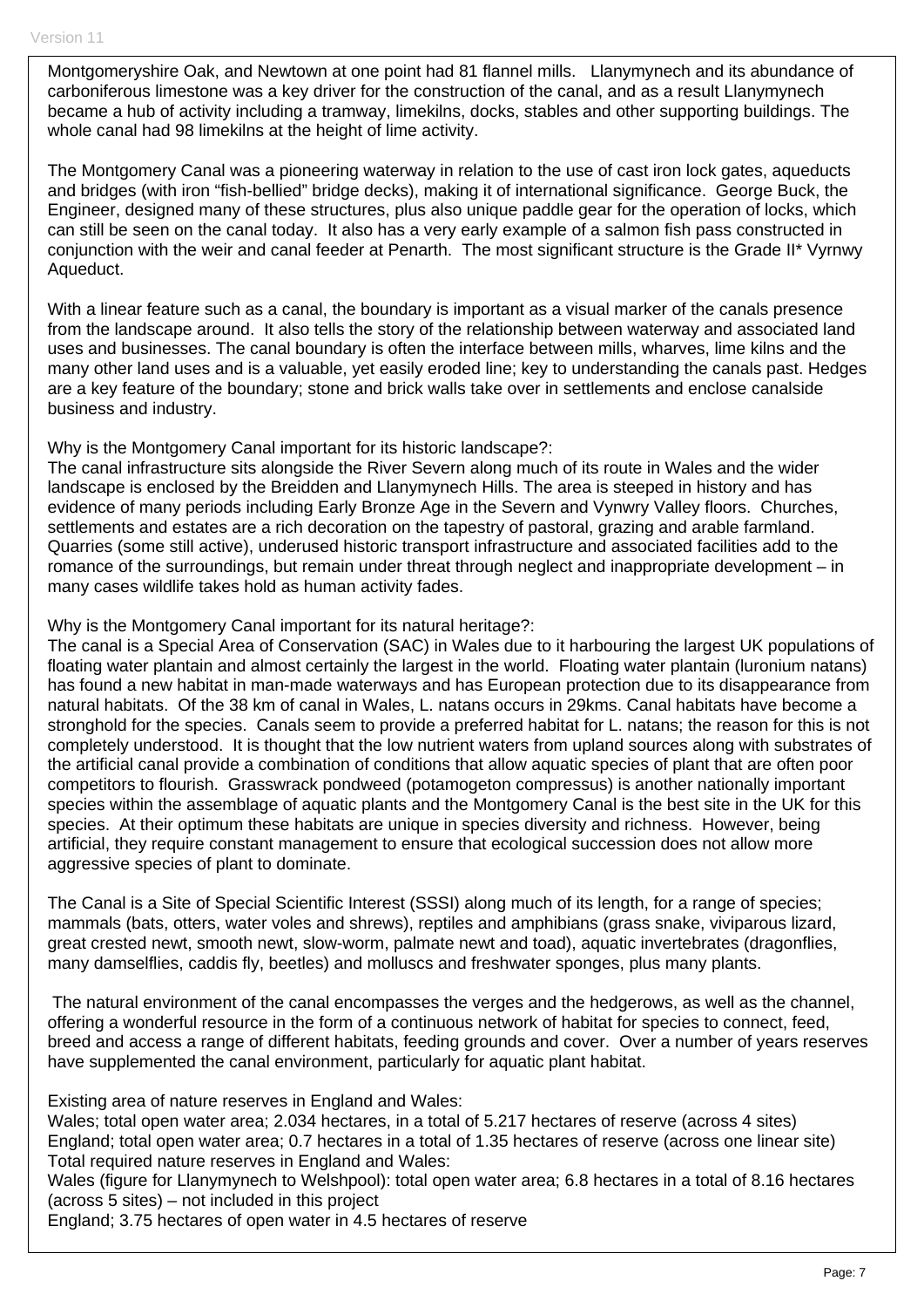Montgomeryshire Oak, and Newtown at one point had 81 flannel mills. Llanymynech and its abundance of carboniferous limestone was a key driver for the construction of the canal, and as a result Llanymynech became a hub of activity including a tramway, limekilns, docks, stables and other supporting buildings. The whole canal had 98 limekilns at the height of lime activity.

The Montgomery Canal was a pioneering waterway in relation to the use of cast iron lock gates, aqueducts and bridges (with iron "fish-bellied" bridge decks), making it of international significance. George Buck, the Engineer, designed many of these structures, plus also unique paddle gear for the operation of locks, which can still be seen on the canal today. It also has a very early example of a salmon fish pass constructed in conjunction with the weir and canal feeder at Penarth. The most significant structure is the Grade II* Vyrnwy Aqueduct.

With a linear feature such as a canal, the boundary is important as a visual marker of the canals presence from the landscape around. It also tells the story of the relationship between waterway and associated land uses and businesses. The canal boundary is often the interface between mills, wharves, lime kilns and the many other land uses and is a valuable, yet easily eroded line; key to understanding the canals past. Hedges are a key feature of the boundary; stone and brick walls take over in settlements and enclose canalside business and industry.

Why is the Montgomery Canal important for its historic landscape?:
The canal infrastructure sits alongside the River Severn along much of its route in Wales and the wider landscape is enclosed by the Breidden and Llanymynech Hills. The area is steeped in history and has evidence of many periods including Early Bronze Age in the Severn and Vynwry Valley floors. Churches, settlements and estates are a rich decoration on the tapestry of pastoral, grazing and arable farmland. Quarries (some still active), underused historic transport infrastructure and associated facilities add to the romance of the surroundings, but remain under threat through neglect and inappropriate development – in many cases wildlife takes hold as human activity fades.

Why is the Montgomery Canal important for its natural heritage?:
The canal is a Special Area of Conservation (SAC) in Wales due to it harbouring the largest UK populations of floating water plantain and almost certainly the largest in the world. Floating water plantain (luronium natans) has found a new habitat in man-made waterways and has European protection due to its disappearance from natural habitats. Of the 38 km of canal in Wales, L. natans occurs in 29kms. Canal habitats have become a stronghold for the species. Canals seem to provide a preferred habitat for L. natans; the reason for this is not completely understood. It is thought that the low nutrient waters from upland sources along with substrates of the artificial canal provide a combination of conditions that allow aquatic species of plant that are often poor competitors to flourish. Grasswrack pondweed (potamogeton compressus) is another nationally important species within the assemblage of aquatic plants and the Montgomery Canal is the best site in the UK for this species. At their optimum these habitats are unique in species diversity and richness. However, being artificial, they require constant management to ensure that ecological succession does not allow more aggressive species of plant to dominate.

The Canal is a Site of Special Scientific Interest (SSSI) along much of its length, for a range of species; mammals (bats, otters, water voles and shrews), reptiles and amphibians (grass snake, viviparous lizard, great crested newt, smooth newt, slow-worm, palmate newt and toad), aquatic invertebrates (dragonflies, many damselflies, caddis fly, beetles) and molluscs and freshwater sponges, plus many plants.

The natural environment of the canal encompasses the verges and the hedgerows, as well as the channel, offering a wonderful resource in the form of a continuous network of habitat for species to connect, feed, breed and access a range of different habitats, feeding grounds and cover. Over a number of years reserves have supplemented the canal environment, particularly for aquatic plant habitat.

Existing area of nature reserves in England and Wales:
Wales; total open water area; 2.034 hectares, in a total of 5.217 hectares of reserve (across 4 sites)
England; total open water area; 0.7 hectares in a total of 1.35 hectares of reserve (across one linear site)
Total required nature reserves in England and Wales:
Wales (figure for Llanymynech to Welshpool): total open water area; 6.8 hectares in a total of 8.16 hectares (across 5 sites) – not included in this project
England; 3.75 hectares of open water in 4.5 hectares of reserve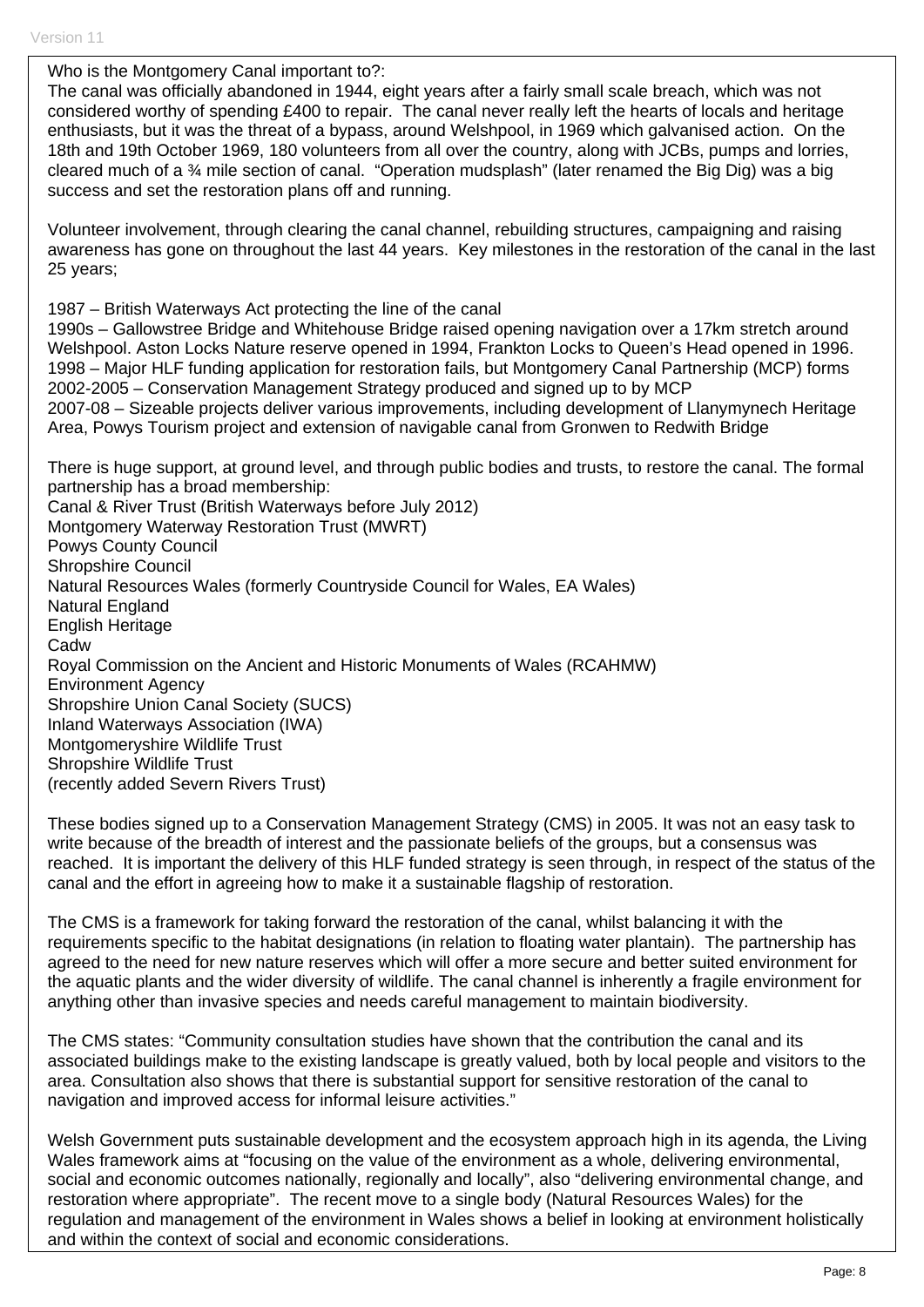Who is the Montgomery Canal important to?:

The canal was officially abandoned in 1944, eight years after a fairly small scale breach, which was not considered worthy of spending £400 to repair. The canal never really left the hearts of locals and heritage enthusiasts, but it was the threat of a bypass, around Welshpool, in 1969 which galvanised action. On the 18th and 19th October 1969, 180 volunteers from all over the country, along with JCBs, pumps and lorries, cleared much of a ¾ mile section of canal. "Operation mudsplash" (later renamed the Big Dig) was a big success and set the restoration plans off and running.

Volunteer involvement, through clearing the canal channel, rebuilding structures, campaigning and raising awareness has gone on throughout the last 44 years. Key milestones in the restoration of the canal in the last 25 years;

1987 – British Waterways Act protecting the line of the canal
1990s – Gallowstree Bridge and Whitehouse Bridge raised opening navigation over a 17km stretch around Welshpool. Aston Locks Nature reserve opened in 1994, Frankton Locks to Queen's Head opened in 1996.
1998 – Major HLF funding application for restoration fails, but Montgomery Canal Partnership (MCP) forms
2002-2005 – Conservation Management Strategy produced and signed up to by MCP
2007-08 – Sizeable projects deliver various improvements, including development of Llanymynech Heritage Area, Powys Tourism project and extension of navigable canal from Gronwen to Redwith Bridge

There is huge support, at ground level, and through public bodies and trusts, to restore the canal. The formal partnership has a broad membership:
Canal & River Trust (British Waterways before July 2012)
Montgomery Waterway Restoration Trust (MWRT)
Powys County Council
Shropshire Council
Natural Resources Wales (formerly Countryside Council for Wales, EA Wales)
Natural England
English Heritage
Cadw
Royal Commission on the Ancient and Historic Monuments of Wales (RCAHMW)
Environment Agency
Shropshire Union Canal Society (SUCS)
Inland Waterways Association (IWA)
Montgomeryshire Wildlife Trust
Shropshire Wildlife Trust
(recently added Severn Rivers Trust)

These bodies signed up to a Conservation Management Strategy (CMS) in 2005. It was not an easy task to write because of the breadth of interest and the passionate beliefs of the groups, but a consensus was reached. It is important the delivery of this HLF funded strategy is seen through, in respect of the status of the canal and the effort in agreeing how to make it a sustainable flagship of restoration.

The CMS is a framework for taking forward the restoration of the canal, whilst balancing it with the requirements specific to the habitat designations (in relation to floating water plantain). The partnership has agreed to the need for new nature reserves which will offer a more secure and better suited environment for the aquatic plants and the wider diversity of wildlife. The canal channel is inherently a fragile environment for anything other than invasive species and needs careful management to maintain biodiversity.

The CMS states: "Community consultation studies have shown that the contribution the canal and its associated buildings make to the existing landscape is greatly valued, both by local people and visitors to the area. Consultation also shows that there is substantial support for sensitive restoration of the canal to navigation and improved access for informal leisure activities."

Welsh Government puts sustainable development and the ecosystem approach high in its agenda, the Living Wales framework aims at "focusing on the value of the environment as a whole, delivering environmental, social and economic outcomes nationally, regionally and locally", also "delivering environmental change, and restoration where appropriate". The recent move to a single body (Natural Resources Wales) for the regulation and management of the environment in Wales shows a belief in looking at environment holistically and within the context of social and economic considerations.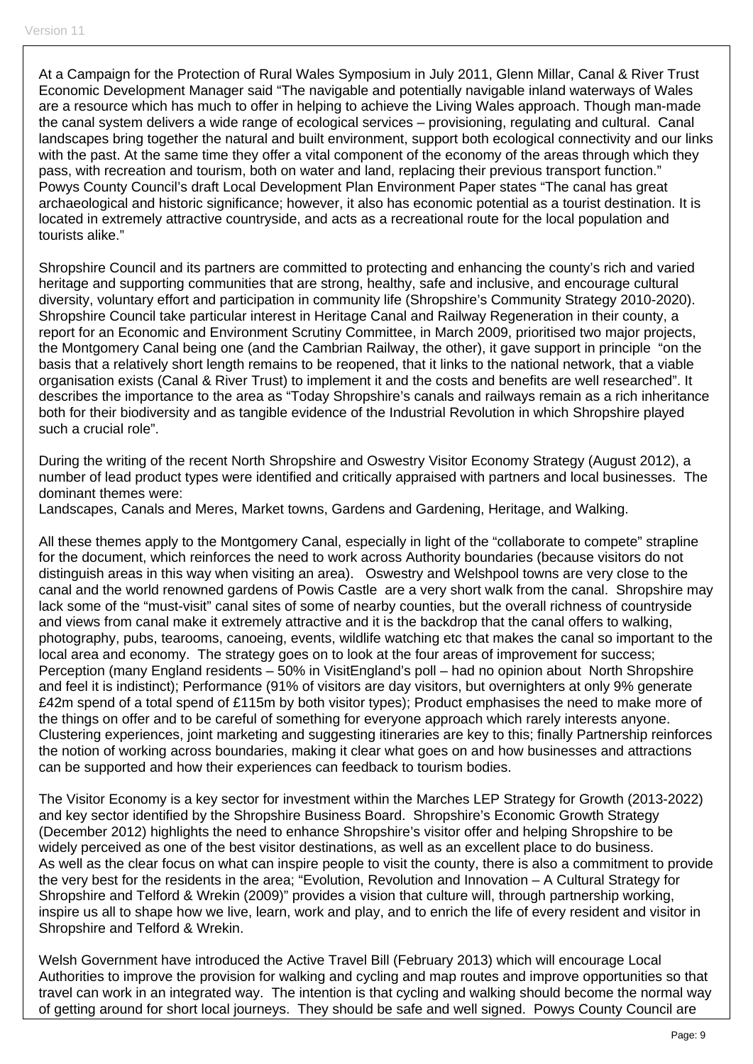At a Campaign for the Protection of Rural Wales Symposium in July 2011, Glenn Millar, Canal & River Trust Economic Development Manager said "The navigable and potentially navigable inland waterways of Wales are a resource which has much to offer in helping to achieve the Living Wales approach. Though man-made the canal system delivers a wide range of ecological services – provisioning, regulating and cultural. Canal landscapes bring together the natural and built environment, support both ecological connectivity and our links with the past. At the same time they offer a vital component of the economy of the areas through which they pass, with recreation and tourism, both on water and land, replacing their previous transport function." Powys County Council's draft Local Development Plan Environment Paper states "The canal has great archaeological and historic significance; however, it also has economic potential as a tourist destination. It is located in extremely attractive countryside, and acts as a recreational route for the local population and tourists alike."

Shropshire Council and its partners are committed to protecting and enhancing the county's rich and varied heritage and supporting communities that are strong, healthy, safe and inclusive, and encourage cultural diversity, voluntary effort and participation in community life (Shropshire's Community Strategy 2010-2020). Shropshire Council take particular interest in Heritage Canal and Railway Regeneration in their county, a report for an Economic and Environment Scrutiny Committee, in March 2009, prioritised two major projects, the Montgomery Canal being one (and the Cambrian Railway, the other), it gave support in principle "on the basis that a relatively short length remains to be reopened, that it links to the national network, that a viable organisation exists (Canal & River Trust) to implement it and the costs and benefits are well researched". It describes the importance to the area as "Today Shropshire's canals and railways remain as a rich inheritance both for their biodiversity and as tangible evidence of the Industrial Revolution in which Shropshire played such a crucial role".

During the writing of the recent North Shropshire and Oswestry Visitor Economy Strategy (August 2012), a number of lead product types were identified and critically appraised with partners and local businesses. The dominant themes were:
Landscapes, Canals and Meres, Market towns, Gardens and Gardening, Heritage, and Walking.

All these themes apply to the Montgomery Canal, especially in light of the "collaborate to compete" strapline for the document, which reinforces the need to work across Authority boundaries (because visitors do not distinguish areas in this way when visiting an area). Oswestry and Welshpool towns are very close to the canal and the world renowned gardens of Powis Castle are a very short walk from the canal. Shropshire may lack some of the "must-visit" canal sites of some of nearby counties, but the overall richness of countryside and views from canal make it extremely attractive and it is the backdrop that the canal offers to walking, photography, pubs, tearooms, canoeing, events, wildlife watching etc that makes the canal so important to the local area and economy. The strategy goes on to look at the four areas of improvement for success; Perception (many England residents – 50% in VisitEngland's poll – had no opinion about North Shropshire and feel it is indistinct); Performance (91% of visitors are day visitors, but overnighters at only 9% generate £42m spend of a total spend of £115m by both visitor types); Product emphasises the need to make more of the things on offer and to be careful of something for everyone approach which rarely interests anyone. Clustering experiences, joint marketing and suggesting itineraries are key to this; finally Partnership reinforces the notion of working across boundaries, making it clear what goes on and how businesses and attractions can be supported and how their experiences can feedback to tourism bodies.

The Visitor Economy is a key sector for investment within the Marches LEP Strategy for Growth (2013-2022) and key sector identified by the Shropshire Business Board. Shropshire's Economic Growth Strategy (December 2012) highlights the need to enhance Shropshire's visitor offer and helping Shropshire to be widely perceived as one of the best visitor destinations, as well as an excellent place to do business.
As well as the clear focus on what can inspire people to visit the county, there is also a commitment to provide the very best for the residents in the area; "Evolution, Revolution and Innovation – A Cultural Strategy for Shropshire and Telford & Wrekin (2009)" provides a vision that culture will, through partnership working, inspire us all to shape how we live, learn, work and play, and to enrich the life of every resident and visitor in Shropshire and Telford & Wrekin.

Welsh Government have introduced the Active Travel Bill (February 2013) which will encourage Local Authorities to improve the provision for walking and cycling and map routes and improve opportunities so that travel can work in an integrated way. The intention is that cycling and walking should become the normal way of getting around for short local journeys. They should be safe and well signed. Powys County Council are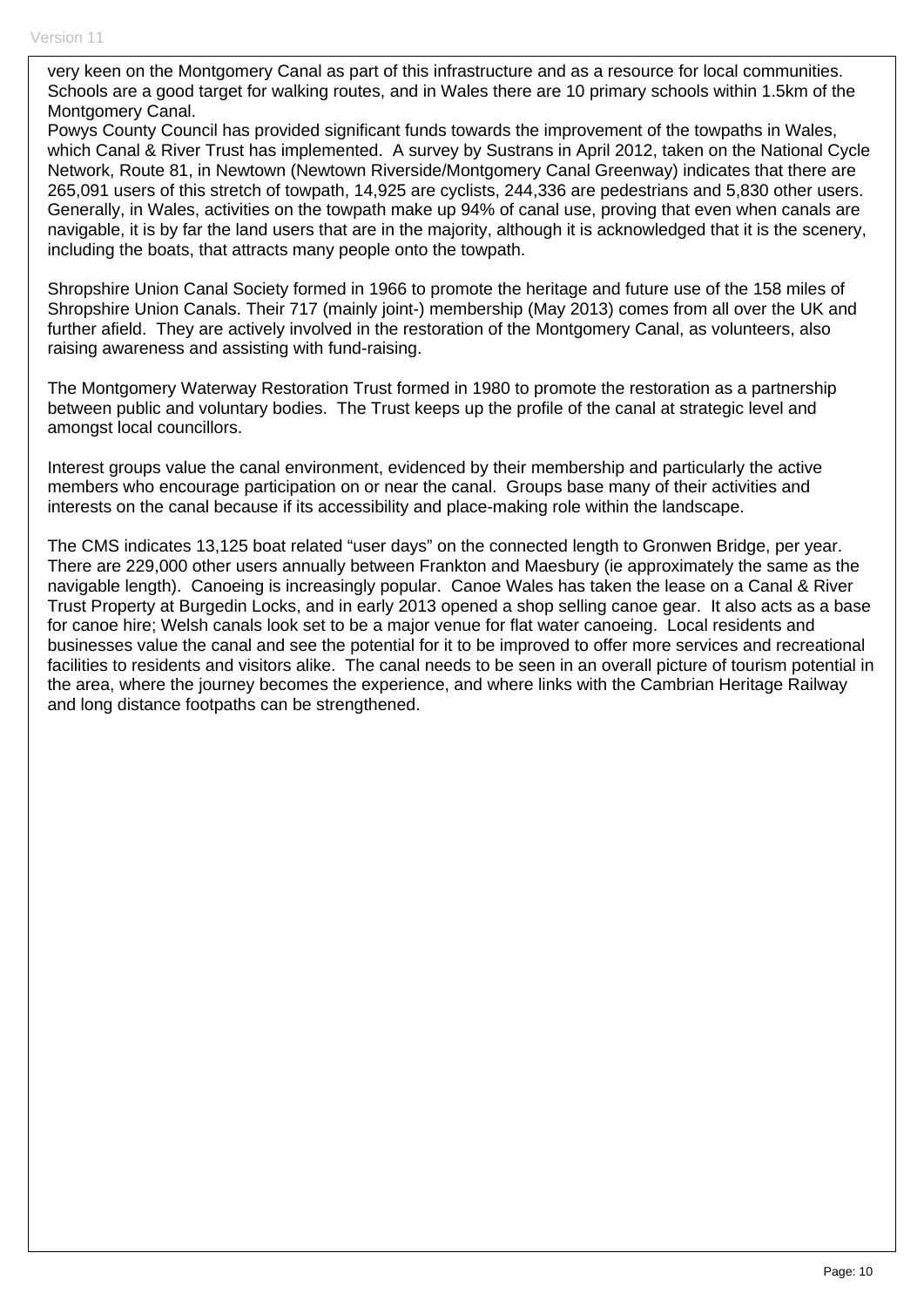very keen on the Montgomery Canal as part of this infrastructure and as a resource for local communities. Schools are a good target for walking routes, and in Wales there are 10 primary schools within 1.5km of the Montgomery Canal.
Powys County Council has provided significant funds towards the improvement of the towpaths in Wales, which Canal & River Trust has implemented. A survey by Sustrans in April 2012, taken on the National Cycle Network, Route 81, in Newtown (Newtown Riverside/Montgomery Canal Greenway) indicates that there are 265,091 users of this stretch of towpath, 14,925 are cyclists, 244,336 are pedestrians and 5,830 other users. Generally, in Wales, activities on the towpath make up 94% of canal use, proving that even when canals are navigable, it is by far the land users that are in the majority, although it is acknowledged that it is the scenery, including the boats, that attracts many people onto the towpath.

Shropshire Union Canal Society formed in 1966 to promote the heritage and future use of the 158 miles of Shropshire Union Canals. Their 717 (mainly joint-) membership (May 2013) comes from all over the UK and further afield. They are actively involved in the restoration of the Montgomery Canal, as volunteers, also raising awareness and assisting with fund-raising.

The Montgomery Waterway Restoration Trust formed in 1980 to promote the restoration as a partnership between public and voluntary bodies. The Trust keeps up the profile of the canal at strategic level and amongst local councillors.

Interest groups value the canal environment, evidenced by their membership and particularly the active members who encourage participation on or near the canal. Groups base many of their activities and interests on the canal because if its accessibility and place-making role within the landscape.

The CMS indicates 13,125 boat related "user days" on the connected length to Gronwen Bridge, per year. There are 229,000 other users annually between Frankton and Maesbury (ie approximately the same as the navigable length). Canoeing is increasingly popular. Canoe Wales has taken the lease on a Canal & River Trust Property at Burgedin Locks, and in early 2013 opened a shop selling canoe gear. It also acts as a base for canoe hire; Welsh canals look set to be a major venue for flat water canoeing. Local residents and businesses value the canal and see the potential for it to be improved to offer more services and recreational facilities to residents and visitors alike. The canal needs to be seen in an overall picture of tourism potential in the area, where the journey becomes the experience, and where links with the Cambrian Heritage Railway and long distance footpaths can be strengthened.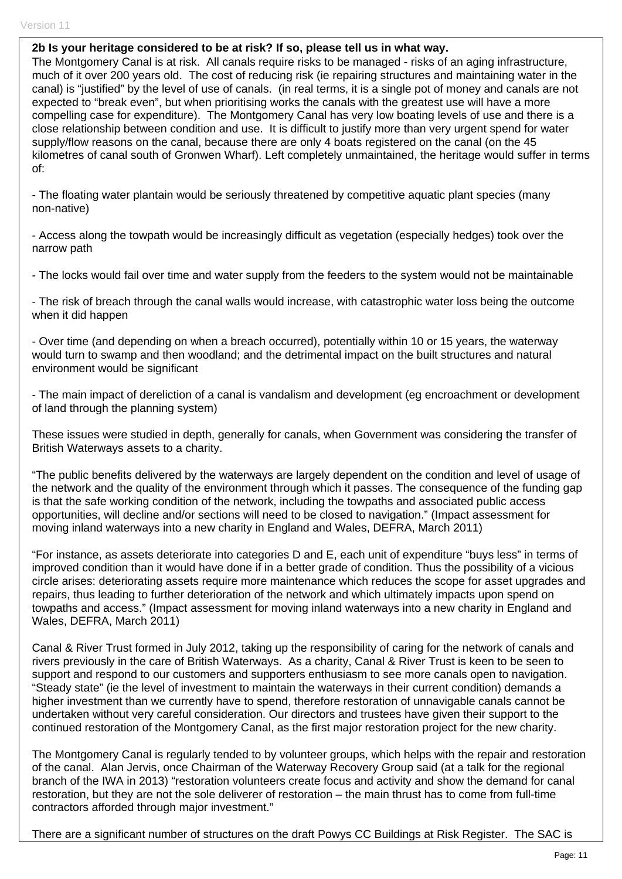**2b Is your heritage considered to be at risk? If so, please tell us in what way.**

The Montgomery Canal is at risk. All canals require risks to be managed - risks of an aging infrastructure, much of it over 200 years old. The cost of reducing risk (ie repairing structures and maintaining water in the canal) is "justified" by the level of use of canals. (in real terms, it is a single pot of money and canals are not expected to "break even", but when prioritising works the canals with the greatest use will have a more compelling case for expenditure). The Montgomery Canal has very low boating levels of use and there is a close relationship between condition and use. It is difficult to justify more than very urgent spend for water supply/flow reasons on the canal, because there are only 4 boats registered on the canal (on the 45 kilometres of canal south of Gronwen Wharf). Left completely unmaintained, the heritage would suffer in terms of:

- The floating water plantain would be seriously threatened by competitive aquatic plant species (many non-native)

- Access along the towpath would be increasingly difficult as vegetation (especially hedges) took over the narrow path

- The locks would fail over time and water supply from the feeders to the system would not be maintainable

- The risk of breach through the canal walls would increase, with catastrophic water loss being the outcome when it did happen

- Over time (and depending on when a breach occurred), potentially within 10 or 15 years, the waterway would turn to swamp and then woodland; and the detrimental impact on the built structures and natural environment would be significant

- The main impact of dereliction of a canal is vandalism and development (eg encroachment or development of land through the planning system)

These issues were studied in depth, generally for canals, when Government was considering the transfer of British Waterways assets to a charity.

"The public benefits delivered by the waterways are largely dependent on the condition and level of usage of the network and the quality of the environment through which it passes. The consequence of the funding gap is that the safe working condition of the network, including the towpaths and associated public access opportunities, will decline and/or sections will need to be closed to navigation." (Impact assessment for moving inland waterways into a new charity in England and Wales, DEFRA, March 2011)

"For instance, as assets deteriorate into categories D and E, each unit of expenditure "buys less" in terms of improved condition than it would have done if in a better grade of condition. Thus the possibility of a vicious circle arises: deteriorating assets require more maintenance which reduces the scope for asset upgrades and repairs, thus leading to further deterioration of the network and which ultimately impacts upon spend on towpaths and access." (Impact assessment for moving inland waterways into a new charity in England and Wales, DEFRA, March 2011)

Canal & River Trust formed in July 2012, taking up the responsibility of caring for the network of canals and rivers previously in the care of British Waterways. As a charity, Canal & River Trust is keen to be seen to support and respond to our customers and supporters enthusiasm to see more canals open to navigation. "Steady state" (ie the level of investment to maintain the waterways in their current condition) demands a higher investment than we currently have to spend, therefore restoration of unnavigable canals cannot be undertaken without very careful consideration. Our directors and trustees have given their support to the continued restoration of the Montgomery Canal, as the first major restoration project for the new charity.

The Montgomery Canal is regularly tended to by volunteer groups, which helps with the repair and restoration of the canal. Alan Jervis, once Chairman of the Waterway Recovery Group said (at a talk for the regional branch of the IWA in 2013) "restoration volunteers create focus and activity and show the demand for canal restoration, but they are not the sole deliverer of restoration – the main thrust has to come from full-time contractors afforded through major investment."

There are a significant number of structures on the draft Powys CC Buildings at Risk Register. The SAC is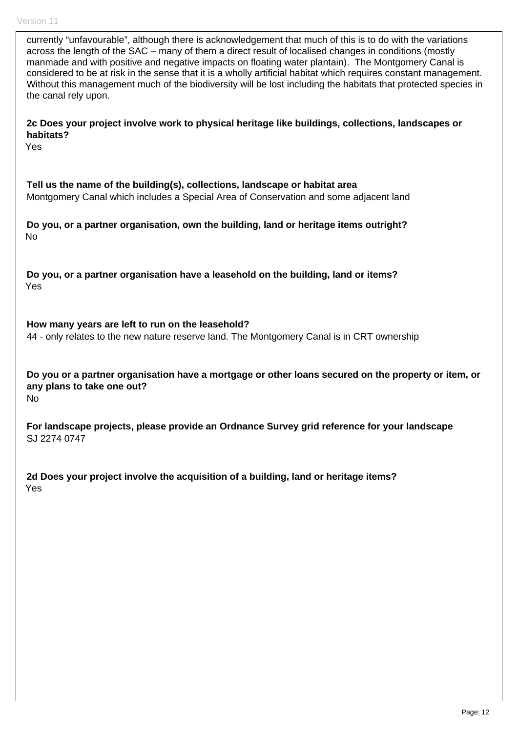currently “unfavourable”, although there is acknowledgement that much of this is to do with the variations across the length of the SAC – many of them a direct result of localised changes in conditions (mostly manmade and with positive and negative impacts on floating water plantain). The Montgomery Canal is considered to be at risk in the sense that it is a wholly artificial habitat which requires constant management. Without this management much of the biodiversity will be lost including the habitats that protected species in the canal rely upon.

**2c Does your project involve work to physical heritage like buildings, collections, landscapes or habitats?**

Yes

**Tell us the name of the building(s), collections, landscape or habitat area**

Montgomery Canal which includes a Special Area of Conservation and some adjacent land

**Do you, or a partner organisation, own the building, land or heritage items outright?**

No

**Do you, or a partner organisation have a leasehold on the building, land or items?**

Yes

**How many years are left to run on the leasehold?**

44 - only relates to the new nature reserve land. The Montgomery Canal is in CRT ownership

**Do you or a partner organisation have a mortgage or other loans secured on the property or item, or any plans to take one out?**

No

**For landscape projects, please provide an Ordnance Survey grid reference for your landscape**

SJ 2274 0747

**2d Does your project involve the acquisition of a building, land or heritage items?**

Yes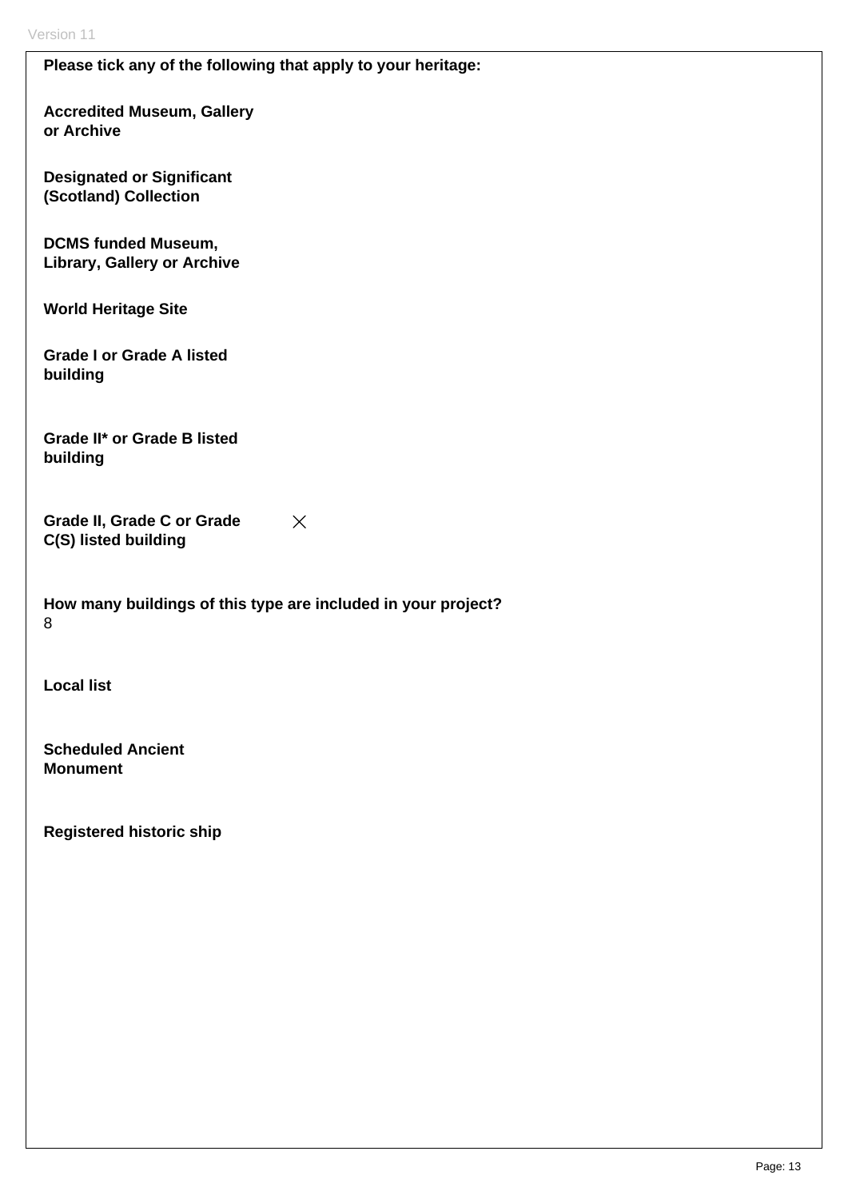**Please tick any of the following that apply to your heritage:**

**Accredited Museum, Gallery or Archive**

**Designated or Significant (Scotland) Collection**

**DCMS funded Museum, Library, Gallery or Archive**

**World Heritage Site**

**Grade I or Grade A listed building**

**Grade II* or Grade B listed building**

**Grade II, Grade C or Grade C(S) listed building** ✕

**How many buildings of this type are included in your project?**
8

**Local list**

**Scheduled Ancient Monument**

**Registered historic ship**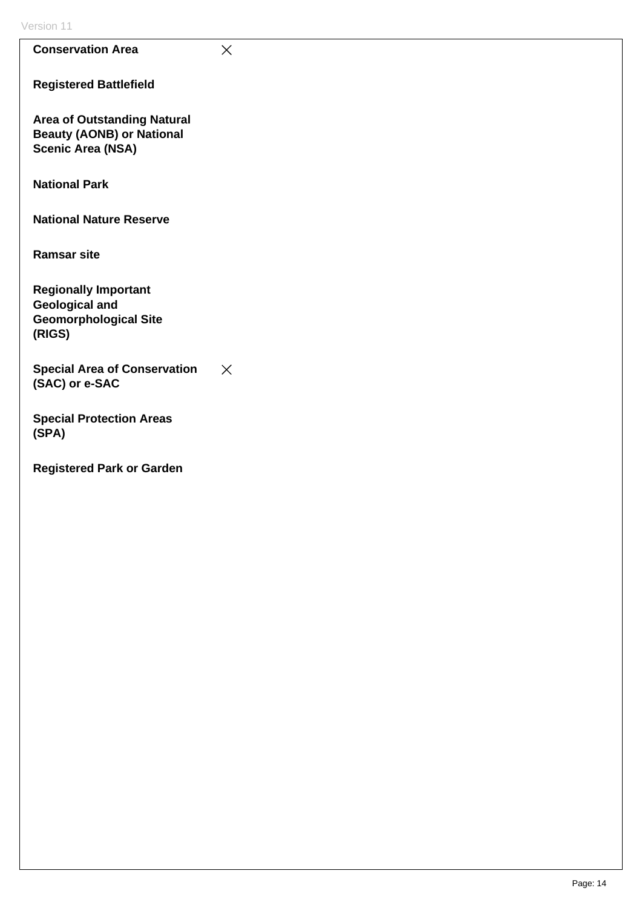| | |
|---|---|
| **Conservation Area** | × |
| **Registered Battlefield** | |
| **Area of Outstanding Natural Beauty (AONB) or National Scenic Area (NSA)** | |
| **National Park** | |
| **National Nature Reserve** | |
| **Ramsar site** | |
| **Regionally Important Geological and Geomorphological Site (RIGS)** | |
| **Special Area of Conservation (SAC) or e-SAC** | × |
| **Special Protection Areas (SPA)** | |
| **Registered Park or Garden** | |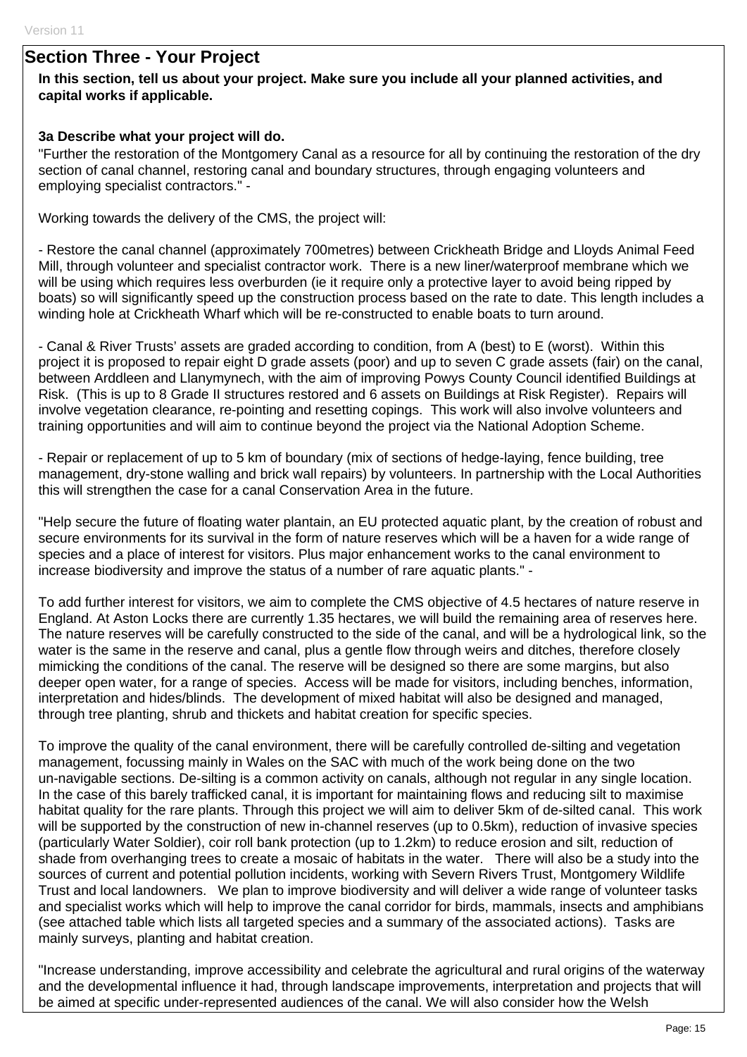## Section Three - Your Project

**In this section, tell us about your project. Make sure you include all your planned activities, and capital works if applicable.**

**3a Describe what your project will do.**

"Further the restoration of the Montgomery Canal as a resource for all by continuing the restoration of the dry section of canal channel, restoring canal and boundary structures, through engaging volunteers and employing specialist contractors." -

Working towards the delivery of the CMS, the project will:

- Restore the canal channel (approximately 700metres) between Crickheath Bridge and Lloyds Animal Feed Mill, through volunteer and specialist contractor work. There is a new liner/waterproof membrane which we will be using which requires less overburden (ie it require only a protective layer to avoid being ripped by boats) so will significantly speed up the construction process based on the rate to date. This length includes a winding hole at Crickheath Wharf which will be re-constructed to enable boats to turn around.

- Canal & River Trusts' assets are graded according to condition, from A (best) to E (worst). Within this project it is proposed to repair eight D grade assets (poor) and up to seven C grade assets (fair) on the canal, between Arddleen and Llanymynech, with the aim of improving Powys County Council identified Buildings at Risk. (This is up to 8 Grade II structures restored and 6 assets on Buildings at Risk Register). Repairs will involve vegetation clearance, re-pointing and resetting copings. This work will also involve volunteers and training opportunities and will aim to continue beyond the project via the National Adoption Scheme.

- Repair or replacement of up to 5 km of boundary (mix of sections of hedge-laying, fence building, tree management, dry-stone walling and brick wall repairs) by volunteers. In partnership with the Local Authorities this will strengthen the case for a canal Conservation Area in the future.

"Help secure the future of floating water plantain, an EU protected aquatic plant, by the creation of robust and secure environments for its survival in the form of nature reserves which will be a haven for a wide range of species and a place of interest for visitors. Plus major enhancement works to the canal environment to increase biodiversity and improve the status of a number of rare aquatic plants." -

To add further interest for visitors, we aim to complete the CMS objective of 4.5 hectares of nature reserve in England. At Aston Locks there are currently 1.35 hectares, we will build the remaining area of reserves here. The nature reserves will be carefully constructed to the side of the canal, and will be a hydrological link, so the water is the same in the reserve and canal, plus a gentle flow through weirs and ditches, therefore closely mimicking the conditions of the canal. The reserve will be designed so there are some margins, but also deeper open water, for a range of species. Access will be made for visitors, including benches, information, interpretation and hides/blinds. The development of mixed habitat will also be designed and managed, through tree planting, shrub and thickets and habitat creation for specific species.

To improve the quality of the canal environment, there will be carefully controlled de-silting and vegetation management, focussing mainly in Wales on the SAC with much of the work being done on the two un-navigable sections. De-silting is a common activity on canals, although not regular in any single location. In the case of this barely trafficked canal, it is important for maintaining flows and reducing silt to maximise habitat quality for the rare plants. Through this project we will aim to deliver 5km of de-silted canal. This work will be supported by the construction of new in-channel reserves (up to 0.5km), reduction of invasive species (particularly Water Soldier), coir roll bank protection (up to 1.2km) to reduce erosion and silt, reduction of shade from overhanging trees to create a mosaic of habitats in the water. There will also be a study into the sources of current and potential pollution incidents, working with Severn Rivers Trust, Montgomery Wildlife Trust and local landowners. We plan to improve biodiversity and will deliver a wide range of volunteer tasks and specialist works which will help to improve the canal corridor for birds, mammals, insects and amphibians (see attached table which lists all targeted species and a summary of the associated actions). Tasks are mainly surveys, planting and habitat creation.

"Increase understanding, improve accessibility and celebrate the agricultural and rural origins of the waterway and the developmental influence it had, through landscape improvements, interpretation and projects that will be aimed at specific under-represented audiences of the canal. We will also consider how the Welsh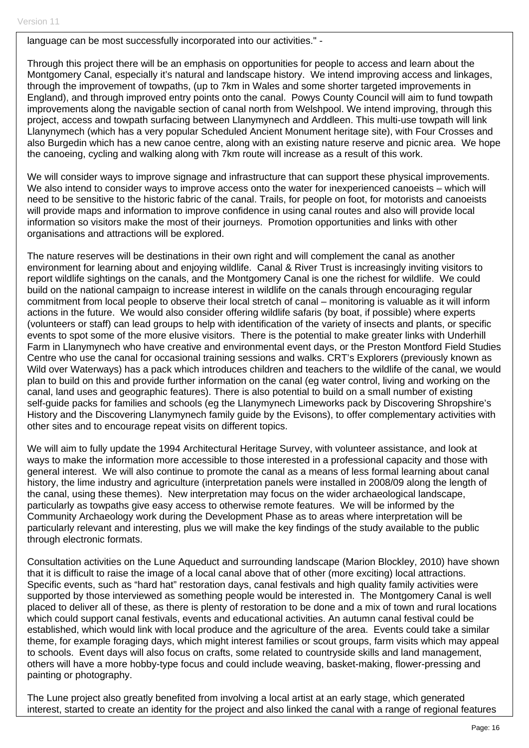language can be most successfully incorporated into our activities." -

Through this project there will be an emphasis on opportunities for people to access and learn about the Montgomery Canal, especially it's natural and landscape history. We intend improving access and linkages, through the improvement of towpaths, (up to 7km in Wales and some shorter targeted improvements in England), and through improved entry points onto the canal. Powys County Council will aim to fund towpath improvements along the navigable section of canal north from Welshpool. We intend improving, through this project, access and towpath surfacing between Llanymynech and Arddleen. This multi-use towpath will link Llanynymech (which has a very popular Scheduled Ancient Monument heritage site), with Four Crosses and also Burgedin which has a new canoe centre, along with an existing nature reserve and picnic area. We hope the canoeing, cycling and walking along with 7km route will increase as a result of this work.

We will consider ways to improve signage and infrastructure that can support these physical improvements. We also intend to consider ways to improve access onto the water for inexperienced canoeists – which will need to be sensitive to the historic fabric of the canal. Trails, for people on foot, for motorists and canoeists will provide maps and information to improve confidence in using canal routes and also will provide local information so visitors make the most of their journeys. Promotion opportunities and links with other organisations and attractions will be explored.

The nature reserves will be destinations in their own right and will complement the canal as another environment for learning about and enjoying wildlife. Canal & River Trust is increasingly inviting visitors to report wildlife sightings on the canals, and the Montgomery Canal is one the richest for wildlife. We could build on the national campaign to increase interest in wildlife on the canals through encouraging regular commitment from local people to observe their local stretch of canal – monitoring is valuable as it will inform actions in the future. We would also consider offering wildlife safaris (by boat, if possible) where experts (volunteers or staff) can lead groups to help with identification of the variety of insects and plants, or specific events to spot some of the more elusive visitors. There is the potential to make greater links with Underhill Farm in Llanymynech who have creative and environmental event days, or the Preston Montford Field Studies Centre who use the canal for occasional training sessions and walks. CRT's Explorers (previously known as Wild over Waterways) has a pack which introduces children and teachers to the wildlife of the canal, we would plan to build on this and provide further information on the canal (eg water control, living and working on the canal, land uses and geographic features). There is also potential to build on a small number of existing self-guide packs for families and schools (eg the Llanymynech Limeworks pack by Discovering Shropshire's History and the Discovering Llanymynech family guide by the Evisons), to offer complementary activities with other sites and to encourage repeat visits on different topics.

We will aim to fully update the 1994 Architectural Heritage Survey, with volunteer assistance, and look at ways to make the information more accessible to those interested in a professional capacity and those with general interest. We will also continue to promote the canal as a means of less formal learning about canal history, the lime industry and agriculture (interpretation panels were installed in 2008/09 along the length of the canal, using these themes). New interpretation may focus on the wider archaeological landscape, particularly as towpaths give easy access to otherwise remote features. We will be informed by the Community Archaeology work during the Development Phase as to areas where interpretation will be particularly relevant and interesting, plus we will make the key findings of the study available to the public through electronic formats.

Consultation activities on the Lune Aqueduct and surrounding landscape (Marion Blockley, 2010) have shown that it is difficult to raise the image of a local canal above that of other (more exciting) local attractions. Specific events, such as "hard hat" restoration days, canal festivals and high quality family activities were supported by those interviewed as something people would be interested in. The Montgomery Canal is well placed to deliver all of these, as there is plenty of restoration to be done and a mix of town and rural locations which could support canal festivals, events and educational activities. An autumn canal festival could be established, which would link with local produce and the agriculture of the area. Events could take a similar theme, for example foraging days, which might interest families or scout groups, farm visits which may appeal to schools. Event days will also focus on crafts, some related to countryside skills and land management, others will have a more hobby-type focus and could include weaving, basket-making, flower-pressing and painting or photography.

The Lune project also greatly benefited from involving a local artist at an early stage, which generated interest, started to create an identity for the project and also linked the canal with a range of regional features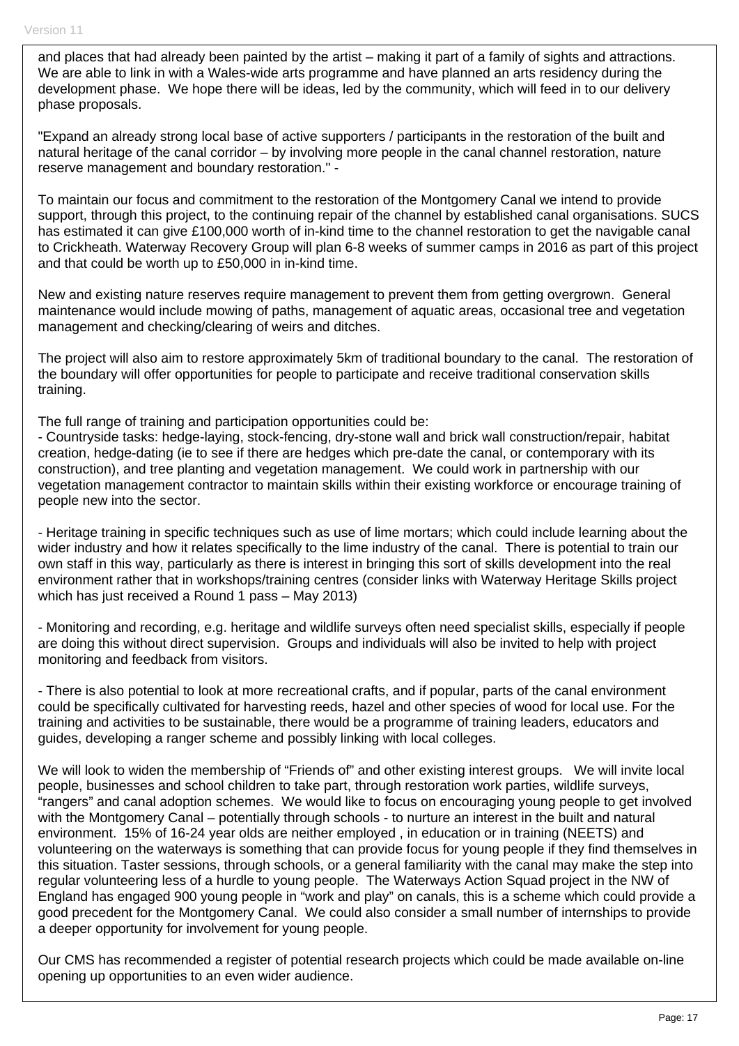and places that had already been painted by the artist – making it part of a family of sights and attractions. We are able to link in with a Wales-wide arts programme and have planned an arts residency during the development phase. We hope there will be ideas, led by the community, which will feed in to our delivery phase proposals.

"Expand an already strong local base of active supporters / participants in the restoration of the built and natural heritage of the canal corridor – by involving more people in the canal channel restoration, nature reserve management and boundary restoration." -

To maintain our focus and commitment to the restoration of the Montgomery Canal we intend to provide support, through this project, to the continuing repair of the channel by established canal organisations. SUCS has estimated it can give £100,000 worth of in-kind time to the channel restoration to get the navigable canal to Crickheath. Waterway Recovery Group will plan 6-8 weeks of summer camps in 2016 as part of this project and that could be worth up to £50,000 in in-kind time.

New and existing nature reserves require management to prevent them from getting overgrown. General maintenance would include mowing of paths, management of aquatic areas, occasional tree and vegetation management and checking/clearing of weirs and ditches.

The project will also aim to restore approximately 5km of traditional boundary to the canal. The restoration of the boundary will offer opportunities for people to participate and receive traditional conservation skills training.

The full range of training and participation opportunities could be:

- Countryside tasks: hedge-laying, stock-fencing, dry-stone wall and brick wall construction/repair, habitat creation, hedge-dating (ie to see if there are hedges which pre-date the canal, or contemporary with its construction), and tree planting and vegetation management. We could work in partnership with our vegetation management contractor to maintain skills within their existing workforce or encourage training of people new into the sector.

- Heritage training in specific techniques such as use of lime mortars; which could include learning about the wider industry and how it relates specifically to the lime industry of the canal. There is potential to train our own staff in this way, particularly as there is interest in bringing this sort of skills development into the real environment rather that in workshops/training centres (consider links with Waterway Heritage Skills project which has just received a Round 1 pass – May 2013)

- Monitoring and recording, e.g. heritage and wildlife surveys often need specialist skills, especially if people are doing this without direct supervision. Groups and individuals will also be invited to help with project monitoring and feedback from visitors.

- There is also potential to look at more recreational crafts, and if popular, parts of the canal environment could be specifically cultivated for harvesting reeds, hazel and other species of wood for local use. For the training and activities to be sustainable, there would be a programme of training leaders, educators and guides, developing a ranger scheme and possibly linking with local colleges.

We will look to widen the membership of "Friends of" and other existing interest groups. We will invite local people, businesses and school children to take part, through restoration work parties, wildlife surveys, "rangers" and canal adoption schemes. We would like to focus on encouraging young people to get involved with the Montgomery Canal – potentially through schools - to nurture an interest in the built and natural environment. 15% of 16-24 year olds are neither employed , in education or in training (NEETS) and volunteering on the waterways is something that can provide focus for young people if they find themselves in this situation. Taster sessions, through schools, or a general familiarity with the canal may make the step into regular volunteering less of a hurdle to young people. The Waterways Action Squad project in the NW of England has engaged 900 young people in "work and play" on canals, this is a scheme which could provide a good precedent for the Montgomery Canal. We could also consider a small number of internships to provide a deeper opportunity for involvement for young people.

Our CMS has recommended a register of potential research projects which could be made available on-line opening up opportunities to an even wider audience.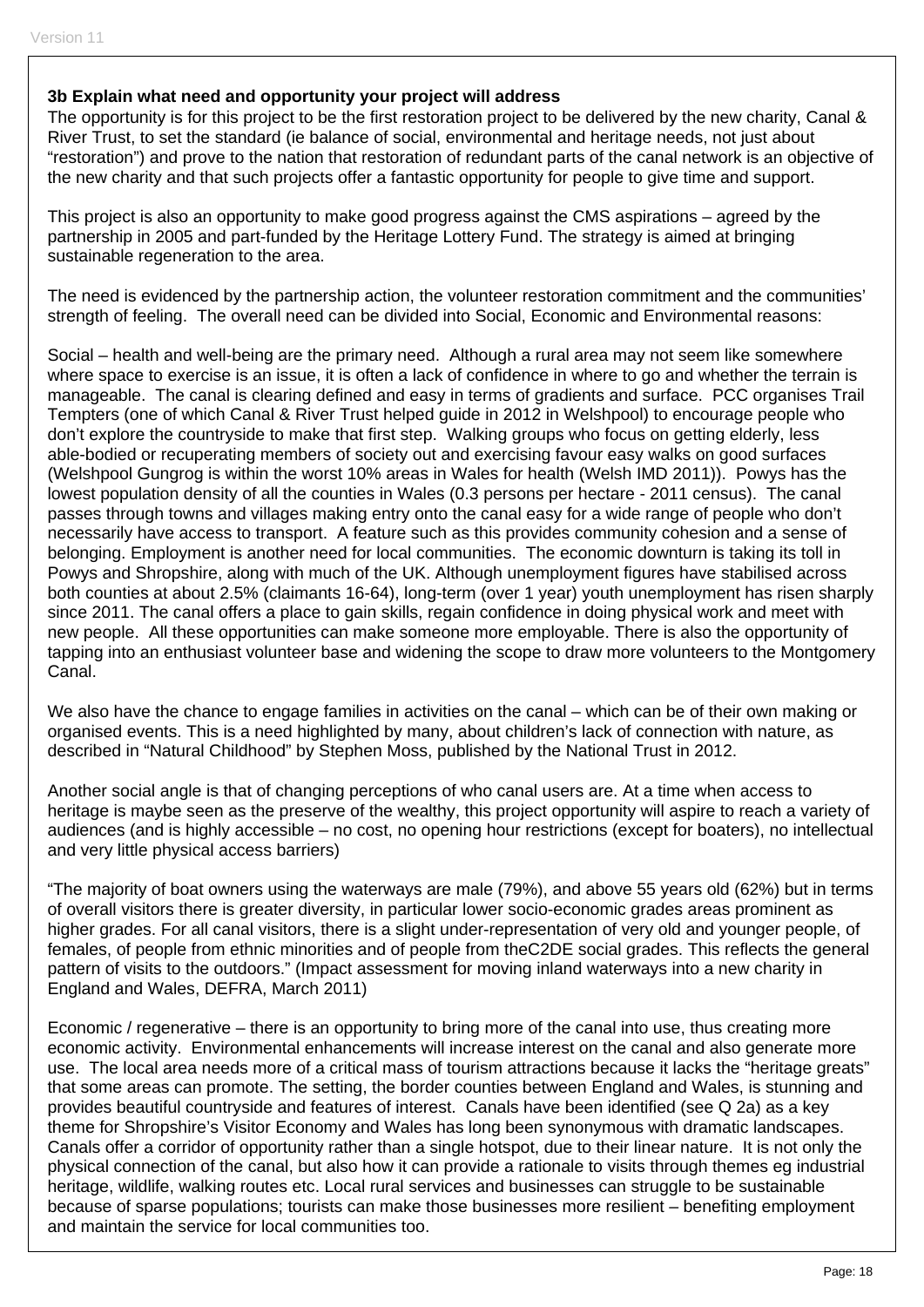**3b Explain what need and opportunity your project will address**

The opportunity is for this project to be the first restoration project to be delivered by the new charity, Canal & River Trust, to set the standard (ie balance of social, environmental and heritage needs, not just about "restoration") and prove to the nation that restoration of redundant parts of the canal network is an objective of the new charity and that such projects offer a fantastic opportunity for people to give time and support.

This project is also an opportunity to make good progress against the CMS aspirations – agreed by the partnership in 2005 and part-funded by the Heritage Lottery Fund. The strategy is aimed at bringing sustainable regeneration to the area.

The need is evidenced by the partnership action, the volunteer restoration commitment and the communities' strength of feeling. The overall need can be divided into Social, Economic and Environmental reasons:

Social – health and well-being are the primary need. Although a rural area may not seem like somewhere where space to exercise is an issue, it is often a lack of confidence in where to go and whether the terrain is manageable. The canal is clearing defined and easy in terms of gradients and surface. PCC organises Trail Tempters (one of which Canal & River Trust helped guide in 2012 in Welshpool) to encourage people who don't explore the countryside to make that first step. Walking groups who focus on getting elderly, less able-bodied or recuperating members of society out and exercising favour easy walks on good surfaces (Welshpool Gungrog is within the worst 10% areas in Wales for health (Welsh IMD 2011)). Powys has the lowest population density of all the counties in Wales (0.3 persons per hectare - 2011 census). The canal passes through towns and villages making entry onto the canal easy for a wide range of people who don't necessarily have access to transport. A feature such as this provides community cohesion and a sense of belonging. Employment is another need for local communities. The economic downturn is taking its toll in Powys and Shropshire, along with much of the UK. Although unemployment figures have stabilised across both counties at about 2.5% (claimants 16-64), long-term (over 1 year) youth unemployment has risen sharply since 2011. The canal offers a place to gain skills, regain confidence in doing physical work and meet with new people. All these opportunities can make someone more employable. There is also the opportunity of tapping into an enthusiast volunteer base and widening the scope to draw more volunteers to the Montgomery Canal.

We also have the chance to engage families in activities on the canal – which can be of their own making or organised events. This is a need highlighted by many, about children's lack of connection with nature, as described in "Natural Childhood" by Stephen Moss, published by the National Trust in 2012.

Another social angle is that of changing perceptions of who canal users are. At a time when access to heritage is maybe seen as the preserve of the wealthy, this project opportunity will aspire to reach a variety of audiences (and is highly accessible – no cost, no opening hour restrictions (except for boaters), no intellectual and very little physical access barriers)

"The majority of boat owners using the waterways are male (79%), and above 55 years old (62%) but in terms of overall visitors there is greater diversity, in particular lower socio-economic grades areas prominent as higher grades. For all canal visitors, there is a slight under-representation of very old and younger people, of females, of people from ethnic minorities and of people from theC2DE social grades. This reflects the general pattern of visits to the outdoors." (Impact assessment for moving inland waterways into a new charity in England and Wales, DEFRA, March 2011)

Economic / regenerative – there is an opportunity to bring more of the canal into use, thus creating more economic activity. Environmental enhancements will increase interest on the canal and also generate more use. The local area needs more of a critical mass of tourism attractions because it lacks the "heritage greats" that some areas can promote. The setting, the border counties between England and Wales, is stunning and provides beautiful countryside and features of interest. Canals have been identified (see Q 2a) as a key theme for Shropshire's Visitor Economy and Wales has long been synonymous with dramatic landscapes. Canals offer a corridor of opportunity rather than a single hotspot, due to their linear nature. It is not only the physical connection of the canal, but also how it can provide a rationale to visits through themes eg industrial heritage, wildlife, walking routes etc. Local rural services and businesses can struggle to be sustainable because of sparse populations; tourists can make those businesses more resilient – benefiting employment and maintain the service for local communities too.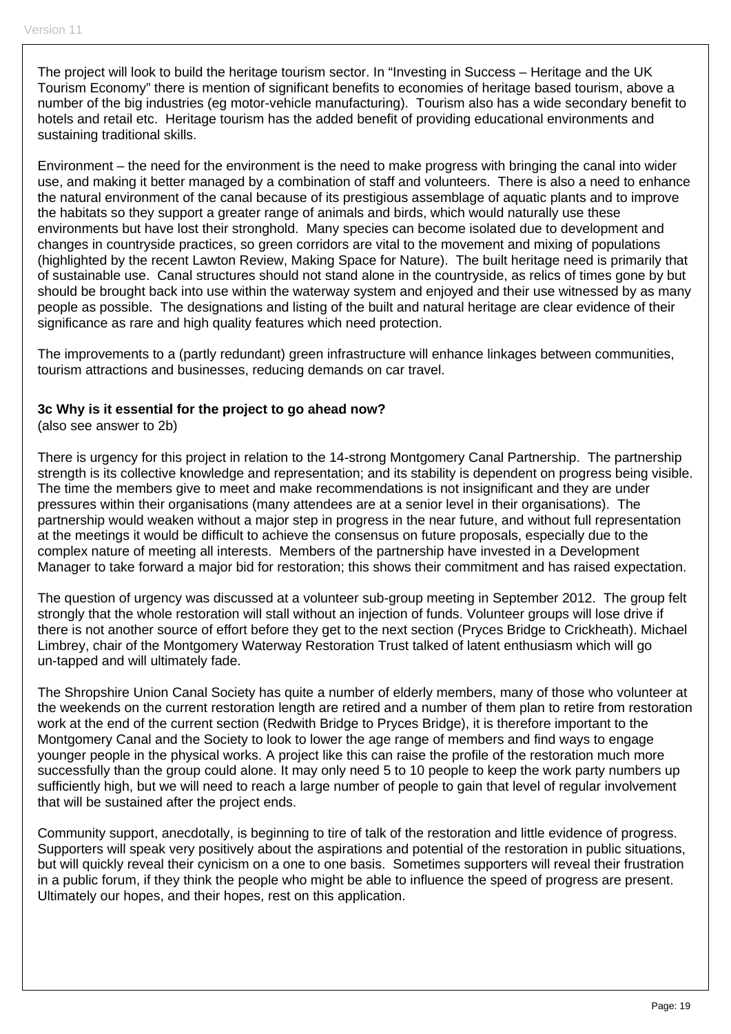The project will look to build the heritage tourism sector. In "Investing in Success – Heritage and the UK Tourism Economy" there is mention of significant benefits to economies of heritage based tourism, above a number of the big industries (eg motor-vehicle manufacturing). Tourism also has a wide secondary benefit to hotels and retail etc. Heritage tourism has the added benefit of providing educational environments and sustaining traditional skills.

Environment – the need for the environment is the need to make progress with bringing the canal into wider use, and making it better managed by a combination of staff and volunteers. There is also a need to enhance the natural environment of the canal because of its prestigious assemblage of aquatic plants and to improve the habitats so they support a greater range of animals and birds, which would naturally use these environments but have lost their stronghold. Many species can become isolated due to development and changes in countryside practices, so green corridors are vital to the movement and mixing of populations (highlighted by the recent Lawton Review, Making Space for Nature). The built heritage need is primarily that of sustainable use. Canal structures should not stand alone in the countryside, as relics of times gone by but should be brought back into use within the waterway system and enjoyed and their use witnessed by as many people as possible. The designations and listing of the built and natural heritage are clear evidence of their significance as rare and high quality features which need protection.

The improvements to a (partly redundant) green infrastructure will enhance linkages between communities, tourism attractions and businesses, reducing demands on car travel.

**3c Why is it essential for the project to go ahead now?**
(also see answer to 2b)

There is urgency for this project in relation to the 14-strong Montgomery Canal Partnership. The partnership strength is its collective knowledge and representation; and its stability is dependent on progress being visible. The time the members give to meet and make recommendations is not insignificant and they are under pressures within their organisations (many attendees are at a senior level in their organisations). The partnership would weaken without a major step in progress in the near future, and without full representation at the meetings it would be difficult to achieve the consensus on future proposals, especially due to the complex nature of meeting all interests. Members of the partnership have invested in a Development Manager to take forward a major bid for restoration; this shows their commitment and has raised expectation.

The question of urgency was discussed at a volunteer sub-group meeting in September 2012. The group felt strongly that the whole restoration will stall without an injection of funds. Volunteer groups will lose drive if there is not another source of effort before they get to the next section (Pryces Bridge to Crickheath). Michael Limbrey, chair of the Montgomery Waterway Restoration Trust talked of latent enthusiasm which will go un-tapped and will ultimately fade.

The Shropshire Union Canal Society has quite a number of elderly members, many of those who volunteer at the weekends on the current restoration length are retired and a number of them plan to retire from restoration work at the end of the current section (Redwith Bridge to Pryces Bridge), it is therefore important to the Montgomery Canal and the Society to look to lower the age range of members and find ways to engage younger people in the physical works. A project like this can raise the profile of the restoration much more successfully than the group could alone. It may only need 5 to 10 people to keep the work party numbers up sufficiently high, but we will need to reach a large number of people to gain that level of regular involvement that will be sustained after the project ends.

Community support, anecdotally, is beginning to tire of talk of the restoration and little evidence of progress. Supporters will speak very positively about the aspirations and potential of the restoration in public situations, but will quickly reveal their cynicism on a one to one basis. Sometimes supporters will reveal their frustration in a public forum, if they think the people who might be able to influence the speed of progress are present. Ultimately our hopes, and their hopes, rest on this application.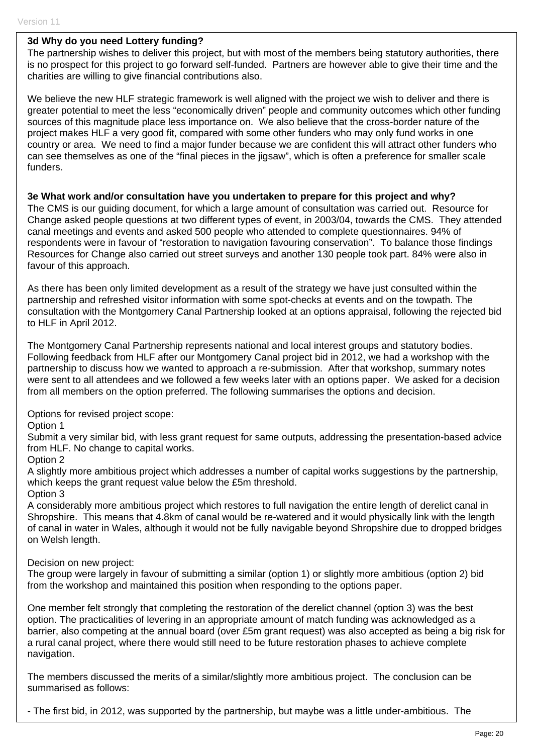**3d Why do you need Lottery funding?**

The partnership wishes to deliver this project, but with most of the members being statutory authorities, there is no prospect for this project to go forward self-funded. Partners are however able to give their time and the charities are willing to give financial contributions also.

We believe the new HLF strategic framework is well aligned with the project we wish to deliver and there is greater potential to meet the less "economically driven" people and community outcomes which other funding sources of this magnitude place less importance on. We also believe that the cross-border nature of the project makes HLF a very good fit, compared with some other funders who may only fund works in one country or area. We need to find a major funder because we are confident this will attract other funders who can see themselves as one of the "final pieces in the jigsaw", which is often a preference for smaller scale funders.

**3e What work and/or consultation have you undertaken to prepare for this project and why?**

The CMS is our guiding document, for which a large amount of consultation was carried out. Resource for Change asked people questions at two different types of event, in 2003/04, towards the CMS. They attended canal meetings and events and asked 500 people who attended to complete questionnaires. 94% of respondents were in favour of "restoration to navigation favouring conservation". To balance those findings Resources for Change also carried out street surveys and another 130 people took part. 84% were also in favour of this approach.

As there has been only limited development as a result of the strategy we have just consulted within the partnership and refreshed visitor information with some spot-checks at events and on the towpath. The consultation with the Montgomery Canal Partnership looked at an options appraisal, following the rejected bid to HLF in April 2012.

The Montgomery Canal Partnership represents national and local interest groups and statutory bodies. Following feedback from HLF after our Montgomery Canal project bid in 2012, we had a workshop with the partnership to discuss how we wanted to approach a re-submission. After that workshop, summary notes were sent to all attendees and we followed a few weeks later with an options paper. We asked for a decision from all members on the option preferred. The following summarises the options and decision.

Options for revised project scope:

Option 1

Submit a very similar bid, with less grant request for same outputs, addressing the presentation-based advice from HLF. No change to capital works.

Option 2

A slightly more ambitious project which addresses a number of capital works suggestions by the partnership, which keeps the grant request value below the £5m threshold.

Option 3

A considerably more ambitious project which restores to full navigation the entire length of derelict canal in Shropshire. This means that 4.8km of canal would be re-watered and it would physically link with the length of canal in water in Wales, although it would not be fully navigable beyond Shropshire due to dropped bridges on Welsh length.

Decision on new project:

The group were largely in favour of submitting a similar (option 1) or slightly more ambitious (option 2) bid from the workshop and maintained this position when responding to the options paper.

One member felt strongly that completing the restoration of the derelict channel (option 3) was the best option. The practicalities of levering in an appropriate amount of match funding was acknowledged as a barrier, also competing at the annual board (over £5m grant request) was also accepted as being a big risk for a rural canal project, where there would still need to be future restoration phases to achieve complete navigation.

The members discussed the merits of a similar/slightly more ambitious project. The conclusion can be summarised as follows:

- The first bid, in 2012, was supported by the partnership, but maybe was a little under-ambitious. The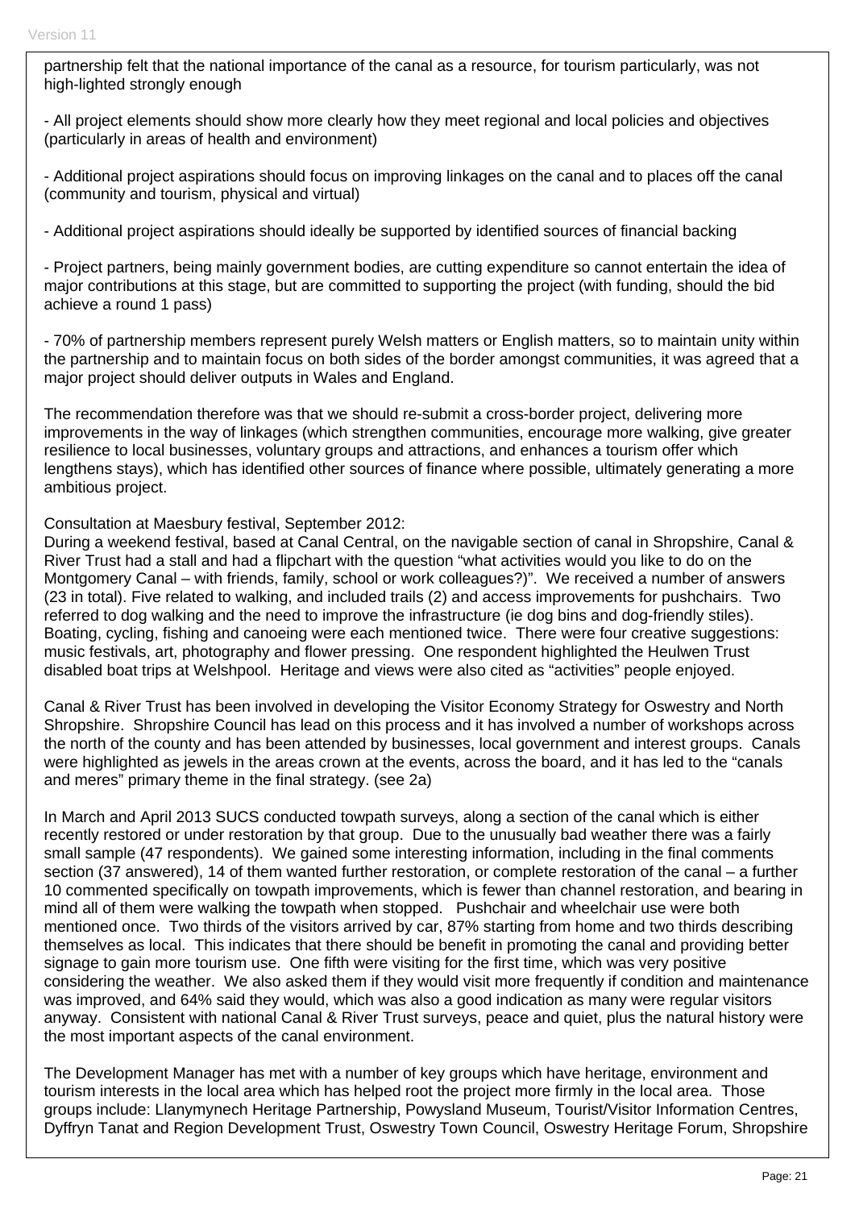partnership felt that the national importance of the canal as a resource, for tourism particularly, was not high-lighted strongly enough

- All project elements should show more clearly how they meet regional and local policies and objectives (particularly in areas of health and environment)

- Additional project aspirations should focus on improving linkages on the canal and to places off the canal (community and tourism, physical and virtual)

- Additional project aspirations should ideally be supported by identified sources of financial backing

- Project partners, being mainly government bodies, are cutting expenditure so cannot entertain the idea of major contributions at this stage, but are committed to supporting the project (with funding, should the bid achieve a round 1 pass)

- 70% of partnership members represent purely Welsh matters or English matters, so to maintain unity within the partnership and to maintain focus on both sides of the border amongst communities, it was agreed that a major project should deliver outputs in Wales and England.

The recommendation therefore was that we should re-submit a cross-border project, delivering more improvements in the way of linkages (which strengthen communities, encourage more walking, give greater resilience to local businesses, voluntary groups and attractions, and enhances a tourism offer which lengthens stays), which has identified other sources of finance where possible, ultimately generating a more ambitious project.

Consultation at Maesbury festival, September 2012:
During a weekend festival, based at Canal Central, on the navigable section of canal in Shropshire, Canal & River Trust had a stall and had a flipchart with the question "what activities would you like to do on the Montgomery Canal – with friends, family, school or work colleagues?)". We received a number of answers (23 in total). Five related to walking, and included trails (2) and access improvements for pushchairs. Two referred to dog walking and the need to improve the infrastructure (ie dog bins and dog-friendly stiles). Boating, cycling, fishing and canoeing were each mentioned twice. There were four creative suggestions: music festivals, art, photography and flower pressing. One respondent highlighted the Heulwen Trust disabled boat trips at Welshpool. Heritage and views were also cited as "activities" people enjoyed.

Canal & River Trust has been involved in developing the Visitor Economy Strategy for Oswestry and North Shropshire. Shropshire Council has lead on this process and it has involved a number of workshops across the north of the county and has been attended by businesses, local government and interest groups. Canals were highlighted as jewels in the areas crown at the events, across the board, and it has led to the "canals and meres" primary theme in the final strategy. (see 2a)

In March and April 2013 SUCS conducted towpath surveys, along a section of the canal which is either recently restored or under restoration by that group. Due to the unusually bad weather there was a fairly small sample (47 respondents). We gained some interesting information, including in the final comments section (37 answered), 14 of them wanted further restoration, or complete restoration of the canal – a further 10 commented specifically on towpath improvements, which is fewer than channel restoration, and bearing in mind all of them were walking the towpath when stopped. Pushchair and wheelchair use were both mentioned once. Two thirds of the visitors arrived by car, 87% starting from home and two thirds describing themselves as local. This indicates that there should be benefit in promoting the canal and providing better signage to gain more tourism use. One fifth were visiting for the first time, which was very positive considering the weather. We also asked them if they would visit more frequently if condition and maintenance was improved, and 64% said they would, which was also a good indication as many were regular visitors anyway. Consistent with national Canal & River Trust surveys, peace and quiet, plus the natural history were the most important aspects of the canal environment.

The Development Manager has met with a number of key groups which have heritage, environment and tourism interests in the local area which has helped root the project more firmly in the local area. Those groups include: Llanymynech Heritage Partnership, Powysland Museum, Tourist/Visitor Information Centres, Dyffryn Tanat and Region Development Trust, Oswestry Town Council, Oswestry Heritage Forum, Shropshire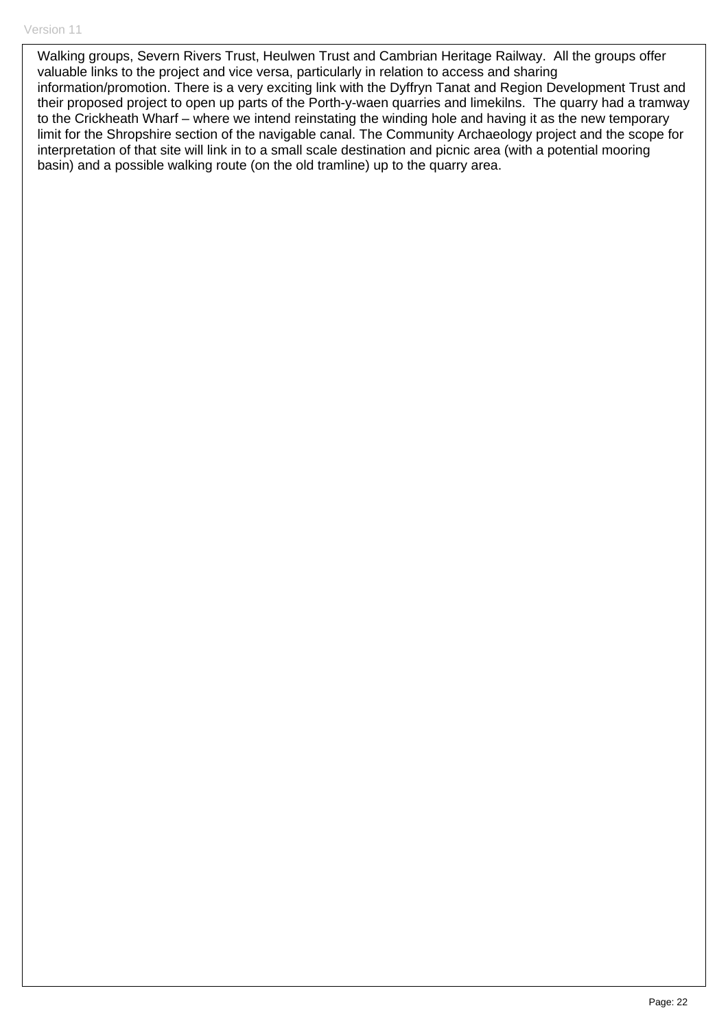Walking groups, Severn Rivers Trust, Heulwen Trust and Cambrian Heritage Railway. All the groups offer valuable links to the project and vice versa, particularly in relation to access and sharing information/promotion. There is a very exciting link with the Dyffryn Tanat and Region Development Trust and their proposed project to open up parts of the Porth-y-waen quarries and limekilns. The quarry had a tramway to the Crickheath Wharf – where we intend reinstating the winding hole and having it as the new temporary limit for the Shropshire section of the navigable canal. The Community Archaeology project and the scope for interpretation of that site will link in to a small scale destination and picnic area (with a potential mooring basin) and a possible walking route (on the old tramline) up to the quarry area.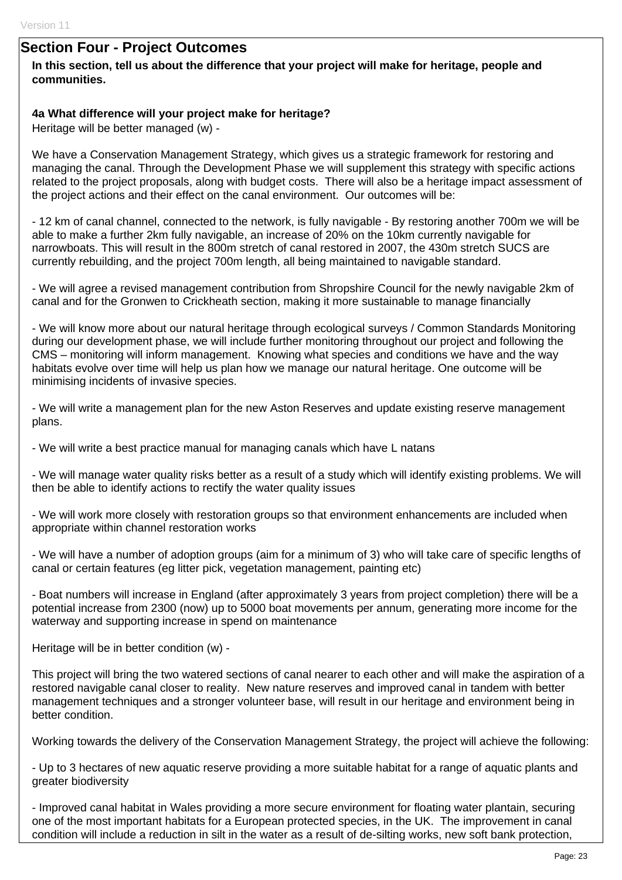## Section Four - Project Outcomes

**In this section, tell us about the difference that your project will make for heritage, people and communities.**

**4a What difference will your project make for heritage?**

Heritage will be better managed (w) -

We have a Conservation Management Strategy, which gives us a strategic framework for restoring and managing the canal. Through the Development Phase we will supplement this strategy with specific actions related to the project proposals, along with budget costs. There will also be a heritage impact assessment of the project actions and their effect on the canal environment. Our outcomes will be:

- 12 km of canal channel, connected to the network, is fully navigable - By restoring another 700m we will be able to make a further 2km fully navigable, an increase of 20% on the 10km currently navigable for narrowboats. This will result in the 800m stretch of canal restored in 2007, the 430m stretch SUCS are currently rebuilding, and the project 700m length, all being maintained to navigable standard.

- We will agree a revised management contribution from Shropshire Council for the newly navigable 2km of canal and for the Gronwen to Crickheath section, making it more sustainable to manage financially

- We will know more about our natural heritage through ecological surveys / Common Standards Monitoring during our development phase, we will include further monitoring throughout our project and following the CMS – monitoring will inform management. Knowing what species and conditions we have and the way habitats evolve over time will help us plan how we manage our natural heritage. One outcome will be minimising incidents of invasive species.

- We will write a management plan for the new Aston Reserves and update existing reserve management plans.

- We will write a best practice manual for managing canals which have L natans

- We will manage water quality risks better as a result of a study which will identify existing problems. We will then be able to identify actions to rectify the water quality issues

- We will work more closely with restoration groups so that environment enhancements are included when appropriate within channel restoration works

- We will have a number of adoption groups (aim for a minimum of 3) who will take care of specific lengths of canal or certain features (eg litter pick, vegetation management, painting etc)

- Boat numbers will increase in England (after approximately 3 years from project completion) there will be a potential increase from 2300 (now) up to 5000 boat movements per annum, generating more income for the waterway and supporting increase in spend on maintenance

Heritage will be in better condition (w) -

This project will bring the two watered sections of canal nearer to each other and will make the aspiration of a restored navigable canal closer to reality. New nature reserves and improved canal in tandem with better management techniques and a stronger volunteer base, will result in our heritage and environment being in better condition.

Working towards the delivery of the Conservation Management Strategy, the project will achieve the following:

- Up to 3 hectares of new aquatic reserve providing a more suitable habitat for a range of aquatic plants and greater biodiversity

- Improved canal habitat in Wales providing a more secure environment for floating water plantain, securing one of the most important habitats for a European protected species, in the UK. The improvement in canal condition will include a reduction in silt in the water as a result of de-silting works, new soft bank protection,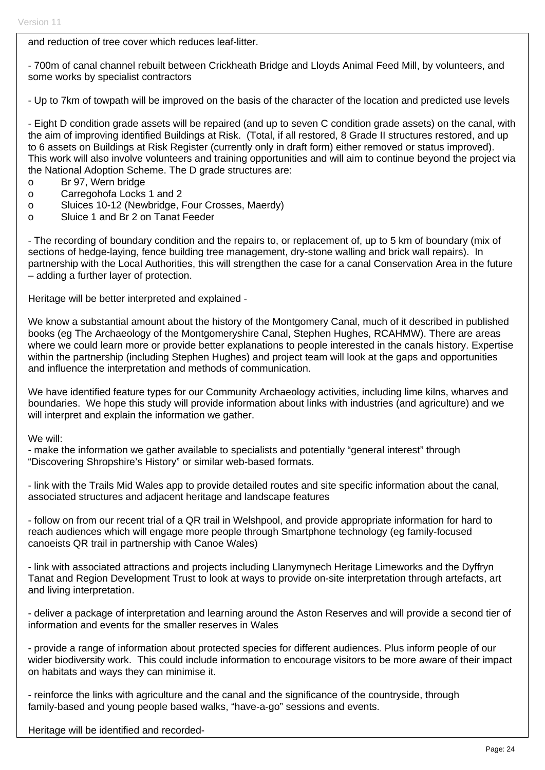and reduction of tree cover which reduces leaf-litter.

- 700m of canal channel rebuilt between Crickheath Bridge and Lloyds Animal Feed Mill, by volunteers, and some works by specialist contractors

- Up to 7km of towpath will be improved on the basis of the character of the location and predicted use levels

- Eight D condition grade assets will be repaired (and up to seven C condition grade assets) on the canal, with the aim of improving identified Buildings at Risk. (Total, if all restored, 8 Grade II structures restored, and up to 6 assets on Buildings at Risk Register (currently only in draft form) either removed or status improved). This work will also involve volunteers and training opportunities and will aim to continue beyond the project via the National Adoption Scheme. The D grade structures are:

- Br 97, Wern bridge
- Carregohofa Locks 1 and 2
- Sluices 10-12 (Newbridge, Four Crosses, Maerdy)
- Sluice 1 and Br 2 on Tanat Feeder

- The recording of boundary condition and the repairs to, or replacement of, up to 5 km of boundary (mix of sections of hedge-laying, fence building tree management, dry-stone walling and brick wall repairs). In partnership with the Local Authorities, this will strengthen the case for a canal Conservation Area in the future – adding a further layer of protection.

Heritage will be better interpreted and explained -

We know a substantial amount about the history of the Montgomery Canal, much of it described in published books (eg The Archaeology of the Montgomeryshire Canal, Stephen Hughes, RCAHMW). There are areas where we could learn more or provide better explanations to people interested in the canals history. Expertise within the partnership (including Stephen Hughes) and project team will look at the gaps and opportunities and influence the interpretation and methods of communication.

We have identified feature types for our Community Archaeology activities, including lime kilns, wharves and boundaries. We hope this study will provide information about links with industries (and agriculture) and we will interpret and explain the information we gather.

We will:

- make the information we gather available to specialists and potentially "general interest" through "Discovering Shropshire's History" or similar web-based formats.

- link with the Trails Mid Wales app to provide detailed routes and site specific information about the canal, associated structures and adjacent heritage and landscape features

- follow on from our recent trial of a QR trail in Welshpool, and provide appropriate information for hard to reach audiences which will engage more people through Smartphone technology (eg family-focused canoeists QR trail in partnership with Canoe Wales)

- link with associated attractions and projects including Llanymynech Heritage Limeworks and the Dyffryn Tanat and Region Development Trust to look at ways to provide on-site interpretation through artefacts, art and living interpretation.

- deliver a package of interpretation and learning around the Aston Reserves and will provide a second tier of information and events for the smaller reserves in Wales

- provide a range of information about protected species for different audiences. Plus inform people of our wider biodiversity work. This could include information to encourage visitors to be more aware of their impact on habitats and ways they can minimise it.

- reinforce the links with agriculture and the canal and the significance of the countryside, through family-based and young people based walks, "have-a-go" sessions and events.

Heritage will be identified and recorded-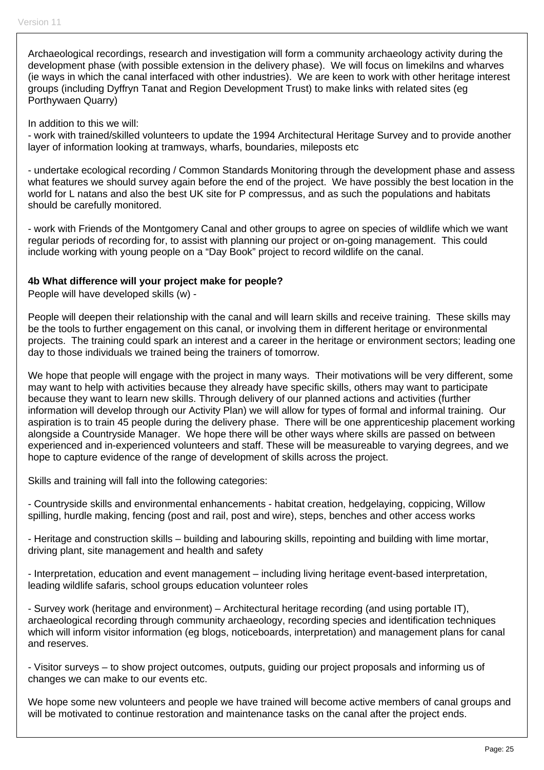Archaeological recordings, research and investigation will form a community archaeology activity during the development phase (with possible extension in the delivery phase). We will focus on limekilns and wharves (ie ways in which the canal interfaced with other industries). We are keen to work with other heritage interest groups (including Dyffryn Tanat and Region Development Trust) to make links with related sites (eg Porthywaen Quarry)

In addition to this we will:
- work with trained/skilled volunteers to update the 1994 Architectural Heritage Survey and to provide another layer of information looking at tramways, wharfs, boundaries, mileposts etc

- undertake ecological recording / Common Standards Monitoring through the development phase and assess what features we should survey again before the end of the project. We have possibly the best location in the world for L natans and also the best UK site for P compressus, and as such the populations and habitats should be carefully monitored.

- work with Friends of the Montgomery Canal and other groups to agree on species of wildlife which we want regular periods of recording for, to assist with planning our project or on-going management. This could include working with young people on a "Day Book" project to record wildlife on the canal.

**4b What difference will your project make for people?**
People will have developed skills (w) -

People will deepen their relationship with the canal and will learn skills and receive training. These skills may be the tools to further engagement on this canal, or involving them in different heritage or environmental projects. The training could spark an interest and a career in the heritage or environment sectors; leading one day to those individuals we trained being the trainers of tomorrow.

We hope that people will engage with the project in many ways. Their motivations will be very different, some may want to help with activities because they already have specific skills, others may want to participate because they want to learn new skills. Through delivery of our planned actions and activities (further information will develop through our Activity Plan) we will allow for types of formal and informal training. Our aspiration is to train 45 people during the delivery phase. There will be one apprenticeship placement working alongside a Countryside Manager. We hope there will be other ways where skills are passed on between experienced and in-experienced volunteers and staff. These will be measureable to varying degrees, and we hope to capture evidence of the range of development of skills across the project.

Skills and training will fall into the following categories:

- Countryside skills and environmental enhancements - habitat creation, hedgelaying, coppicing, Willow spilling, hurdle making, fencing (post and rail, post and wire), steps, benches and other access works

- Heritage and construction skills – building and labouring skills, repointing and building with lime mortar, driving plant, site management and health and safety

- Interpretation, education and event management – including living heritage event-based interpretation, leading wildlife safaris, school groups education volunteer roles

- Survey work (heritage and environment) – Architectural heritage recording (and using portable IT), archaeological recording through community archaeology, recording species and identification techniques which will inform visitor information (eg blogs, noticeboards, interpretation) and management plans for canal and reserves.

- Visitor surveys – to show project outcomes, outputs, guiding our project proposals and informing us of changes we can make to our events etc.

We hope some new volunteers and people we have trained will become active members of canal groups and will be motivated to continue restoration and maintenance tasks on the canal after the project ends.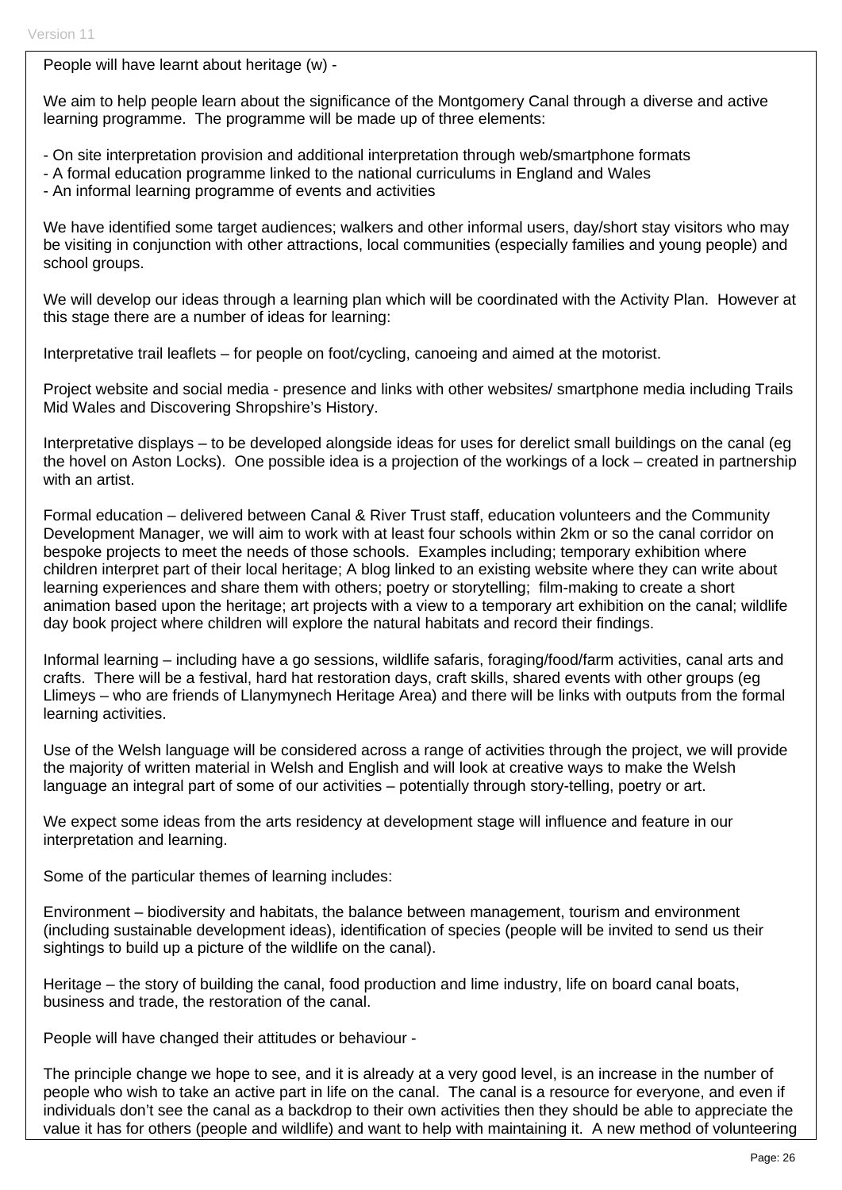People will have learnt about heritage (w) -

We aim to help people learn about the significance of the Montgomery Canal through a diverse and active learning programme. The programme will be made up of three elements:

- On site interpretation provision and additional interpretation through web/smartphone formats
- A formal education programme linked to the national curriculums in England and Wales
- An informal learning programme of events and activities

We have identified some target audiences; walkers and other informal users, day/short stay visitors who may be visiting in conjunction with other attractions, local communities (especially families and young people) and school groups.

We will develop our ideas through a learning plan which will be coordinated with the Activity Plan. However at this stage there are a number of ideas for learning:

Interpretative trail leaflets – for people on foot/cycling, canoeing and aimed at the motorist.

Project website and social media - presence and links with other websites/ smartphone media including Trails Mid Wales and Discovering Shropshire's History.

Interpretative displays – to be developed alongside ideas for uses for derelict small buildings on the canal (eg the hovel on Aston Locks). One possible idea is a projection of the workings of a lock – created in partnership with an artist.

Formal education – delivered between Canal & River Trust staff, education volunteers and the Community Development Manager, we will aim to work with at least four schools within 2km or so the canal corridor on bespoke projects to meet the needs of those schools. Examples including; temporary exhibition where children interpret part of their local heritage; A blog linked to an existing website where they can write about learning experiences and share them with others; poetry or storytelling; film-making to create a short animation based upon the heritage; art projects with a view to a temporary art exhibition on the canal; wildlife day book project where children will explore the natural habitats and record their findings.

Informal learning – including have a go sessions, wildlife safaris, foraging/food/farm activities, canal arts and crafts. There will be a festival, hard hat restoration days, craft skills, shared events with other groups (eg Llimeys – who are friends of Llanymynech Heritage Area) and there will be links with outputs from the formal learning activities.

Use of the Welsh language will be considered across a range of activities through the project, we will provide the majority of written material in Welsh and English and will look at creative ways to make the Welsh language an integral part of some of our activities – potentially through story-telling, poetry or art.

We expect some ideas from the arts residency at development stage will influence and feature in our interpretation and learning.

Some of the particular themes of learning includes:

Environment – biodiversity and habitats, the balance between management, tourism and environment (including sustainable development ideas), identification of species (people will be invited to send us their sightings to build up a picture of the wildlife on the canal).

Heritage – the story of building the canal, food production and lime industry, life on board canal boats, business and trade, the restoration of the canal.

People will have changed their attitudes or behaviour -

The principle change we hope to see, and it is already at a very good level, is an increase in the number of people who wish to take an active part in life on the canal. The canal is a resource for everyone, and even if individuals don't see the canal as a backdrop to their own activities then they should be able to appreciate the value it has for others (people and wildlife) and want to help with maintaining it. A new method of volunteering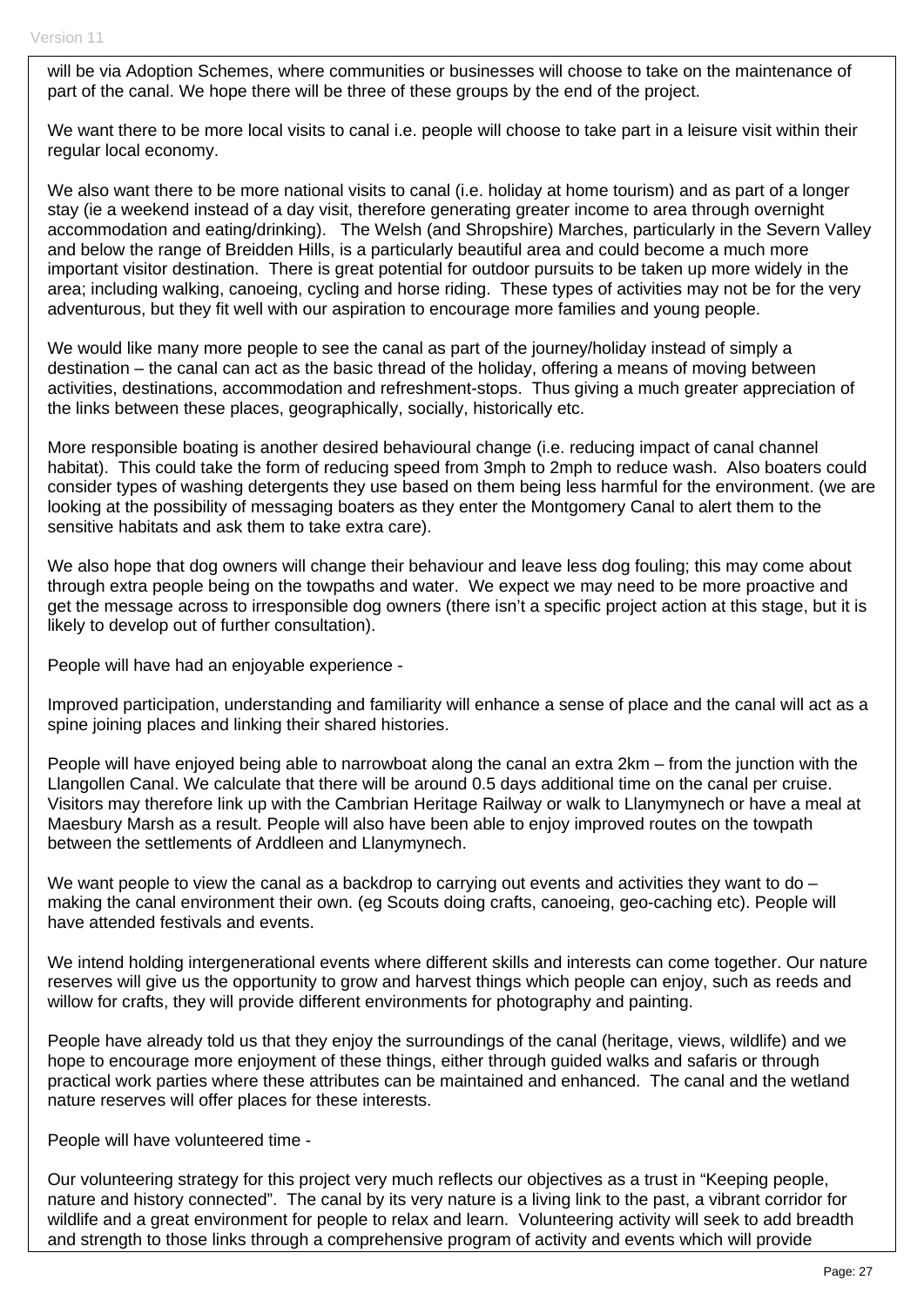will be via Adoption Schemes, where communities or businesses will choose to take on the maintenance of part of the canal. We hope there will be three of these groups by the end of the project.

We want there to be more local visits to canal i.e. people will choose to take part in a leisure visit within their regular local economy.

We also want there to be more national visits to canal (i.e. holiday at home tourism) and as part of a longer stay (ie a weekend instead of a day visit, therefore generating greater income to area through overnight accommodation and eating/drinking). The Welsh (and Shropshire) Marches, particularly in the Severn Valley and below the range of Breidden Hills, is a particularly beautiful area and could become a much more important visitor destination. There is great potential for outdoor pursuits to be taken up more widely in the area; including walking, canoeing, cycling and horse riding. These types of activities may not be for the very adventurous, but they fit well with our aspiration to encourage more families and young people.

We would like many more people to see the canal as part of the journey/holiday instead of simply a destination – the canal can act as the basic thread of the holiday, offering a means of moving between activities, destinations, accommodation and refreshment-stops. Thus giving a much greater appreciation of the links between these places, geographically, socially, historically etc.

More responsible boating is another desired behavioural change (i.e. reducing impact of canal channel habitat). This could take the form of reducing speed from 3mph to 2mph to reduce wash. Also boaters could consider types of washing detergents they use based on them being less harmful for the environment. (we are looking at the possibility of messaging boaters as they enter the Montgomery Canal to alert them to the sensitive habitats and ask them to take extra care).

We also hope that dog owners will change their behaviour and leave less dog fouling; this may come about through extra people being on the towpaths and water. We expect we may need to be more proactive and get the message across to irresponsible dog owners (there isn't a specific project action at this stage, but it is likely to develop out of further consultation).

People will have had an enjoyable experience -

Improved participation, understanding and familiarity will enhance a sense of place and the canal will act as a spine joining places and linking their shared histories.

People will have enjoyed being able to narrowboat along the canal an extra 2km – from the junction with the Llangollen Canal. We calculate that there will be around 0.5 days additional time on the canal per cruise. Visitors may therefore link up with the Cambrian Heritage Railway or walk to Llanymynech or have a meal at Maesbury Marsh as a result. People will also have been able to enjoy improved routes on the towpath between the settlements of Arddleen and Llanymynech.

We want people to view the canal as a backdrop to carrying out events and activities they want to do – making the canal environment their own. (eg Scouts doing crafts, canoeing, geo-caching etc). People will have attended festivals and events.

We intend holding intergenerational events where different skills and interests can come together. Our nature reserves will give us the opportunity to grow and harvest things which people can enjoy, such as reeds and willow for crafts, they will provide different environments for photography and painting.

People have already told us that they enjoy the surroundings of the canal (heritage, views, wildlife) and we hope to encourage more enjoyment of these things, either through guided walks and safaris or through practical work parties where these attributes can be maintained and enhanced. The canal and the wetland nature reserves will offer places for these interests.

People will have volunteered time -

Our volunteering strategy for this project very much reflects our objectives as a trust in "Keeping people, nature and history connected". The canal by its very nature is a living link to the past, a vibrant corridor for wildlife and a great environment for people to relax and learn. Volunteering activity will seek to add breadth and strength to those links through a comprehensive program of activity and events which will provide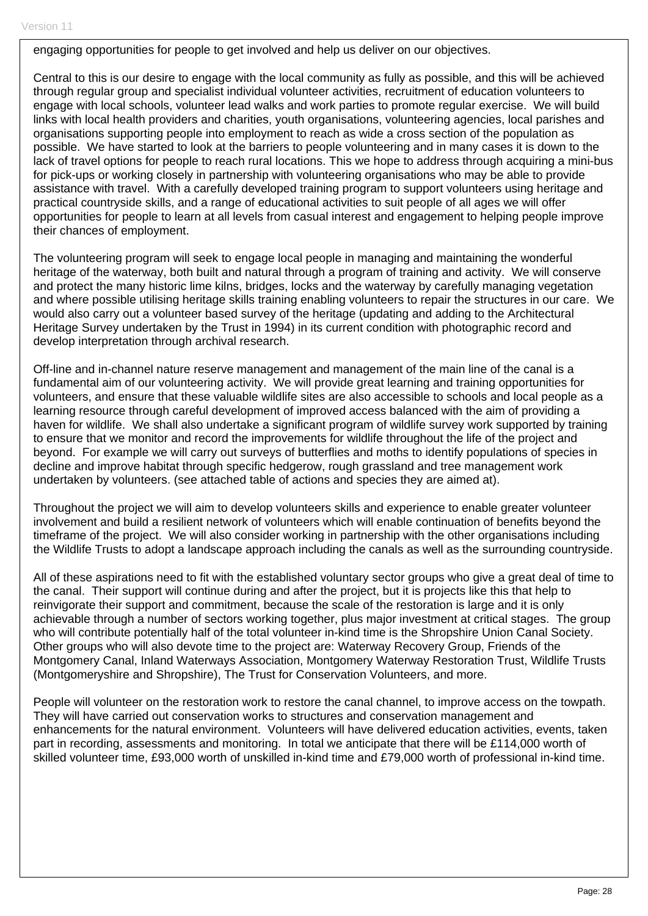engaging opportunities for people to get involved and help us deliver on our objectives.

Central to this is our desire to engage with the local community as fully as possible, and this will be achieved through regular group and specialist individual volunteer activities, recruitment of education volunteers to engage with local schools, volunteer lead walks and work parties to promote regular exercise. We will build links with local health providers and charities, youth organisations, volunteering agencies, local parishes and organisations supporting people into employment to reach as wide a cross section of the population as possible. We have started to look at the barriers to people volunteering and in many cases it is down to the lack of travel options for people to reach rural locations. This we hope to address through acquiring a mini-bus for pick-ups or working closely in partnership with volunteering organisations who may be able to provide assistance with travel. With a carefully developed training program to support volunteers using heritage and practical countryside skills, and a range of educational activities to suit people of all ages we will offer opportunities for people to learn at all levels from casual interest and engagement to helping people improve their chances of employment.

The volunteering program will seek to engage local people in managing and maintaining the wonderful heritage of the waterway, both built and natural through a program of training and activity. We will conserve and protect the many historic lime kilns, bridges, locks and the waterway by carefully managing vegetation and where possible utilising heritage skills training enabling volunteers to repair the structures in our care. We would also carry out a volunteer based survey of the heritage (updating and adding to the Architectural Heritage Survey undertaken by the Trust in 1994) in its current condition with photographic record and develop interpretation through archival research.

Off-line and in-channel nature reserve management and management of the main line of the canal is a fundamental aim of our volunteering activity. We will provide great learning and training opportunities for volunteers, and ensure that these valuable wildlife sites are also accessible to schools and local people as a learning resource through careful development of improved access balanced with the aim of providing a haven for wildlife. We shall also undertake a significant program of wildlife survey work supported by training to ensure that we monitor and record the improvements for wildlife throughout the life of the project and beyond. For example we will carry out surveys of butterflies and moths to identify populations of species in decline and improve habitat through specific hedgerow, rough grassland and tree management work undertaken by volunteers. (see attached table of actions and species they are aimed at).

Throughout the project we will aim to develop volunteers skills and experience to enable greater volunteer involvement and build a resilient network of volunteers which will enable continuation of benefits beyond the timeframe of the project. We will also consider working in partnership with the other organisations including the Wildlife Trusts to adopt a landscape approach including the canals as well as the surrounding countryside.

All of these aspirations need to fit with the established voluntary sector groups who give a great deal of time to the canal. Their support will continue during and after the project, but it is projects like this that help to reinvigorate their support and commitment, because the scale of the restoration is large and it is only achievable through a number of sectors working together, plus major investment at critical stages. The group who will contribute potentially half of the total volunteer in-kind time is the Shropshire Union Canal Society. Other groups who will also devote time to the project are: Waterway Recovery Group, Friends of the Montgomery Canal, Inland Waterways Association, Montgomery Waterway Restoration Trust, Wildlife Trusts (Montgomeryshire and Shropshire), The Trust for Conservation Volunteers, and more.

People will volunteer on the restoration work to restore the canal channel, to improve access on the towpath. They will have carried out conservation works to structures and conservation management and enhancements for the natural environment. Volunteers will have delivered education activities, events, taken part in recording, assessments and monitoring. In total we anticipate that there will be £114,000 worth of skilled volunteer time, £93,000 worth of unskilled in-kind time and £79,000 worth of professional in-kind time.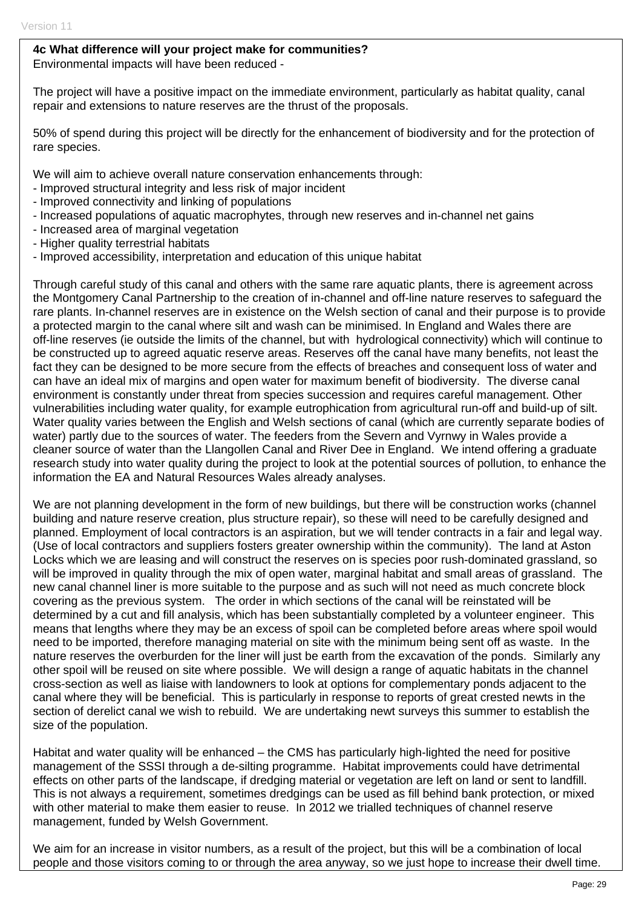**4c What difference will your project make for communities?**
Environmental impacts will have been reduced -

The project will have a positive impact on the immediate environment, particularly as habitat quality, canal repair and extensions to nature reserves are the thrust of the proposals.

50% of spend during this project will be directly for the enhancement of biodiversity and for the protection of rare species.

We will aim to achieve overall nature conservation enhancements through:
- Improved structural integrity and less risk of major incident
- Improved connectivity and linking of populations
- Increased populations of aquatic macrophytes, through new reserves and in-channel net gains
- Increased area of marginal vegetation
- Higher quality terrestrial habitats
- Improved accessibility, interpretation and education of this unique habitat

Through careful study of this canal and others with the same rare aquatic plants, there is agreement across the Montgomery Canal Partnership to the creation of in-channel and off-line nature reserves to safeguard the rare plants. In-channel reserves are in existence on the Welsh section of canal and their purpose is to provide a protected margin to the canal where silt and wash can be minimised. In England and Wales there are off-line reserves (ie outside the limits of the channel, but with hydrological connectivity) which will continue to be constructed up to agreed aquatic reserve areas. Reserves off the canal have many benefits, not least the fact they can be designed to be more secure from the effects of breaches and consequent loss of water and can have an ideal mix of margins and open water for maximum benefit of biodiversity. The diverse canal environment is constantly under threat from species succession and requires careful management. Other vulnerabilities including water quality, for example eutrophication from agricultural run-off and build-up of silt. Water quality varies between the English and Welsh sections of canal (which are currently separate bodies of water) partly due to the sources of water. The feeders from the Severn and Vyrnwy in Wales provide a cleaner source of water than the Llangollen Canal and River Dee in England. We intend offering a graduate research study into water quality during the project to look at the potential sources of pollution, to enhance the information the EA and Natural Resources Wales already analyses.

We are not planning development in the form of new buildings, but there will be construction works (channel building and nature reserve creation, plus structure repair), so these will need to be carefully designed and planned. Employment of local contractors is an aspiration, but we will tender contracts in a fair and legal way. (Use of local contractors and suppliers fosters greater ownership within the community). The land at Aston Locks which we are leasing and will construct the reserves on is species poor rush-dominated grassland, so will be improved in quality through the mix of open water, marginal habitat and small areas of grassland. The new canal channel liner is more suitable to the purpose and as such will not need as much concrete block covering as the previous system. The order in which sections of the canal will be reinstated will be determined by a cut and fill analysis, which has been substantially completed by a volunteer engineer. This means that lengths where they may be an excess of spoil can be completed before areas where spoil would need to be imported, therefore managing material on site with the minimum being sent off as waste. In the nature reserves the overburden for the liner will just be earth from the excavation of the ponds. Similarly any other spoil will be reused on site where possible. We will design a range of aquatic habitats in the channel cross-section as well as liaise with landowners to look at options for complementary ponds adjacent to the canal where they will be beneficial. This is particularly in response to reports of great crested newts in the section of derelict canal we wish to rebuild. We are undertaking newt surveys this summer to establish the size of the population.

Habitat and water quality will be enhanced – the CMS has particularly high-lighted the need for positive management of the SSSI through a de-silting programme. Habitat improvements could have detrimental effects on other parts of the landscape, if dredging material or vegetation are left on land or sent to landfill. This is not always a requirement, sometimes dredgings can be used as fill behind bank protection, or mixed with other material to make them easier to reuse. In 2012 we trialled techniques of channel reserve management, funded by Welsh Government.

We aim for an increase in visitor numbers, as a result of the project, but this will be a combination of local people and those visitors coming to or through the area anyway, so we just hope to increase their dwell time.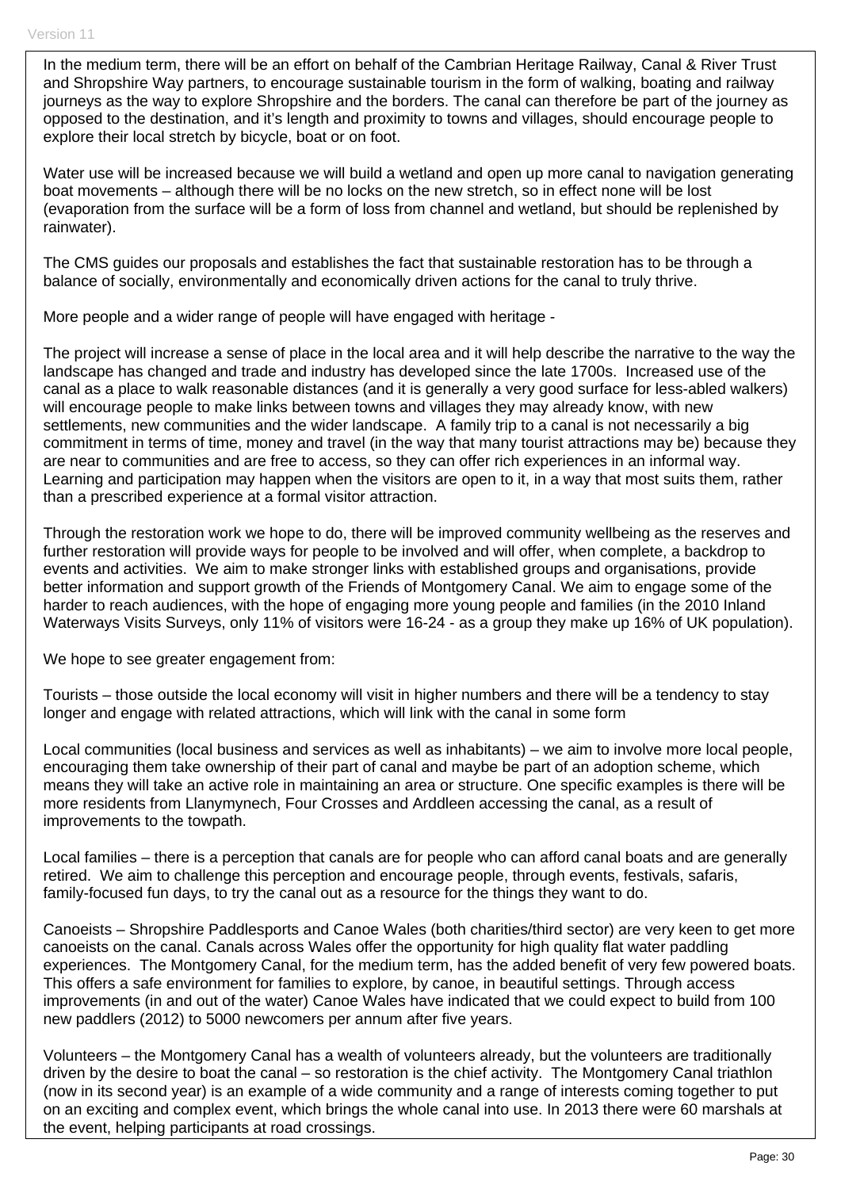In the medium term, there will be an effort on behalf of the Cambrian Heritage Railway, Canal & River Trust and Shropshire Way partners, to encourage sustainable tourism in the form of walking, boating and railway journeys as the way to explore Shropshire and the borders. The canal can therefore be part of the journey as opposed to the destination, and it's length and proximity to towns and villages, should encourage people to explore their local stretch by bicycle, boat or on foot.

Water use will be increased because we will build a wetland and open up more canal to navigation generating boat movements – although there will be no locks on the new stretch, so in effect none will be lost (evaporation from the surface will be a form of loss from channel and wetland, but should be replenished by rainwater).

The CMS guides our proposals and establishes the fact that sustainable restoration has to be through a balance of socially, environmentally and economically driven actions for the canal to truly thrive.

More people and a wider range of people will have engaged with heritage -

The project will increase a sense of place in the local area and it will help describe the narrative to the way the landscape has changed and trade and industry has developed since the late 1700s. Increased use of the canal as a place to walk reasonable distances (and it is generally a very good surface for less-abled walkers) will encourage people to make links between towns and villages they may already know, with new settlements, new communities and the wider landscape. A family trip to a canal is not necessarily a big commitment in terms of time, money and travel (in the way that many tourist attractions may be) because they are near to communities and are free to access, so they can offer rich experiences in an informal way. Learning and participation may happen when the visitors are open to it, in a way that most suits them, rather than a prescribed experience at a formal visitor attraction.

Through the restoration work we hope to do, there will be improved community wellbeing as the reserves and further restoration will provide ways for people to be involved and will offer, when complete, a backdrop to events and activities. We aim to make stronger links with established groups and organisations, provide better information and support growth of the Friends of Montgomery Canal. We aim to engage some of the harder to reach audiences, with the hope of engaging more young people and families (in the 2010 Inland Waterways Visits Surveys, only 11% of visitors were 16-24 - as a group they make up 16% of UK population).

We hope to see greater engagement from:

Tourists – those outside the local economy will visit in higher numbers and there will be a tendency to stay longer and engage with related attractions, which will link with the canal in some form

Local communities (local business and services as well as inhabitants) – we aim to involve more local people, encouraging them take ownership of their part of canal and maybe be part of an adoption scheme, which means they will take an active role in maintaining an area or structure. One specific examples is there will be more residents from Llanymynech, Four Crosses and Arddleen accessing the canal, as a result of improvements to the towpath.

Local families – there is a perception that canals are for people who can afford canal boats and are generally retired. We aim to challenge this perception and encourage people, through events, festivals, safaris, family-focused fun days, to try the canal out as a resource for the things they want to do.

Canoeists – Shropshire Paddlesports and Canoe Wales (both charities/third sector) are very keen to get more canoeists on the canal. Canals across Wales offer the opportunity for high quality flat water paddling experiences. The Montgomery Canal, for the medium term, has the added benefit of very few powered boats. This offers a safe environment for families to explore, by canoe, in beautiful settings. Through access improvements (in and out of the water) Canoe Wales have indicated that we could expect to build from 100 new paddlers (2012) to 5000 newcomers per annum after five years.

Volunteers – the Montgomery Canal has a wealth of volunteers already, but the volunteers are traditionally driven by the desire to boat the canal – so restoration is the chief activity. The Montgomery Canal triathlon (now in its second year) is an example of a wide community and a range of interests coming together to put on an exciting and complex event, which brings the whole canal into use. In 2013 there were 60 marshals at the event, helping participants at road crossings.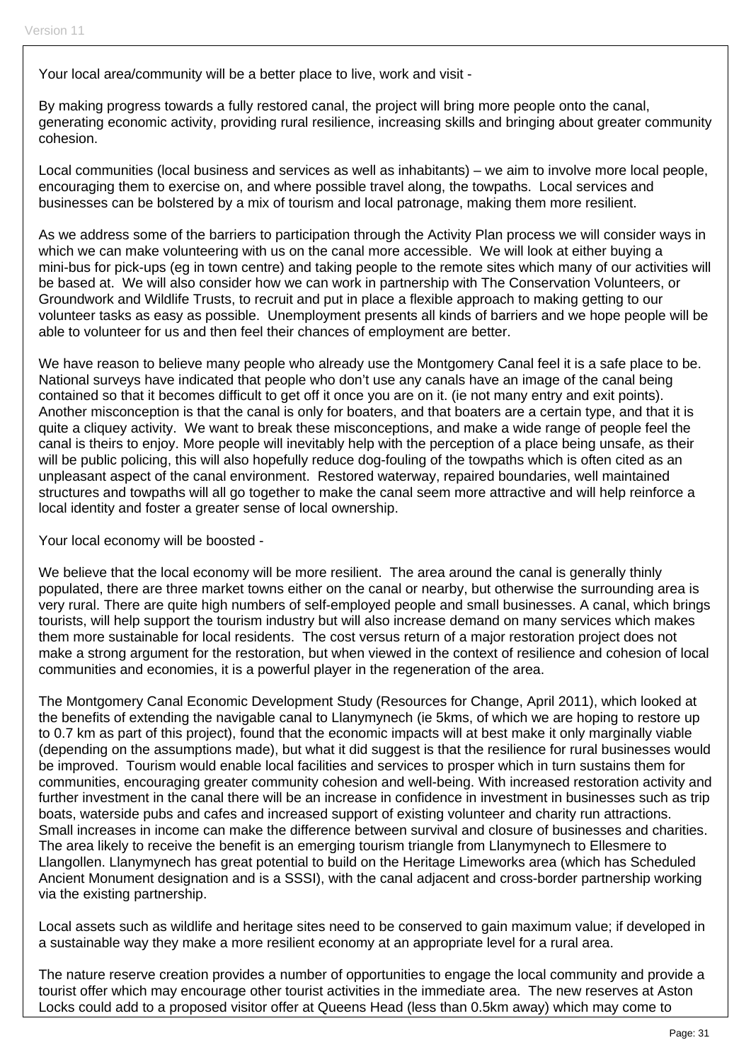Your local area/community will be a better place to live, work and visit -

By making progress towards a fully restored canal, the project will bring more people onto the canal, generating economic activity, providing rural resilience, increasing skills and bringing about greater community cohesion.

Local communities (local business and services as well as inhabitants) – we aim to involve more local people, encouraging them to exercise on, and where possible travel along, the towpaths. Local services and businesses can be bolstered by a mix of tourism and local patronage, making them more resilient.

As we address some of the barriers to participation through the Activity Plan process we will consider ways in which we can make volunteering with us on the canal more accessible. We will look at either buying a mini-bus for pick-ups (eg in town centre) and taking people to the remote sites which many of our activities will be based at. We will also consider how we can work in partnership with The Conservation Volunteers, or Groundwork and Wildlife Trusts, to recruit and put in place a flexible approach to making getting to our volunteer tasks as easy as possible. Unemployment presents all kinds of barriers and we hope people will be able to volunteer for us and then feel their chances of employment are better.

We have reason to believe many people who already use the Montgomery Canal feel it is a safe place to be. National surveys have indicated that people who don't use any canals have an image of the canal being contained so that it becomes difficult to get off it once you are on it. (ie not many entry and exit points). Another misconception is that the canal is only for boaters, and that boaters are a certain type, and that it is quite a cliquey activity. We want to break these misconceptions, and make a wide range of people feel the canal is theirs to enjoy. More people will inevitably help with the perception of a place being unsafe, as their will be public policing, this will also hopefully reduce dog-fouling of the towpaths which is often cited as an unpleasant aspect of the canal environment. Restored waterway, repaired boundaries, well maintained structures and towpaths will all go together to make the canal seem more attractive and will help reinforce a local identity and foster a greater sense of local ownership.

Your local economy will be boosted -

We believe that the local economy will be more resilient. The area around the canal is generally thinly populated, there are three market towns either on the canal or nearby, but otherwise the surrounding area is very rural. There are quite high numbers of self-employed people and small businesses. A canal, which brings tourists, will help support the tourism industry but will also increase demand on many services which makes them more sustainable for local residents. The cost versus return of a major restoration project does not make a strong argument for the restoration, but when viewed in the context of resilience and cohesion of local communities and economies, it is a powerful player in the regeneration of the area.

The Montgomery Canal Economic Development Study (Resources for Change, April 2011), which looked at the benefits of extending the navigable canal to Llanymynech (ie 5kms, of which we are hoping to restore up to 0.7 km as part of this project), found that the economic impacts will at best make it only marginally viable (depending on the assumptions made), but what it did suggest is that the resilience for rural businesses would be improved. Tourism would enable local facilities and services to prosper which in turn sustains them for communities, encouraging greater community cohesion and well-being. With increased restoration activity and further investment in the canal there will be an increase in confidence in investment in businesses such as trip boats, waterside pubs and cafes and increased support of existing volunteer and charity run attractions. Small increases in income can make the difference between survival and closure of businesses and charities. The area likely to receive the benefit is an emerging tourism triangle from Llanymynech to Ellesmere to Llangollen. Llanymynech has great potential to build on the Heritage Limeworks area (which has Scheduled Ancient Monument designation and is a SSSI), with the canal adjacent and cross-border partnership working via the existing partnership.

Local assets such as wildlife and heritage sites need to be conserved to gain maximum value; if developed in a sustainable way they make a more resilient economy at an appropriate level for a rural area.

The nature reserve creation provides a number of opportunities to engage the local community and provide a tourist offer which may encourage other tourist activities in the immediate area. The new reserves at Aston Locks could add to a proposed visitor offer at Queens Head (less than 0.5km away) which may come to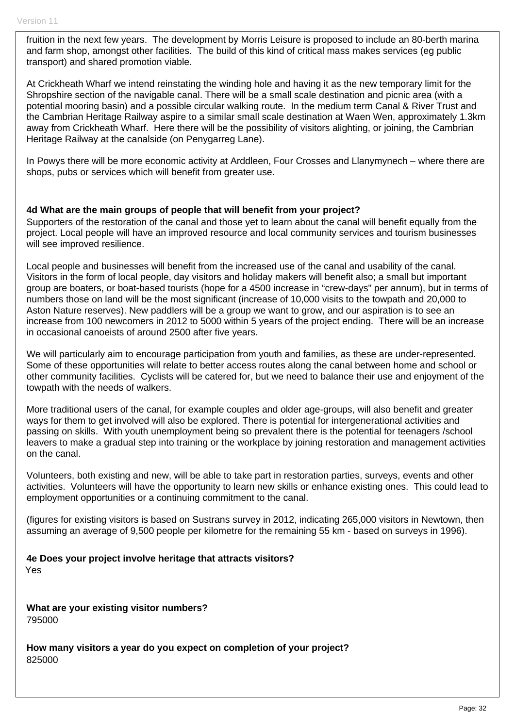fruition in the next few years. The development by Morris Leisure is proposed to include an 80-berth marina and farm shop, amongst other facilities. The build of this kind of critical mass makes services (eg public transport) and shared promotion viable.

At Crickheath Wharf we intend reinstating the winding hole and having it as the new temporary limit for the Shropshire section of the navigable canal. There will be a small scale destination and picnic area (with a potential mooring basin) and a possible circular walking route. In the medium term Canal & River Trust and the Cambrian Heritage Railway aspire to a similar small scale destination at Waen Wen, approximately 1.3km away from Crickheath Wharf. Here there will be the possibility of visitors alighting, or joining, the Cambrian Heritage Railway at the canalside (on Penygarreg Lane).

In Powys there will be more economic activity at Arddleen, Four Crosses and Llanymynech – where there are shops, pubs or services which will benefit from greater use.

**4d What are the main groups of people that will benefit from your project?**

Supporters of the restoration of the canal and those yet to learn about the canal will benefit equally from the project. Local people will have an improved resource and local community services and tourism businesses will see improved resilience.

Local people and businesses will benefit from the increased use of the canal and usability of the canal. Visitors in the form of local people, day visitors and holiday makers will benefit also; a small but important group are boaters, or boat-based tourists (hope for a 4500 increase in "crew-days" per annum), but in terms of numbers those on land will be the most significant (increase of 10,000 visits to the towpath and 20,000 to Aston Nature reserves). New paddlers will be a group we want to grow, and our aspiration is to see an increase from 100 newcomers in 2012 to 5000 within 5 years of the project ending. There will be an increase in occasional canoeists of around 2500 after five years.

We will particularly aim to encourage participation from youth and families, as these are under-represented. Some of these opportunities will relate to better access routes along the canal between home and school or other community facilities. Cyclists will be catered for, but we need to balance their use and enjoyment of the towpath with the needs of walkers.

More traditional users of the canal, for example couples and older age-groups, will also benefit and greater ways for them to get involved will also be explored. There is potential for intergenerational activities and passing on skills. With youth unemployment being so prevalent there is the potential for teenagers /school leavers to make a gradual step into training or the workplace by joining restoration and management activities on the canal.

Volunteers, both existing and new, will be able to take part in restoration parties, surveys, events and other activities. Volunteers will have the opportunity to learn new skills or enhance existing ones. This could lead to employment opportunities or a continuing commitment to the canal.

(figures for existing visitors is based on Sustrans survey in 2012, indicating 265,000 visitors in Newtown, then assuming an average of 9,500 people per kilometre for the remaining 55 km - based on surveys in 1996).

**4e Does your project involve heritage that attracts visitors?**

Yes

**What are your existing visitor numbers?**

795000

**How many visitors a year do you expect on completion of your project?**

825000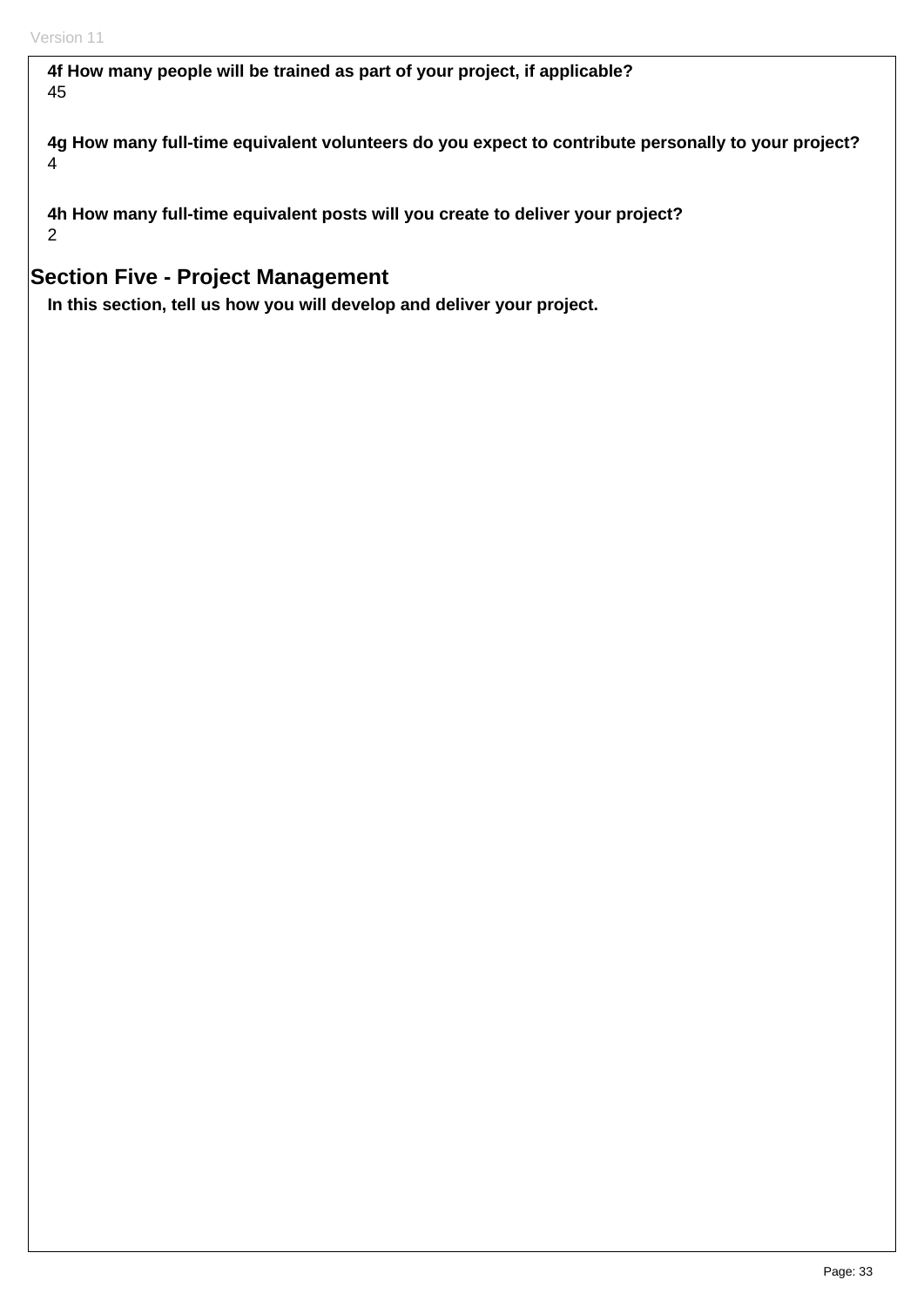**4f How many people will be trained as part of your project, if applicable?**
45

**4g How many full-time equivalent volunteers do you expect to contribute personally to your project?**
4

**4h How many full-time equivalent posts will you create to deliver your project?**
2

## Section Five - Project Management

**In this section, tell us how you will develop and deliver your project.**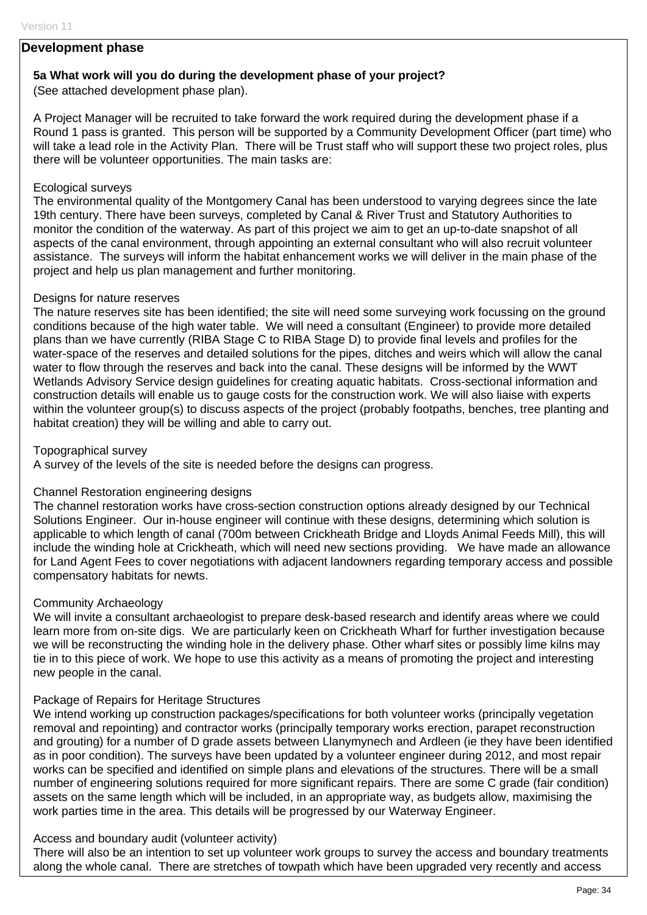## Development phase

**5a What work will you do during the development phase of your project?**
(See attached development phase plan).

A Project Manager will be recruited to take forward the work required during the development phase if a Round 1 pass is granted. This person will be supported by a Community Development Officer (part time) who will take a lead role in the Activity Plan. There will be Trust staff who will support these two project roles, plus there will be volunteer opportunities. The main tasks are:

Ecological surveys
The environmental quality of the Montgomery Canal has been understood to varying degrees since the late 19th century. There have been surveys, completed by Canal & River Trust and Statutory Authorities to monitor the condition of the waterway. As part of this project we aim to get an up-to-date snapshot of all aspects of the canal environment, through appointing an external consultant who will also recruit volunteer assistance. The surveys will inform the habitat enhancement works we will deliver in the main phase of the project and help us plan management and further monitoring.

Designs for nature reserves
The nature reserves site has been identified; the site will need some surveying work focussing on the ground conditions because of the high water table. We will need a consultant (Engineer) to provide more detailed plans than we have currently (RIBA Stage C to RIBA Stage D) to provide final levels and profiles for the water-space of the reserves and detailed solutions for the pipes, ditches and weirs which will allow the canal water to flow through the reserves and back into the canal. These designs will be informed by the WWT Wetlands Advisory Service design guidelines for creating aquatic habitats. Cross-sectional information and construction details will enable us to gauge costs for the construction work. We will also liaise with experts within the volunteer group(s) to discuss aspects of the project (probably footpaths, benches, tree planting and habitat creation) they will be willing and able to carry out.

Topographical survey
A survey of the levels of the site is needed before the designs can progress.

Channel Restoration engineering designs
The channel restoration works have cross-section construction options already designed by our Technical Solutions Engineer. Our in-house engineer will continue with these designs, determining which solution is applicable to which length of canal (700m between Crickheath Bridge and Lloyds Animal Feeds Mill), this will include the winding hole at Crickheath, which will need new sections providing. We have made an allowance for Land Agent Fees to cover negotiations with adjacent landowners regarding temporary access and possible compensatory habitats for newts.

Community Archaeology
We will invite a consultant archaeologist to prepare desk-based research and identify areas where we could learn more from on-site digs. We are particularly keen on Crickheath Wharf for further investigation because we will be reconstructing the winding hole in the delivery phase. Other wharf sites or possibly lime kilns may tie in to this piece of work. We hope to use this activity as a means of promoting the project and interesting new people in the canal.

Package of Repairs for Heritage Structures
We intend working up construction packages/specifications for both volunteer works (principally vegetation removal and repointing) and contractor works (principally temporary works erection, parapet reconstruction and grouting) for a number of D grade assets between Llanymynech and Ardleen (ie they have been identified as in poor condition). The surveys have been updated by a volunteer engineer during 2012, and most repair works can be specified and identified on simple plans and elevations of the structures. There will be a small number of engineering solutions required for more significant repairs. There are some C grade (fair condition) assets on the same length which will be included, in an appropriate way, as budgets allow, maximising the work parties time in the area. This details will be progressed by our Waterway Engineer.

Access and boundary audit (volunteer activity)
There will also be an intention to set up volunteer work groups to survey the access and boundary treatments along the whole canal. There are stretches of towpath which have been upgraded very recently and access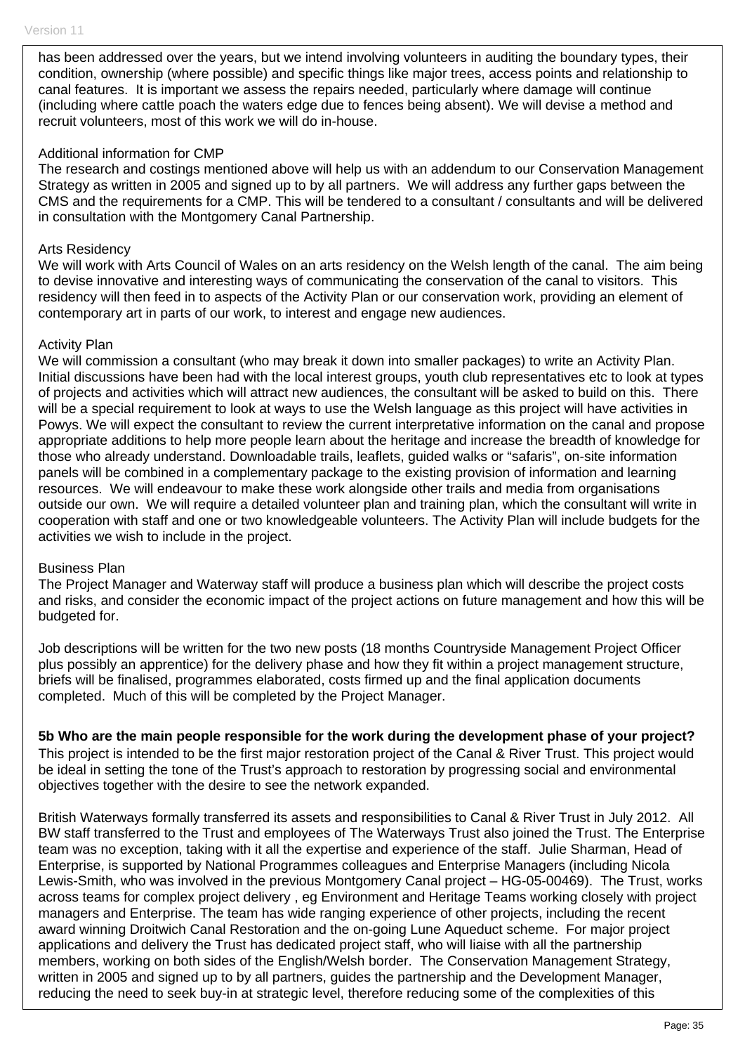has been addressed over the years, but we intend involving volunteers in auditing the boundary types, their condition, ownership (where possible) and specific things like major trees, access points and relationship to canal features. It is important we assess the repairs needed, particularly where damage will continue (including where cattle poach the waters edge due to fences being absent). We will devise a method and recruit volunteers, most of this work we will do in-house.

Additional information for CMP
The research and costings mentioned above will help us with an addendum to our Conservation Management Strategy as written in 2005 and signed up to by all partners. We will address any further gaps between the CMS and the requirements for a CMP. This will be tendered to a consultant / consultants and will be delivered in consultation with the Montgomery Canal Partnership.

Arts Residency
We will work with Arts Council of Wales on an arts residency on the Welsh length of the canal. The aim being to devise innovative and interesting ways of communicating the conservation of the canal to visitors. This residency will then feed in to aspects of the Activity Plan or our conservation work, providing an element of contemporary art in parts of our work, to interest and engage new audiences.

Activity Plan
We will commission a consultant (who may break it down into smaller packages) to write an Activity Plan. Initial discussions have been had with the local interest groups, youth club representatives etc to look at types of projects and activities which will attract new audiences, the consultant will be asked to build on this. There will be a special requirement to look at ways to use the Welsh language as this project will have activities in Powys. We will expect the consultant to review the current interpretative information on the canal and propose appropriate additions to help more people learn about the heritage and increase the breadth of knowledge for those who already understand. Downloadable trails, leaflets, guided walks or "safaris", on-site information panels will be combined in a complementary package to the existing provision of information and learning resources. We will endeavour to make these work alongside other trails and media from organisations outside our own. We will require a detailed volunteer plan and training plan, which the consultant will write in cooperation with staff and one or two knowledgeable volunteers. The Activity Plan will include budgets for the activities we wish to include in the project.

Business Plan
The Project Manager and Waterway staff will produce a business plan which will describe the project costs and risks, and consider the economic impact of the project actions on future management and how this will be budgeted for.

Job descriptions will be written for the two new posts (18 months Countryside Management Project Officer plus possibly an apprentice) for the delivery phase and how they fit within a project management structure, briefs will be finalised, programmes elaborated, costs firmed up and the final application documents completed. Much of this will be completed by the Project Manager.

**5b Who are the main people responsible for the work during the development phase of your project?**

This project is intended to be the first major restoration project of the Canal & River Trust. This project would be ideal in setting the tone of the Trust's approach to restoration by progressing social and environmental objectives together with the desire to see the network expanded.

British Waterways formally transferred its assets and responsibilities to Canal & River Trust in July 2012. All BW staff transferred to the Trust and employees of The Waterways Trust also joined the Trust. The Enterprise team was no exception, taking with it all the expertise and experience of the staff. Julie Sharman, Head of Enterprise, is supported by National Programmes colleagues and Enterprise Managers (including Nicola Lewis-Smith, who was involved in the previous Montgomery Canal project – HG-05-00469). The Trust, works across teams for complex project delivery , eg Environment and Heritage Teams working closely with project managers and Enterprise. The team has wide ranging experience of other projects, including the recent award winning Droitwich Canal Restoration and the on-going Lune Aqueduct scheme. For major project applications and delivery the Trust has dedicated project staff, who will liaise with all the partnership members, working on both sides of the English/Welsh border. The Conservation Management Strategy, written in 2005 and signed up to by all partners, guides the partnership and the Development Manager, reducing the need to seek buy-in at strategic level, therefore reducing some of the complexities of this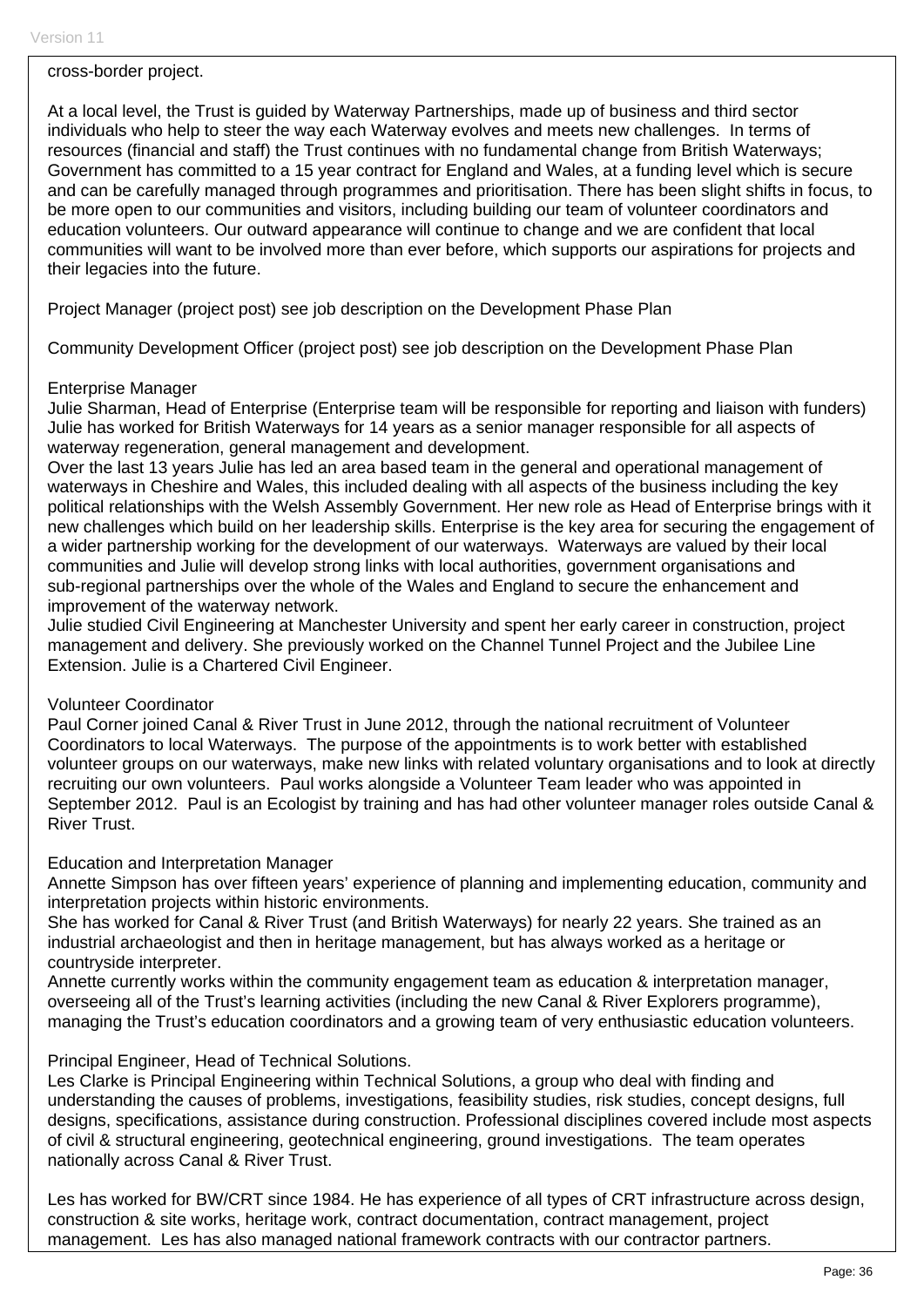cross-border project.

At a local level, the Trust is guided by Waterway Partnerships, made up of business and third sector individuals who help to steer the way each Waterway evolves and meets new challenges. In terms of resources (financial and staff) the Trust continues with no fundamental change from British Waterways; Government has committed to a 15 year contract for England and Wales, at a funding level which is secure and can be carefully managed through programmes and prioritisation. There has been slight shifts in focus, to be more open to our communities and visitors, including building our team of volunteer coordinators and education volunteers. Our outward appearance will continue to change and we are confident that local communities will want to be involved more than ever before, which supports our aspirations for projects and their legacies into the future.

Project Manager (project post) see job description on the Development Phase Plan

Community Development Officer (project post) see job description on the Development Phase Plan

Enterprise Manager
Julie Sharman, Head of Enterprise (Enterprise team will be responsible for reporting and liaison with funders)
Julie has worked for British Waterways for 14 years as a senior manager responsible for all aspects of waterway regeneration, general management and development.
Over the last 13 years Julie has led an area based team in the general and operational management of waterways in Cheshire and Wales, this included dealing with all aspects of the business including the key political relationships with the Welsh Assembly Government. Her new role as Head of Enterprise brings with it new challenges which build on her leadership skills. Enterprise is the key area for securing the engagement of a wider partnership working for the development of our waterways. Waterways are valued by their local communities and Julie will develop strong links with local authorities, government organisations and sub-regional partnerships over the whole of the Wales and England to secure the enhancement and improvement of the waterway network.
Julie studied Civil Engineering at Manchester University and spent her early career in construction, project management and delivery. She previously worked on the Channel Tunnel Project and the Jubilee Line Extension. Julie is a Chartered Civil Engineer.

Volunteer Coordinator
Paul Corner joined Canal & River Trust in June 2012, through the national recruitment of Volunteer Coordinators to local Waterways. The purpose of the appointments is to work better with established volunteer groups on our waterways, make new links with related voluntary organisations and to look at directly recruiting our own volunteers. Paul works alongside a Volunteer Team leader who was appointed in September 2012. Paul is an Ecologist by training and has had other volunteer manager roles outside Canal & River Trust.

Education and Interpretation Manager
Annette Simpson has over fifteen years' experience of planning and implementing education, community and interpretation projects within historic environments.
She has worked for Canal & River Trust (and British Waterways) for nearly 22 years. She trained as an industrial archaeologist and then in heritage management, but has always worked as a heritage or countryside interpreter.
Annette currently works within the community engagement team as education & interpretation manager, overseeing all of the Trust's learning activities (including the new Canal & River Explorers programme), managing the Trust's education coordinators and a growing team of very enthusiastic education volunteers.

Principal Engineer, Head of Technical Solutions.
Les Clarke is Principal Engineering within Technical Solutions, a group who deal with finding and understanding the causes of problems, investigations, feasibility studies, risk studies, concept designs, full designs, specifications, assistance during construction. Professional disciplines covered include most aspects of civil & structural engineering, geotechnical engineering, ground investigations. The team operates nationally across Canal & River Trust.

Les has worked for BW/CRT since 1984. He has experience of all types of CRT infrastructure across design, construction & site works, heritage work, contract documentation, contract management, project management. Les has also managed national framework contracts with our contractor partners.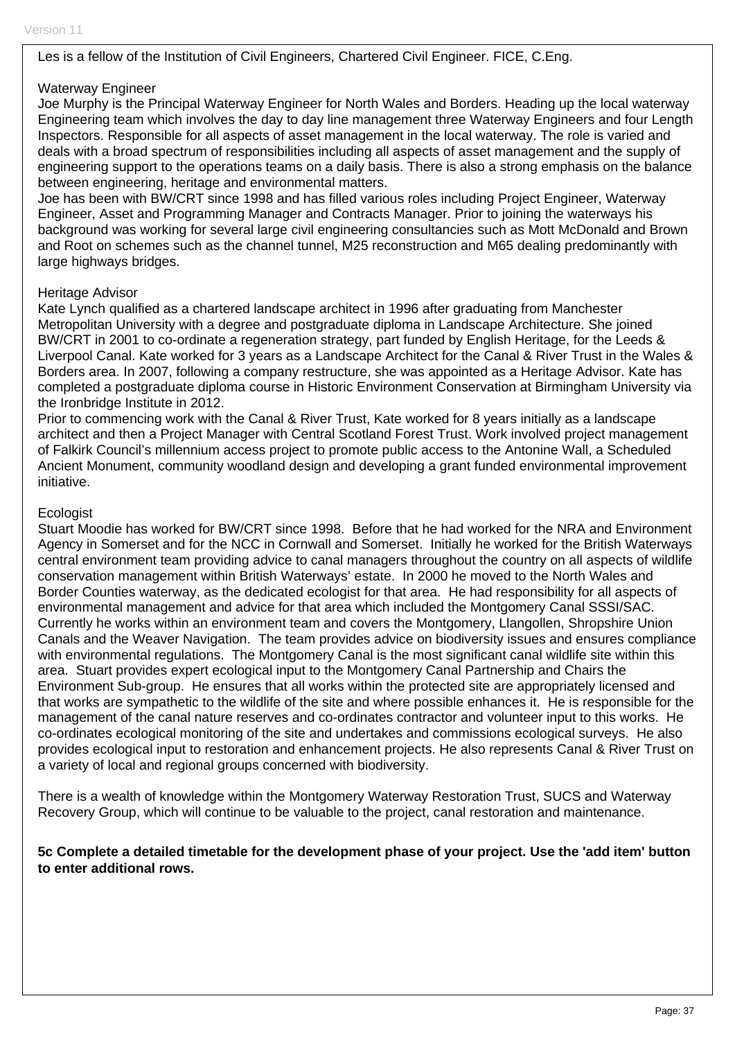Les is a fellow of the Institution of Civil Engineers, Chartered Civil Engineer. FICE, C.Eng.

Waterway Engineer
Joe Murphy is the Principal Waterway Engineer for North Wales and Borders. Heading up the local waterway Engineering team which involves the day to day line management three Waterway Engineers and four Length Inspectors. Responsible for all aspects of asset management in the local waterway. The role is varied and deals with a broad spectrum of responsibilities including all aspects of asset management and the supply of engineering support to the operations teams on a daily basis. There is also a strong emphasis on the balance between engineering, heritage and environmental matters.
Joe has been with BW/CRT since 1998 and has filled various roles including Project Engineer, Waterway Engineer, Asset and Programming Manager and Contracts Manager. Prior to joining the waterways his background was working for several large civil engineering consultancies such as Mott McDonald and Brown and Root on schemes such as the channel tunnel, M25 reconstruction and M65 dealing predominantly with large highways bridges.

Heritage Advisor
Kate Lynch qualified as a chartered landscape architect in 1996 after graduating from Manchester Metropolitan University with a degree and postgraduate diploma in Landscape Architecture. She joined BW/CRT in 2001 to co-ordinate a regeneration strategy, part funded by English Heritage, for the Leeds & Liverpool Canal. Kate worked for 3 years as a Landscape Architect for the Canal & River Trust in the Wales & Borders area. In 2007, following a company restructure, she was appointed as a Heritage Advisor. Kate has completed a postgraduate diploma course in Historic Environment Conservation at Birmingham University via the Ironbridge Institute in 2012.
Prior to commencing work with the Canal & River Trust, Kate worked for 8 years initially as a landscape architect and then a Project Manager with Central Scotland Forest Trust. Work involved project management of Falkirk Council's millennium access project to promote public access to the Antonine Wall, a Scheduled Ancient Monument, community woodland design and developing a grant funded environmental improvement initiative.

Ecologist
Stuart Moodie has worked for BW/CRT since 1998. Before that he had worked for the NRA and Environment Agency in Somerset and for the NCC in Cornwall and Somerset. Initially he worked for the British Waterways central environment team providing advice to canal managers throughout the country on all aspects of wildlife conservation management within British Waterways' estate. In 2000 he moved to the North Wales and Border Counties waterway, as the dedicated ecologist for that area. He had responsibility for all aspects of environmental management and advice for that area which included the Montgomery Canal SSSI/SAC. Currently he works within an environment team and covers the Montgomery, Llangollen, Shropshire Union Canals and the Weaver Navigation. The team provides advice on biodiversity issues and ensures compliance with environmental regulations. The Montgomery Canal is the most significant canal wildlife site within this area. Stuart provides expert ecological input to the Montgomery Canal Partnership and Chairs the Environment Sub-group. He ensures that all works within the protected site are appropriately licensed and that works are sympathetic to the wildlife of the site and where possible enhances it. He is responsible for the management of the canal nature reserves and co-ordinates contractor and volunteer input to this works. He co-ordinates ecological monitoring of the site and undertakes and commissions ecological surveys. He also provides ecological input to restoration and enhancement projects. He also represents Canal & River Trust on a variety of local and regional groups concerned with biodiversity.

There is a wealth of knowledge within the Montgomery Waterway Restoration Trust, SUCS and Waterway Recovery Group, which will continue to be valuable to the project, canal restoration and maintenance.

**5c Complete a detailed timetable for the development phase of your project. Use the 'add item' button to enter additional rows.**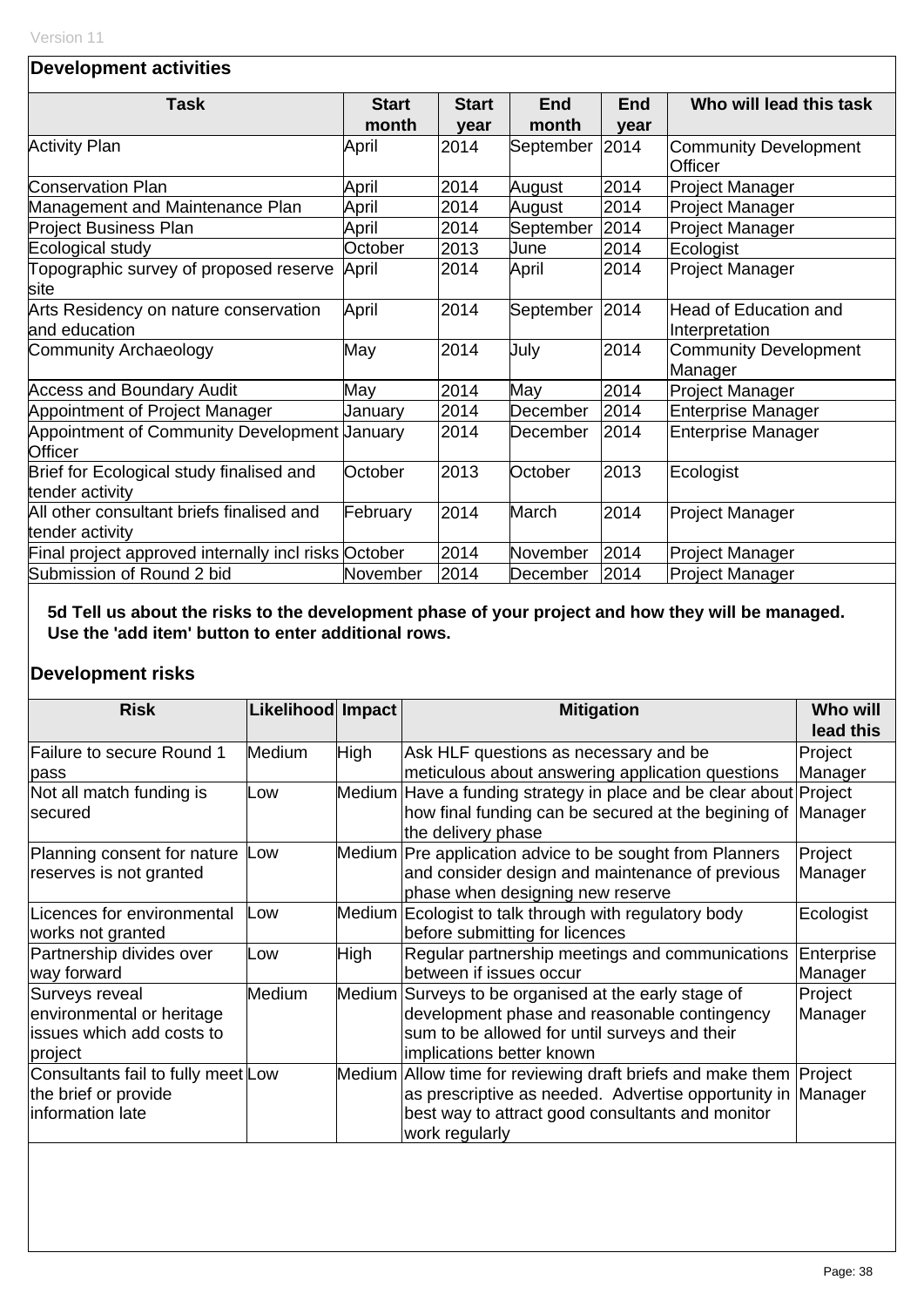### Development activities

| Task | Start month | Start year | End month | End year | Who will lead this task |
|---|---|---|---|---|---|
| Activity Plan | April | 2014 | September | 2014 | Community Development Officer |
| Conservation Plan | April | 2014 | August | 2014 | Project Manager |
| Management and Maintenance Plan | April | 2014 | August | 2014 | Project Manager |
| Project Business Plan | April | 2014 | September | 2014 | Project Manager |
| Ecological study | October | 2013 | June | 2014 | Ecologist |
| Topographic survey of proposed reserve site | April | 2014 | April | 2014 | Project Manager |
| Arts Residency on nature conservation and education | April | 2014 | September | 2014 | Head of Education and Interpretation |
| Community Archaeology | May | 2014 | July | 2014 | Community Development Manager |
| Access and Boundary Audit | May | 2014 | May | 2014 | Project Manager |
| Appointment of Project Manager | January | 2014 | December | 2014 | Enterprise Manager |
| Appointment of Community Development Officer | January | 2014 | December | 2014 | Enterprise Manager |
| Brief for Ecological study finalised and tender activity | October | 2013 | October | 2013 | Ecologist |
| All other consultant briefs finalised and tender activity | February | 2014 | March | 2014 | Project Manager |
| Final project approved internally incl risks | October | 2014 | November | 2014 | Project Manager |
| Submission of Round 2 bid | November | 2014 | December | 2014 | Project Manager |

**5d Tell us about the risks to the development phase of your project and how they will be managed. Use the 'add item' button to enter additional rows.**

### Development risks

| Risk | Likelihood | Impact | Mitigation | Who will lead this |
|---|---|---|---|---|
| Failure to secure Round 1 pass | Medium | High | Ask HLF questions as necessary and be meticulous about answering application questions | Project Manager |
| Not all match funding is secured | Low | Medium | Have a funding strategy in place and be clear about how final funding can be secured at the begining of the delivery phase | Project Manager |
| Planning consent for nature reserves is not granted | Low | Medium | Pre application advice to be sought from Planners and consider design and maintenance of previous phase when designing new reserve | Project Manager |
| Licences for environmental works not granted | Low | Medium | Ecologist to talk through with regulatory body before submitting for licences | Ecologist |
| Partnership divides over way forward | Low | High | Regular partnership meetings and communications between if issues occur | Enterprise Manager |
| Surveys reveal environmental or heritage issues which add costs to project | Medium | Medium | Surveys to be organised at the early stage of development phase and reasonable contingency sum to be allowed for until surveys and their implications better known | Project Manager |
| Consultants fail to fully meet the brief or provide information late | Low | Medium | Allow time for reviewing draft briefs and make them as prescriptive as needed. Advertise opportunity in best way to attract good consultants and monitor work regularly | Project Manager |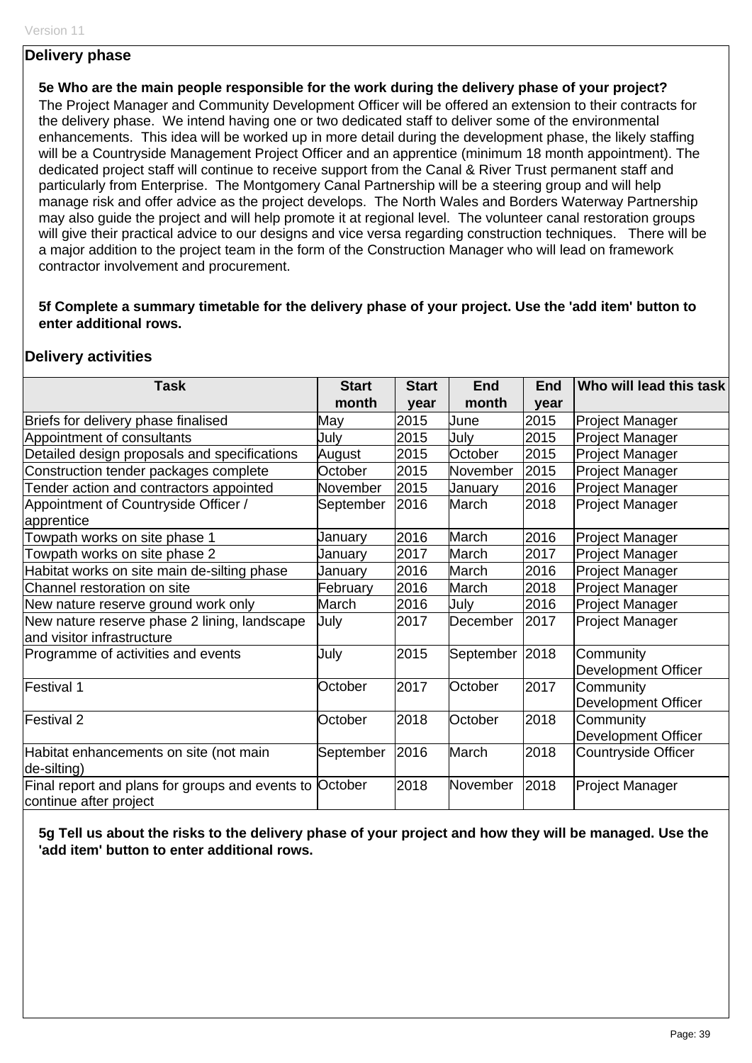## Delivery phase

**5e Who are the main people responsible for the work during the delivery phase of your project?**

The Project Manager and Community Development Officer will be offered an extension to their contracts for the delivery phase. We intend having one or two dedicated staff to deliver some of the environmental enhancements. This idea will be worked up in more detail during the development phase, the likely staffing will be a Countryside Management Project Officer and an apprentice (minimum 18 month appointment). The dedicated project staff will continue to receive support from the Canal & River Trust permanent staff and particularly from Enterprise. The Montgomery Canal Partnership will be a steering group and will help manage risk and offer advice as the project develops. The North Wales and Borders Waterway Partnership may also guide the project and will help promote it at regional level. The volunteer canal restoration groups will give their practical advice to our designs and vice versa regarding construction techniques. There will be a major addition to the project team in the form of the Construction Manager who will lead on framework contractor involvement and procurement.

**5f Complete a summary timetable for the delivery phase of your project. Use the 'add item' button to enter additional rows.**

### Delivery activities

| Task | Start month | Start year | End month | End year | Who will lead this task |
|---|---|---|---|---|---|
| Briefs for delivery phase finalised | May | 2015 | June | 2015 | Project Manager |
| Appointment of consultants | July | 2015 | July | 2015 | Project Manager |
| Detailed design proposals and specifications | August | 2015 | October | 2015 | Project Manager |
| Construction tender packages complete | October | 2015 | November | 2015 | Project Manager |
| Tender action and contractors appointed | November | 2015 | January | 2016 | Project Manager |
| Appointment of Countryside Officer / apprentice | September | 2016 | March | 2018 | Project Manager |
| Towpath works on site phase 1 | January | 2016 | March | 2016 | Project Manager |
| Towpath works on site phase 2 | January | 2017 | March | 2017 | Project Manager |
| Habitat works on site main de-silting phase | January | 2016 | March | 2016 | Project Manager |
| Channel restoration on site | February | 2016 | March | 2018 | Project Manager |
| New nature reserve ground work only | March | 2016 | July | 2016 | Project Manager |
| New nature reserve phase 2 lining, landscape and visitor infrastructure | July | 2017 | December | 2017 | Project Manager |
| Programme of activities and events | July | 2015 | September | 2018 | Community Development Officer |
| Festival 1 | October | 2017 | October | 2017 | Community Development Officer |
| Festival 2 | October | 2018 | October | 2018 | Community Development Officer |
| Habitat enhancements on site (not main de-silting) | September | 2016 | March | 2018 | Countryside Officer |
| Final report and plans for groups and events to continue after project | October | 2018 | November | 2018 | Project Manager |

**5g Tell us about the risks to the delivery phase of your project and how they will be managed. Use the 'add item' button to enter additional rows.**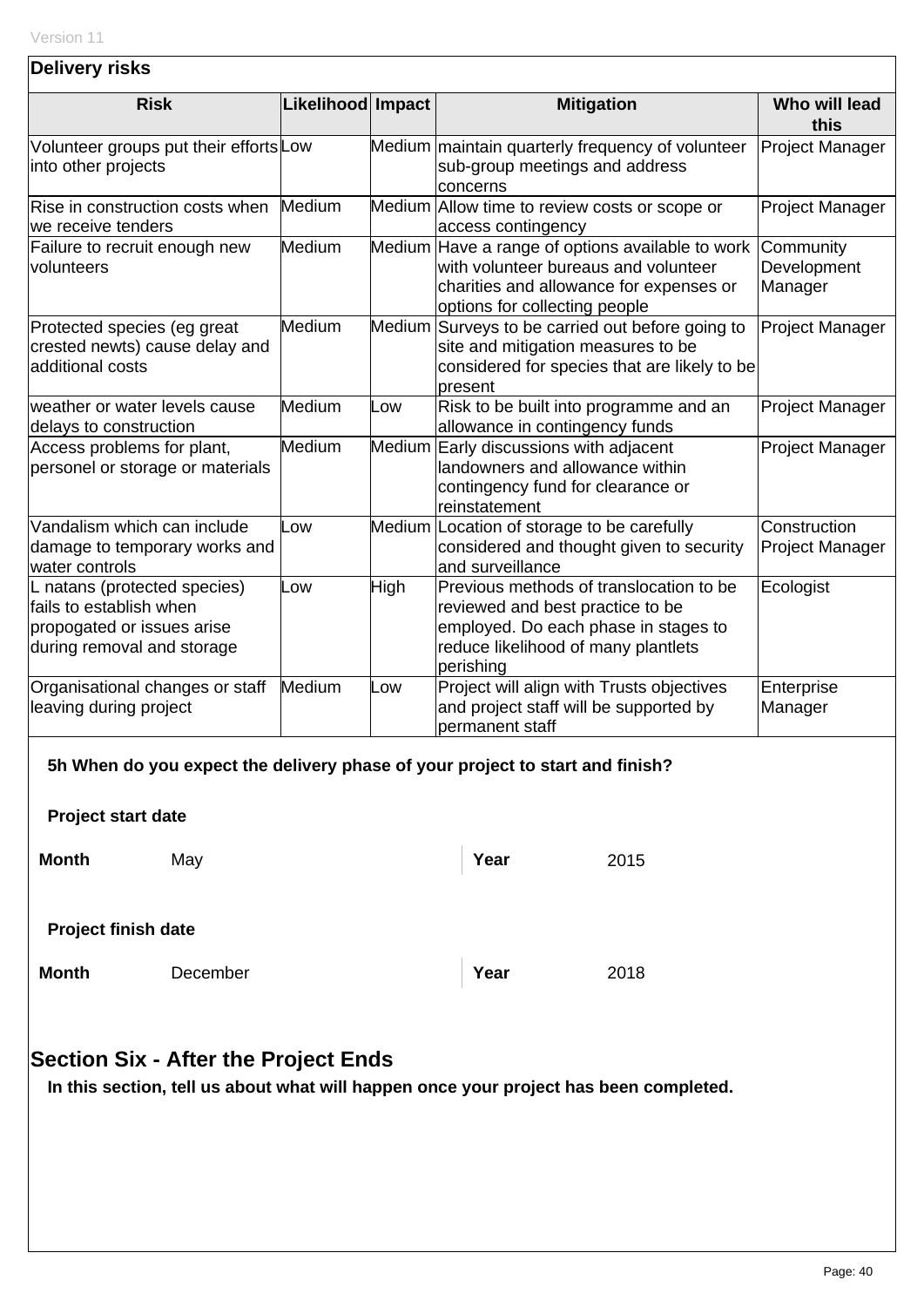**Delivery risks**

| Risk | Likelihood | Impact | Mitigation | Who will lead this |
|---|---|---|---|---|
| Volunteer groups put their efforts into other projects | Low | Medium | maintain quarterly frequency of volunteer sub-group meetings and address concerns | Project Manager |
| Rise in construction costs when we receive tenders | Medium | Medium | Allow time to review costs or scope or access contingency | Project Manager |
| Failure to recruit enough new volunteers | Medium | Medium | Have a range of options available to work with volunteer bureaus and volunteer charities and allowance for expenses or options for collecting people | Community Development Manager |
| Protected species (eg great crested newts) cause delay and additional costs | Medium | Medium | Surveys to be carried out before going to site and mitigation measures to be considered for species that are likely to be present | Project Manager |
| weather or water levels cause delays to construction | Medium | Low | Risk to be built into programme and an allowance in contingency funds | Project Manager |
| Access problems for plant, personel or storage or materials | Medium | Medium | Early discussions with adjacent landowners and allowance within contingency fund for clearance or reinstatement | Project Manager |
| Vandalism which can include damage to temporary works and water controls | Low | Medium | Location of storage to be carefully considered and thought given to security and surveillance | Construction Project Manager |
| L natans (protected species) fails to establish when propogated or issues arise during removal and storage | Low | High | Previous methods of translocation to be reviewed and best practice to be employed. Do each phase in stages to reduce likelihood of many plantlets perishing | Ecologist |
| Organisational changes or staff leaving during project | Medium | Low | Project will align with Trusts objectives and project staff will be supported by permanent staff | Enterprise Manager |

**5h When do you expect the delivery phase of your project to start and finish?**

**Project start date**

**Month** May **Year** 2015

**Project finish date**

**Month** December **Year** 2018

## Section Six - After the Project Ends

**In this section, tell us about what will happen once your project has been completed.**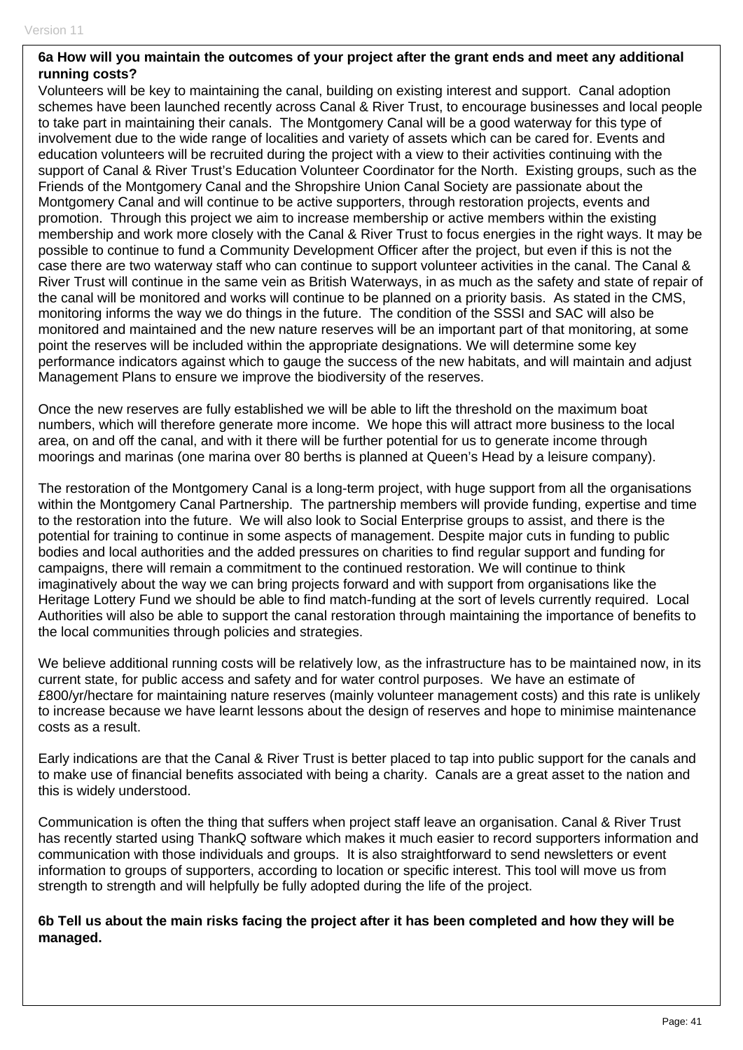**6a How will you maintain the outcomes of your project after the grant ends and meet any additional running costs?**

Volunteers will be key to maintaining the canal, building on existing interest and support. Canal adoption schemes have been launched recently across Canal & River Trust, to encourage businesses and local people to take part in maintaining their canals. The Montgomery Canal will be a good waterway for this type of involvement due to the wide range of localities and variety of assets which can be cared for. Events and education volunteers will be recruited during the project with a view to their activities continuing with the support of Canal & River Trust's Education Volunteer Coordinator for the North. Existing groups, such as the Friends of the Montgomery Canal and the Shropshire Union Canal Society are passionate about the Montgomery Canal and will continue to be active supporters, through restoration projects, events and promotion. Through this project we aim to increase membership or active members within the existing membership and work more closely with the Canal & River Trust to focus energies in the right ways. It may be possible to continue to fund a Community Development Officer after the project, but even if this is not the case there are two waterway staff who can continue to support volunteer activities in the canal. The Canal & River Trust will continue in the same vein as British Waterways, in as much as the safety and state of repair of the canal will be monitored and works will continue to be planned on a priority basis. As stated in the CMS, monitoring informs the way we do things in the future. The condition of the SSSI and SAC will also be monitored and maintained and the new nature reserves will be an important part of that monitoring, at some point the reserves will be included within the appropriate designations. We will determine some key performance indicators against which to gauge the success of the new habitats, and will maintain and adjust Management Plans to ensure we improve the biodiversity of the reserves.

Once the new reserves are fully established we will be able to lift the threshold on the maximum boat numbers, which will therefore generate more income. We hope this will attract more business to the local area, on and off the canal, and with it there will be further potential for us to generate income through moorings and marinas (one marina over 80 berths is planned at Queen's Head by a leisure company).

The restoration of the Montgomery Canal is a long-term project, with huge support from all the organisations within the Montgomery Canal Partnership. The partnership members will provide funding, expertise and time to the restoration into the future. We will also look to Social Enterprise groups to assist, and there is the potential for training to continue in some aspects of management. Despite major cuts in funding to public bodies and local authorities and the added pressures on charities to find regular support and funding for campaigns, there will remain a commitment to the continued restoration. We will continue to think imaginatively about the way we can bring projects forward and with support from organisations like the Heritage Lottery Fund we should be able to find match-funding at the sort of levels currently required. Local Authorities will also be able to support the canal restoration through maintaining the importance of benefits to the local communities through policies and strategies.

We believe additional running costs will be relatively low, as the infrastructure has to be maintained now, in its current state, for public access and safety and for water control purposes. We have an estimate of £800/yr/hectare for maintaining nature reserves (mainly volunteer management costs) and this rate is unlikely to increase because we have learnt lessons about the design of reserves and hope to minimise maintenance costs as a result.

Early indications are that the Canal & River Trust is better placed to tap into public support for the canals and to make use of financial benefits associated with being a charity. Canals are a great asset to the nation and this is widely understood.

Communication is often the thing that suffers when project staff leave an organisation. Canal & River Trust has recently started using ThankQ software which makes it much easier to record supporters information and communication with those individuals and groups. It is also straightforward to send newsletters or event information to groups of supporters, according to location or specific interest. This tool will move us from strength to strength and will helpfully be fully adopted during the life of the project.

**6b Tell us about the main risks facing the project after it has been completed and how they will be managed.**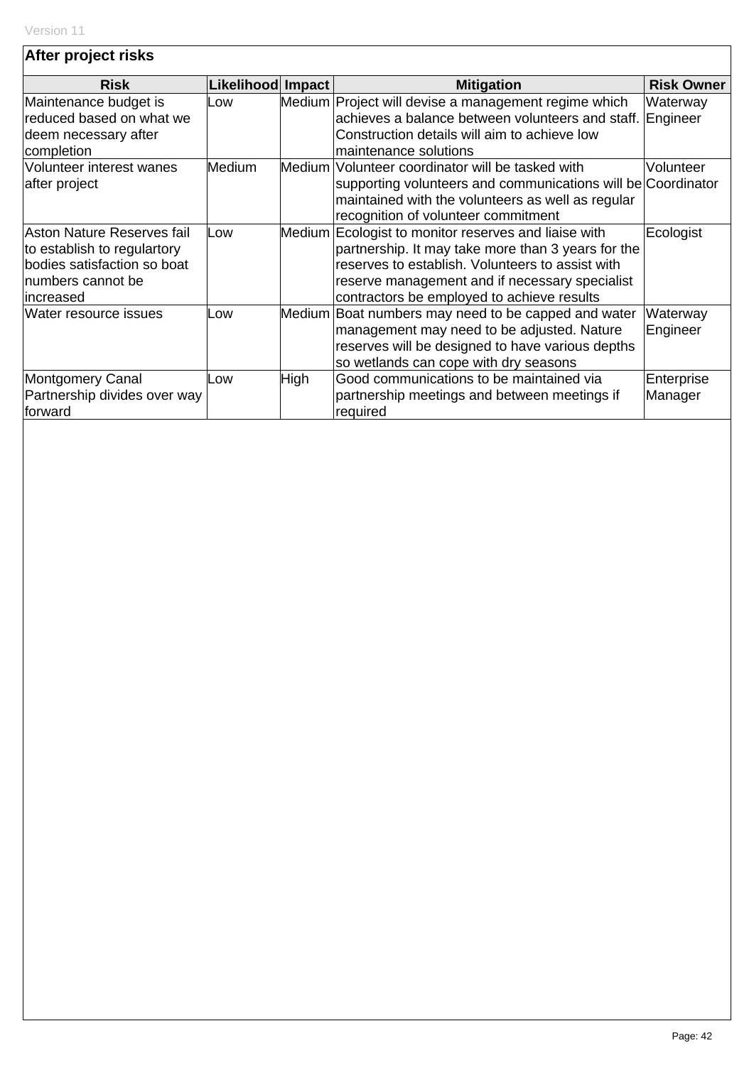## After project risks

| Risk | Likelihood | Impact | Mitigation | Risk Owner |
|---|---|---|---|---|
| Maintenance budget is reduced based on what we deem necessary after completion | Low | Medium | Project will devise a management regime which achieves a balance between volunteers and staff. Construction details will aim to achieve low maintenance solutions | Waterway Engineer |
| Volunteer interest wanes after project | Medium | Medium | Volunteer coordinator will be tasked with supporting volunteers and communications will be maintained with the volunteers as well as regular recognition of volunteer commitment | Volunteer Coordinator |
| Aston Nature Reserves fail to establish to regulartory bodies satisfaction so boat numbers cannot be increased | Low | Medium | Ecologist to monitor reserves and liaise with partnership. It may take more than 3 years for the reserves to establish. Volunteers to assist with reserve management and if necessary specialist contractors be employed to achieve results | Ecologist |
| Water resource issues | Low | Medium | Boat numbers may need to be capped and water management may need to be adjusted. Nature reserves will be designed to have various depths so wetlands can cope with dry seasons | Waterway Engineer |
| Montgomery Canal Partnership divides over way forward | Low | High | Good communications to be maintained via partnership meetings and between meetings if required | Enterprise Manager |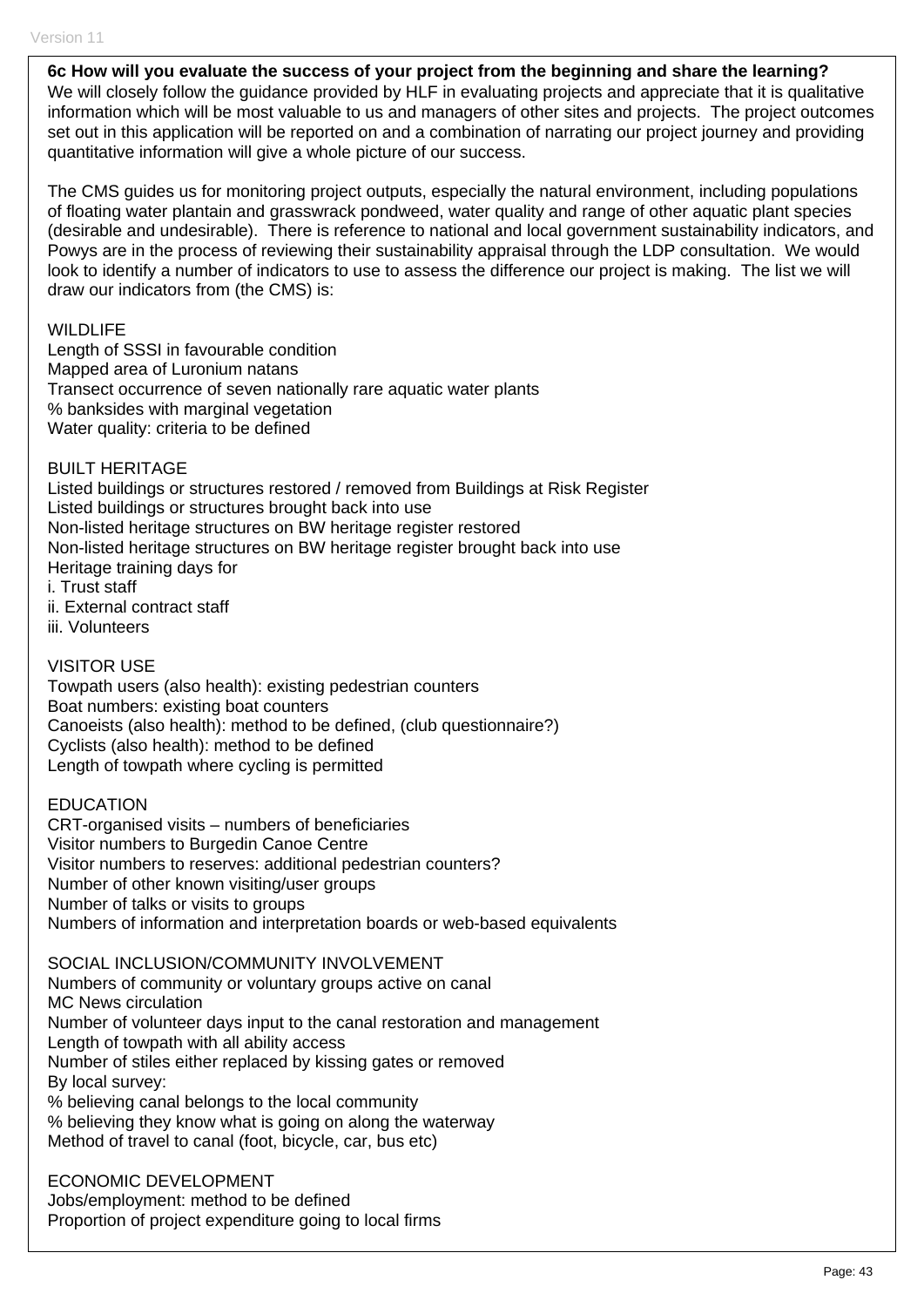**6c How will you evaluate the success of your project from the beginning and share the learning?**
We will closely follow the guidance provided by HLF in evaluating projects and appreciate that it is qualitative information which will be most valuable to us and managers of other sites and projects. The project outcomes set out in this application will be reported on and a combination of narrating our project journey and providing quantitative information will give a whole picture of our success.

The CMS guides us for monitoring project outputs, especially the natural environment, including populations of floating water plantain and grasswrack pondweed, water quality and range of other aquatic plant species (desirable and undesirable). There is reference to national and local government sustainability indicators, and Powys are in the process of reviewing their sustainability appraisal through the LDP consultation. We would look to identify a number of indicators to use to assess the difference our project is making. The list we will draw our indicators from (the CMS) is:

WILDLIFE
Length of SSSI in favourable condition
Mapped area of Luronium natans
Transect occurrence of seven nationally rare aquatic water plants
% banksides with marginal vegetation
Water quality: criteria to be defined

BUILT HERITAGE
Listed buildings or structures restored / removed from Buildings at Risk Register
Listed buildings or structures brought back into use
Non-listed heritage structures on BW heritage register restored
Non-listed heritage structures on BW heritage register brought back into use
Heritage training days for
i. Trust staff
ii. External contract staff
iii. Volunteers

VISITOR USE
Towpath users (also health): existing pedestrian counters
Boat numbers: existing boat counters
Canoeists (also health): method to be defined, (club questionnaire?)
Cyclists (also health): method to be defined
Length of towpath where cycling is permitted

EDUCATION
CRT-organised visits – numbers of beneficiaries
Visitor numbers to Burgedin Canoe Centre
Visitor numbers to reserves: additional pedestrian counters?
Number of other known visiting/user groups
Number of talks or visits to groups
Numbers of information and interpretation boards or web-based equivalents

SOCIAL INCLUSION/COMMUNITY INVOLVEMENT
Numbers of community or voluntary groups active on canal
MC News circulation
Number of volunteer days input to the canal restoration and management
Length of towpath with all ability access
Number of stiles either replaced by kissing gates or removed
By local survey:
% believing canal belongs to the local community
% believing they know what is going on along the waterway
Method of travel to canal (foot, bicycle, car, bus etc)

ECONOMIC DEVELOPMENT
Jobs/employment: method to be defined
Proportion of project expenditure going to local firms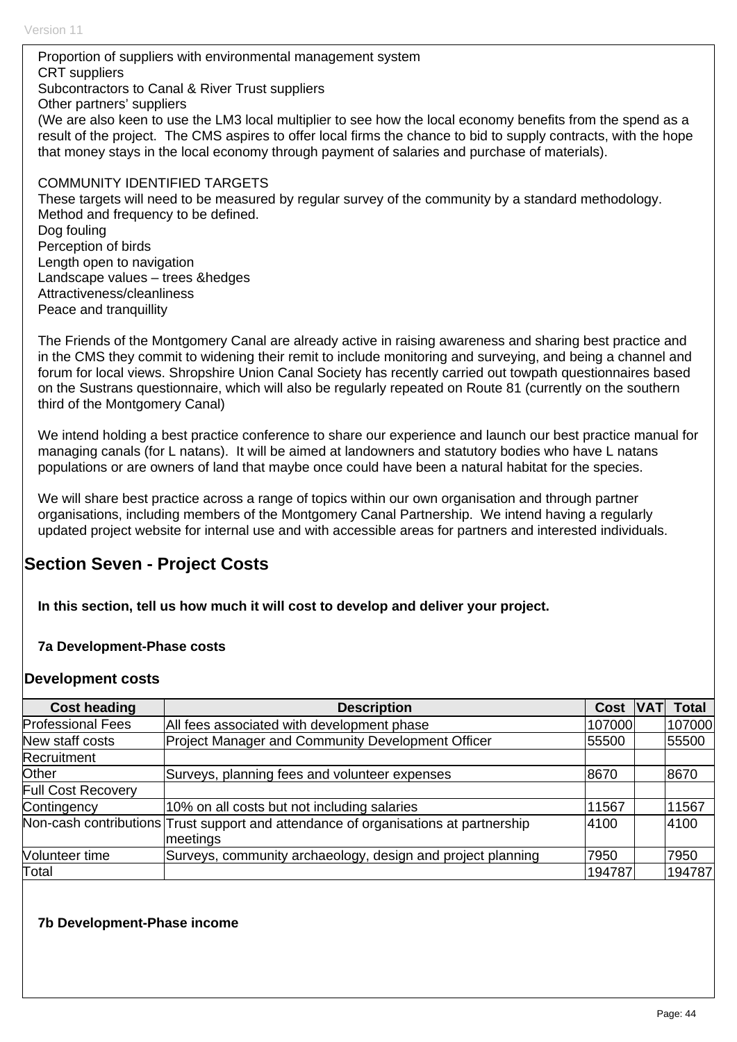Proportion of suppliers with environmental management system
CRT suppliers
Subcontractors to Canal & River Trust suppliers
Other partners' suppliers
(We are also keen to use the LM3 local multiplier to see how the local economy benefits from the spend as a result of the project. The CMS aspires to offer local firms the chance to bid to supply contracts, with the hope that money stays in the local economy through payment of salaries and purchase of materials).

COMMUNITY IDENTIFIED TARGETS
These targets will need to be measured by regular survey of the community by a standard methodology. Method and frequency to be defined.
Dog fouling
Perception of birds
Length open to navigation
Landscape values – trees &hedges
Attractiveness/cleanliness
Peace and tranquillity

The Friends of the Montgomery Canal are already active in raising awareness and sharing best practice and in the CMS they commit to widening their remit to include monitoring and surveying, and being a channel and forum for local views. Shropshire Union Canal Society has recently carried out towpath questionnaires based on the Sustrans questionnaire, which will also be regularly repeated on Route 81 (currently on the southern third of the Montgomery Canal)

We intend holding a best practice conference to share our experience and launch our best practice manual for managing canals (for L natans). It will be aimed at landowners and statutory bodies who have L natans populations or are owners of land that maybe once could have been a natural habitat for the species.

We will share best practice across a range of topics within our own organisation and through partner organisations, including members of the Montgomery Canal Partnership. We intend having a regularly updated project website for internal use and with accessible areas for partners and interested individuals.

## Section Seven - Project Costs

**In this section, tell us how much it will cost to develop and deliver your project.**

**7a Development-Phase costs**

### Development costs

| Cost heading | Description | Cost | VAT | Total |
|---|---|---|---|---|
| Professional Fees | All fees associated with development phase | 107000 | | 107000 |
| New staff costs | Project Manager and Community Development Officer | 55500 | | 55500 |
| Recruitment | | | | |
| Other | Surveys, planning fees and volunteer expenses | 8670 | | 8670 |
| Full Cost Recovery | | | | |
| Contingency | 10% on all costs but not including salaries | 11567 | | 11567 |
| Non-cash contributions | Trust support and attendance of organisations at partnership meetings | 4100 | | 4100 |
| Volunteer time | Surveys, community archaeology, design and project planning | 7950 | | 7950 |
| Total | | 194787 | | 194787 |

**7b Development-Phase income**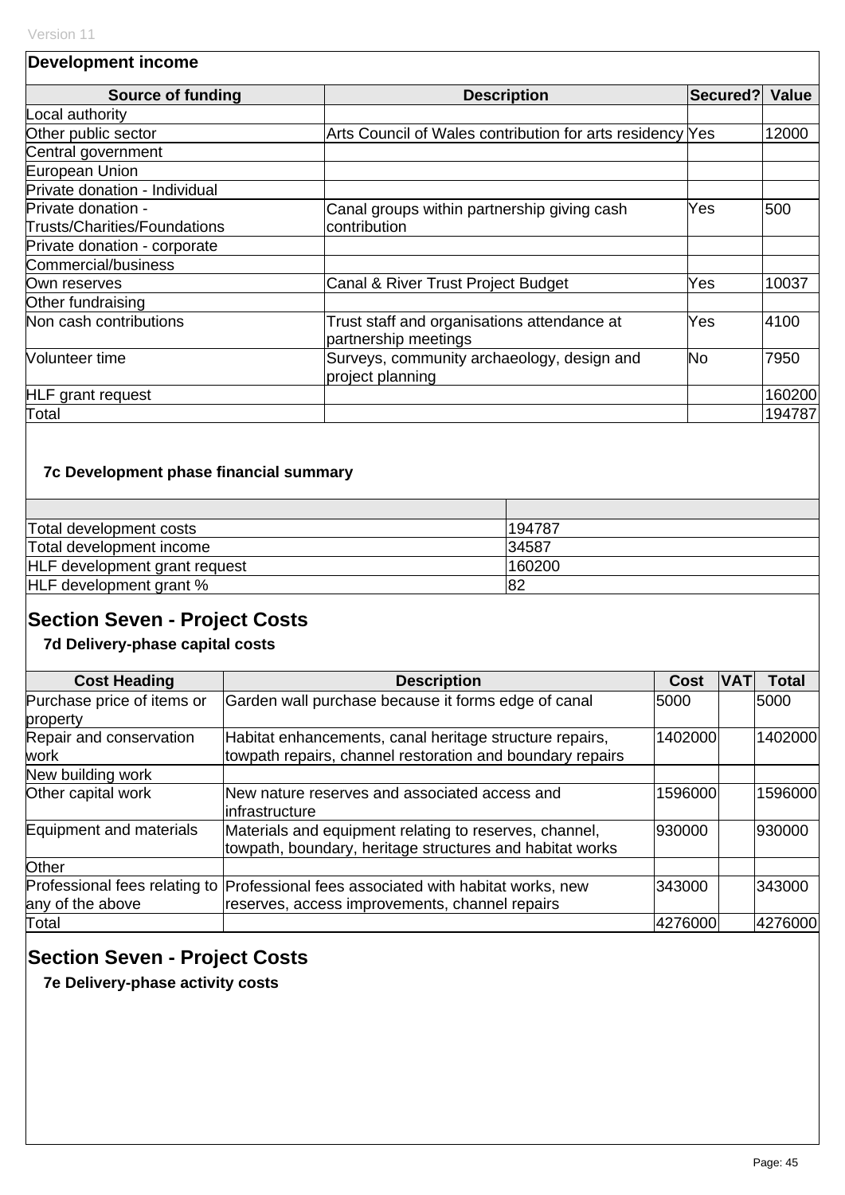**Development income**

| Source of funding | Description | Secured? | Value |
|---|---|---|---|
| Local authority | | | |
| Other public sector | Arts Council of Wales contribution for arts residency | Yes | 12000 |
| Central government | | | |
| European Union | | | |
| Private donation - Individual | | | |
| Private donation - Trusts/Charities/Foundations | Canal groups within partnership giving cash contribution | Yes | 500 |
| Private donation - corporate | | | |
| Commercial/business | | | |
| Own reserves | Canal & River Trust Project Budget | Yes | 10037 |
| Other fundraising | | | |
| Non cash contributions | Trust staff and organisations attendance at partnership meetings | Yes | 4100 |
| Volunteer time | Surveys, community archaeology, design and project planning | No | 7950 |
| HLF grant request | | | 160200 |
| Total | | | 194787 |

### 7c Development phase financial summary

| | |
|---|---|
| Total development costs | 194787 |
| Total development income | 34587 |
| HLF development grant request | 160200 |
| HLF development grant % | 82 |

## Section Seven - Project Costs

### 7d Delivery-phase capital costs

| Cost Heading | Description | Cost | VAT | Total |
|---|---|---|---|---|
| Purchase price of items or property | Garden wall purchase because it forms edge of canal | 5000 | | 5000 |
| Repair and conservation work | Habitat enhancements, canal heritage structure repairs, towpath repairs, channel restoration and boundary repairs | 1402000 | | 1402000 |
| New building work | | | | |
| Other capital work | New nature reserves and associated access and infrastructure | 1596000 | | 1596000 |
| Equipment and materials | Materials and equipment relating to reserves, channel, towpath, boundary, heritage structures and habitat works | 930000 | | 930000 |
| Other | | | | |
| Professional fees relating to any of the above | Professional fees associated with habitat works, new reserves, access improvements, channel repairs | 343000 | | 343000 |
| Total | | 4276000 | | 4276000 |

## Section Seven - Project Costs

### 7e Delivery-phase activity costs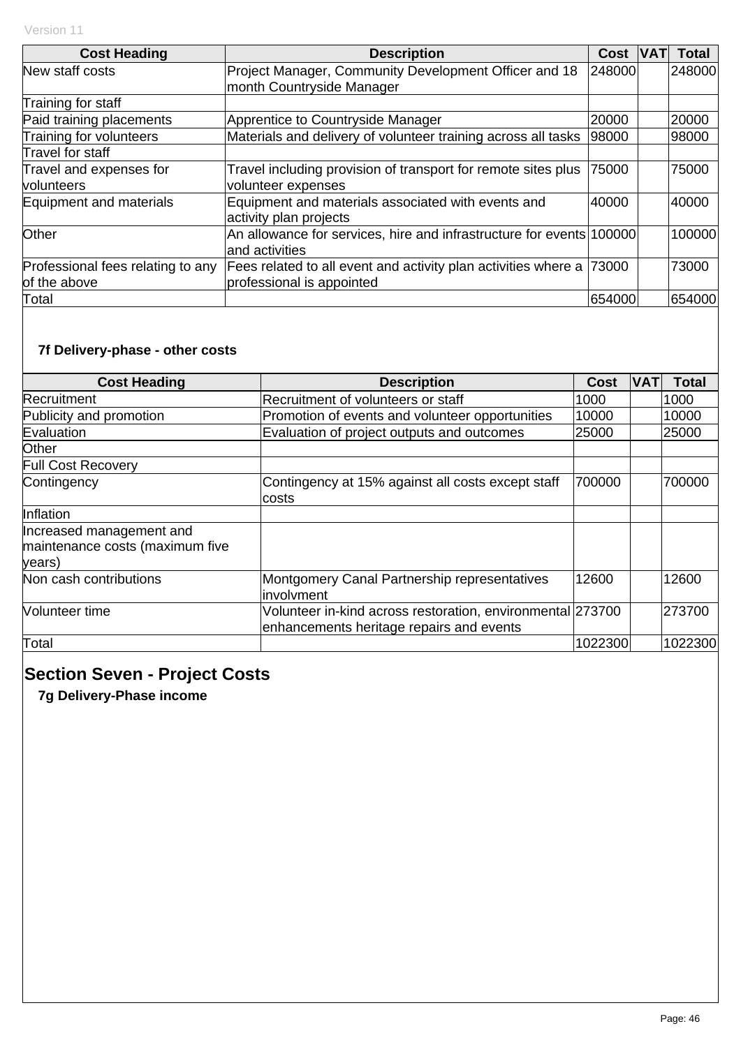| Cost Heading | Description | Cost | VAT | Total |
|---|---|---|---|---|
| New staff costs | Project Manager, Community Development Officer and 18 month Countryside Manager | 248000 | | 248000 |
| Training for staff | | | | |
| Paid training placements | Apprentice to Countryside Manager | 20000 | | 20000 |
| Training for volunteers | Materials and delivery of volunteer training across all tasks | 98000 | | 98000 |
| Travel for staff | | | | |
| Travel and expenses for volunteers | Travel including provision of transport for remote sites plus volunteer expenses | 75000 | | 75000 |
| Equipment and materials | Equipment and materials associated with events and activity plan projects | 40000 | | 40000 |
| Other | An allowance for services, hire and infrastructure for events and activities | 100000 | | 100000 |
| Professional fees relating to any of the above | Fees related to all event and activity plan activities where a professional is appointed | 73000 | | 73000 |
| Total | | 654000 | | 654000 |

**7f Delivery-phase - other costs**

| Cost Heading | Description | Cost | VAT | Total |
|---|---|---|---|---|
| Recruitment | Recruitment of volunteers or staff | 1000 | | 1000 |
| Publicity and promotion | Promotion of events and volunteer opportunities | 10000 | | 10000 |
| Evaluation | Evaluation of project outputs and outcomes | 25000 | | 25000 |
| Other | | | | |
| Full Cost Recovery | | | | |
| Contingency | Contingency at 15% against all costs except staff costs | 700000 | | 700000 |
| Inflation | | | | |
| Increased management and maintenance costs (maximum five years) | | | | |
| Non cash contributions | Montgomery Canal Partnership representatives involvment | 12600 | | 12600 |
| Volunteer time | Volunteer in-kind across restoration, environmental enhancements heritage repairs and events | 273700 | | 273700 |
| Total | | 1022300 | | 1022300 |

## Section Seven - Project Costs

**7g Delivery-Phase income**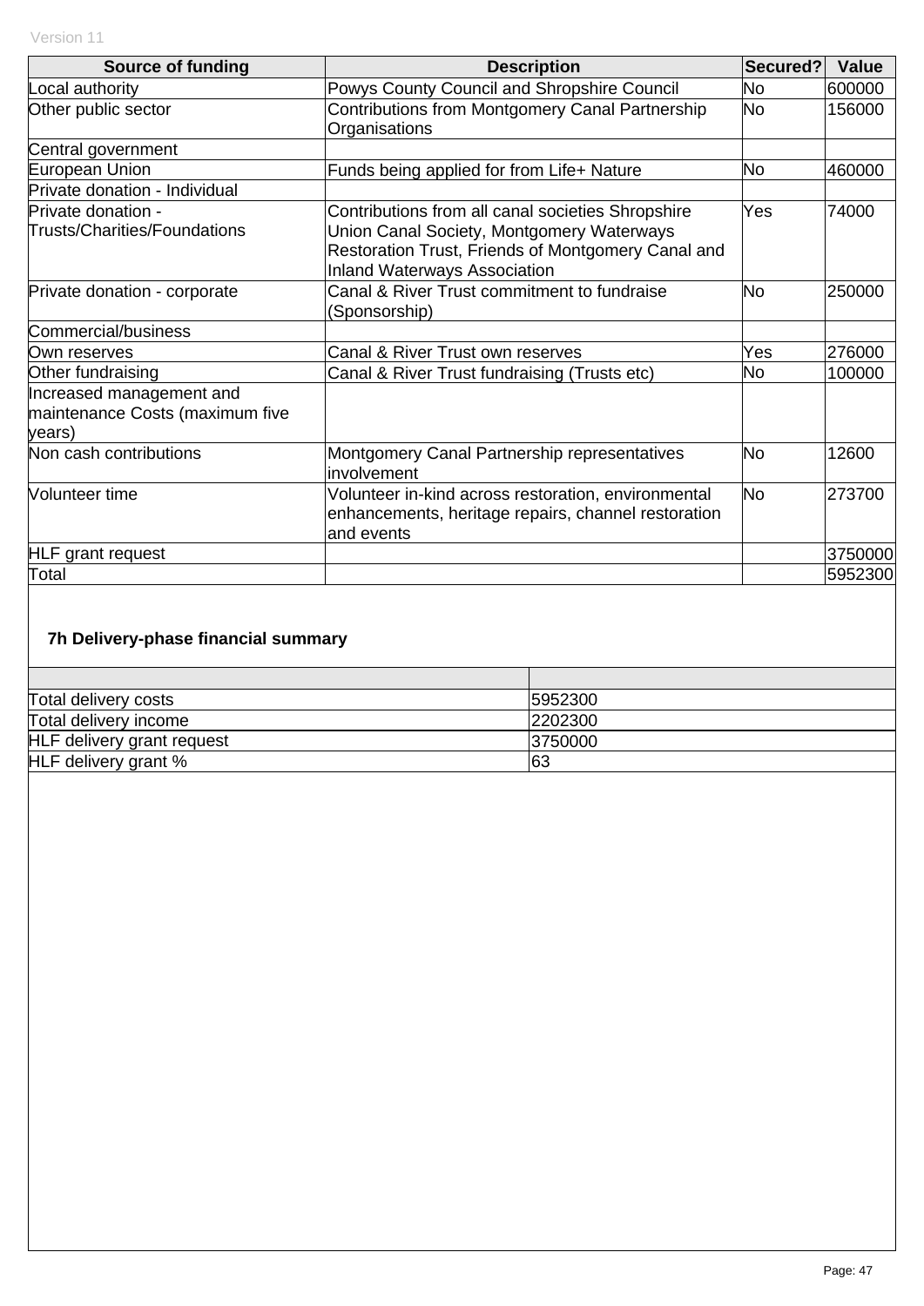| Source of funding | Description | Secured? | Value |
|---|---|---|---|
| Local authority | Powys County Council and Shropshire Council | No | 600000 |
| Other public sector | Contributions from Montgomery Canal Partnership Organisations | No | 156000 |
| Central government | | | |
| European Union | Funds being applied for from Life+ Nature | No | 460000 |
| Private donation - Individual | | | |
| Private donation - Trusts/Charities/Foundations | Contributions from all canal societies Shropshire Union Canal Society, Montgomery Waterways Restoration Trust, Friends of Montgomery Canal and Inland Waterways Association | Yes | 74000 |
| Private donation - corporate | Canal & River Trust commitment to fundraise (Sponsorship) | No | 250000 |
| Commercial/business | | | |
| Own reserves | Canal & River Trust own reserves | Yes | 276000 |
| Other fundraising | Canal & River Trust fundraising (Trusts etc) | No | 100000 |
| Increased management and maintenance Costs (maximum five years) | | | |
| Non cash contributions | Montgomery Canal Partnership representatives involvement | No | 12600 |
| Volunteer time | Volunteer in-kind across restoration, environmental enhancements, heritage repairs, channel restoration and events | No | 273700 |
| HLF grant request | | | 3750000 |
| Total | | | 5952300 |

### 7h Delivery-phase financial summary

| | |
|---|---|
| Total delivery costs | 5952300 |
| Total delivery income | 2202300 |
| HLF delivery grant request | 3750000 |
| HLF delivery grant % | 63 |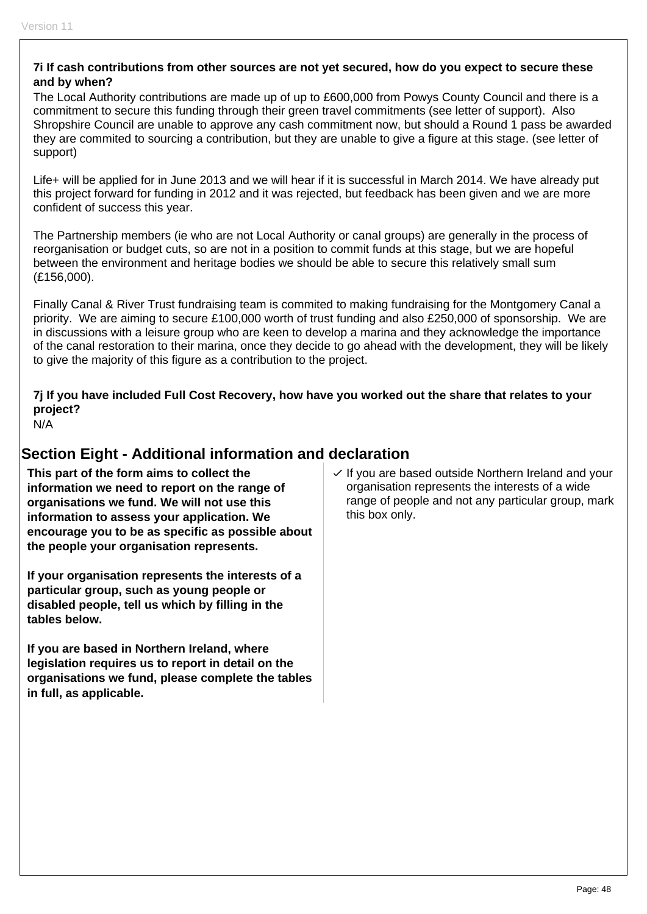**7i If cash contributions from other sources are not yet secured, how do you expect to secure these and by when?**

The Local Authority contributions are made up of up to £600,000 from Powys County Council and there is a commitment to secure this funding through their green travel commitments (see letter of support). Also Shropshire Council are unable to approve any cash commitment now, but should a Round 1 pass be awarded they are commited to sourcing a contribution, but they are unable to give a figure at this stage. (see letter of support)

Life+ will be applied for in June 2013 and we will hear if it is successful in March 2014. We have already put this project forward for funding in 2012 and it was rejected, but feedback has been given and we are more confident of success this year.

The Partnership members (ie who are not Local Authority or canal groups) are generally in the process of reorganisation or budget cuts, so are not in a position to commit funds at this stage, but we are hopeful between the environment and heritage bodies we should be able to secure this relatively small sum (£156,000).

Finally Canal & River Trust fundraising team is commited to making fundraising for the Montgomery Canal a priority. We are aiming to secure £100,000 worth of trust funding and also £250,000 of sponsorship. We are in discussions with a leisure group who are keen to develop a marina and they acknowledge the importance of the canal restoration to their marina, once they decide to go ahead with the development, they will be likely to give the majority of this figure as a contribution to the project.

**7j If you have included Full Cost Recovery, how have you worked out the share that relates to your project?**

N/A

## Section Eight - Additional information and declaration

**This part of the form aims to collect the information we need to report on the range of organisations we fund. We will not use this information to assess your application. We encourage you to be as specific as possible about the people your organisation represents.**

**If your organisation represents the interests of a particular group, such as young people or disabled people, tell us which by filling in the tables below.**

**If you are based in Northern Ireland, where legislation requires us to report in detail on the organisations we fund, please complete the tables in full, as applicable.**

✓ If you are based outside Northern Ireland and your organisation represents the interests of a wide range of people and not any particular group, mark this box only.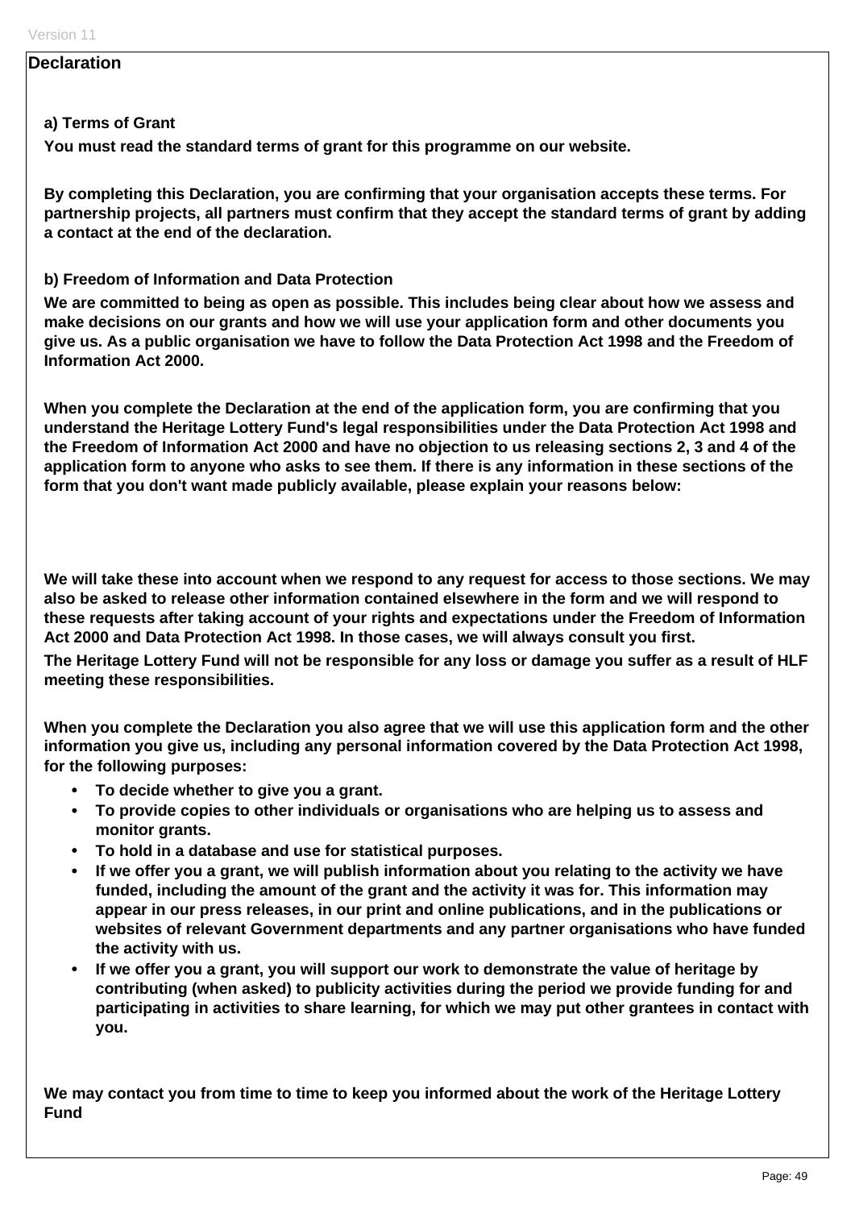## Declaration

### a) Terms of Grant

**You must read the standard terms of grant for this programme on our website.**

**By completing this Declaration, you are confirming that your organisation accepts these terms. For partnership projects, all partners must confirm that they accept the standard terms of grant by adding a contact at the end of the declaration.**

### b) Freedom of Information and Data Protection

**We are committed to being as open as possible. This includes being clear about how we assess and make decisions on our grants and how we will use your application form and other documents you give us. As a public organisation we have to follow the Data Protection Act 1998 and the Freedom of Information Act 2000.**

**When you complete the Declaration at the end of the application form, you are confirming that you understand the Heritage Lottery Fund's legal responsibilities under the Data Protection Act 1998 and the Freedom of Information Act 2000 and have no objection to us releasing sections 2, 3 and 4 of the application form to anyone who asks to see them. If there is any information in these sections of the form that you don't want made publicly available, please explain your reasons below:**

**We will take these into account when we respond to any request for access to those sections. We may also be asked to release other information contained elsewhere in the form and we will respond to these requests after taking account of your rights and expectations under the Freedom of Information Act 2000 and Data Protection Act 1998. In those cases, we will always consult you first.**

**The Heritage Lottery Fund will not be responsible for any loss or damage you suffer as a result of HLF meeting these responsibilities.**

**When you complete the Declaration you also agree that we will use this application form and the other information you give us, including any personal information covered by the Data Protection Act 1998, for the following purposes:**

- **To decide whether to give you a grant.**
- **To provide copies to other individuals or organisations who are helping us to assess and monitor grants.**
- **To hold in a database and use for statistical purposes.**
- **If we offer you a grant, we will publish information about you relating to the activity we have funded, including the amount of the grant and the activity it was for. This information may appear in our press releases, in our print and online publications, and in the publications or websites of relevant Government departments and any partner organisations who have funded the activity with us.**
- **If we offer you a grant, you will support our work to demonstrate the value of heritage by contributing (when asked) to publicity activities during the period we provide funding for and participating in activities to share learning, for which we may put other grantees in contact with you.**

**We may contact you from time to time to keep you informed about the work of the Heritage Lottery Fund**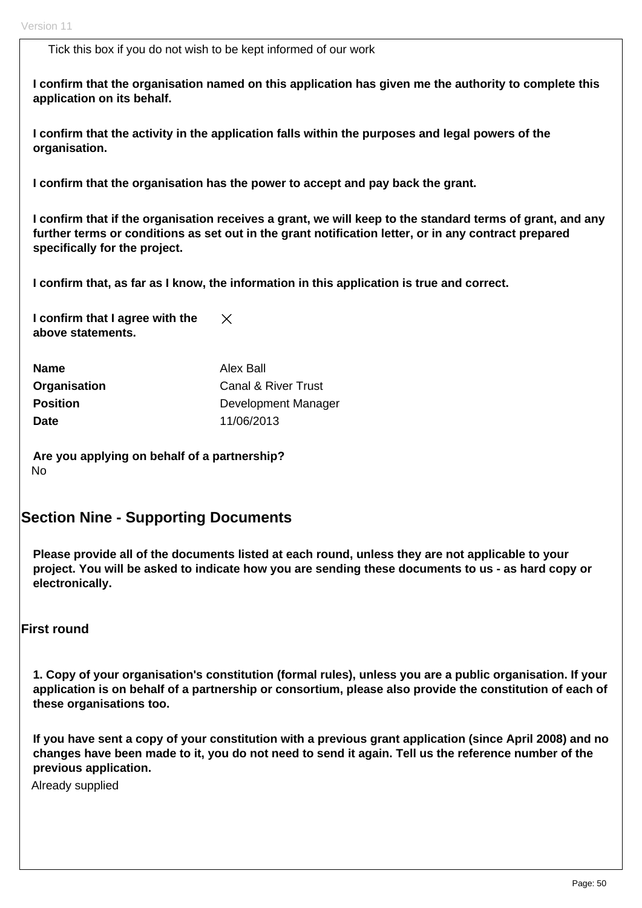Tick this box if you do not wish to be kept informed of our work

**I confirm that the organisation named on this application has given me the authority to complete this application on its behalf.**

**I confirm that the activity in the application falls within the purposes and legal powers of the organisation.**

**I confirm that the organisation has the power to accept and pay back the grant.**

**I confirm that if the organisation receives a grant, we will keep to the standard terms of grant, and any further terms or conditions as set out in the grant notification letter, or in any contract prepared specifically for the project.**

**I confirm that, as far as I know, the information in this application is true and correct.**

**I confirm that I agree with the above statements.** ×

| | |
|---|---|
| **Name** | Alex Ball |
| **Organisation** | Canal & River Trust |
| **Position** | Development Manager |
| **Date** | 11/06/2013 |

**Are you applying on behalf of a partnership?**

No

## Section Nine - Supporting Documents

**Please provide all of the documents listed at each round, unless they are not applicable to your project. You will be asked to indicate how you are sending these documents to us - as hard copy or electronically.**

### First round

**1. Copy of your organisation's constitution (formal rules), unless you are a public organisation. If your application is on behalf of a partnership or consortium, please also provide the constitution of each of these organisations too.**

**If you have sent a copy of your constitution with a previous grant application (since April 2008) and no changes have been made to it, you do not need to send it again. Tell us the reference number of the previous application.**

Already supplied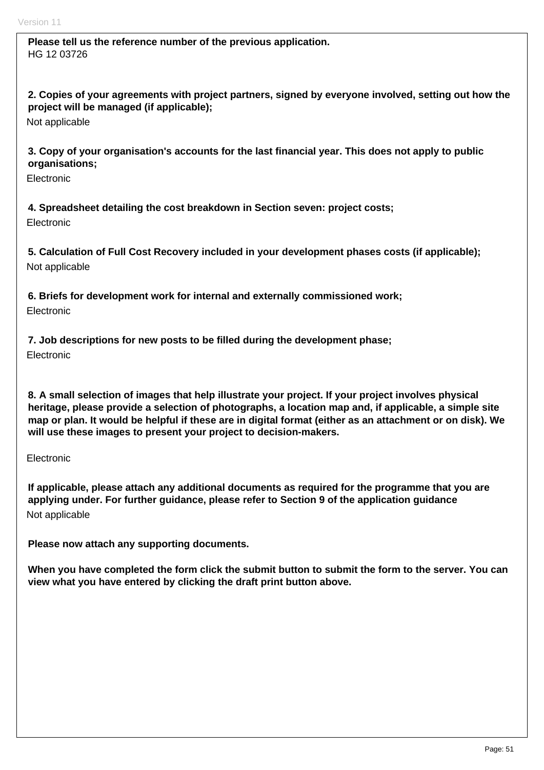**Please tell us the reference number of the previous application.**
HG 12 03726

**2. Copies of your agreements with project partners, signed by everyone involved, setting out how the project will be managed (if applicable);**
Not applicable

**3. Copy of your organisation's accounts for the last financial year. This does not apply to public organisations;**
Electronic

**4. Spreadsheet detailing the cost breakdown in Section seven: project costs;**
Electronic

**5. Calculation of Full Cost Recovery included in your development phases costs (if applicable);**
Not applicable

**6. Briefs for development work for internal and externally commissioned work;**
Electronic

**7. Job descriptions for new posts to be filled during the development phase;**
Electronic

**8. A small selection of images that help illustrate your project. If your project involves physical heritage, please provide a selection of photographs, a location map and, if applicable, a simple site map or plan. It would be helpful if these are in digital format (either as an attachment or on disk). We will use these images to present your project to decision-makers.**

Electronic

**If applicable, please attach any additional documents as required for the programme that you are applying under. For further guidance, please refer to Section 9 of the application guidance**
Not applicable

**Please now attach any supporting documents.**

**When you have completed the form click the submit button to submit the form to the server. You can view what you have entered by clicking the draft print button above.**